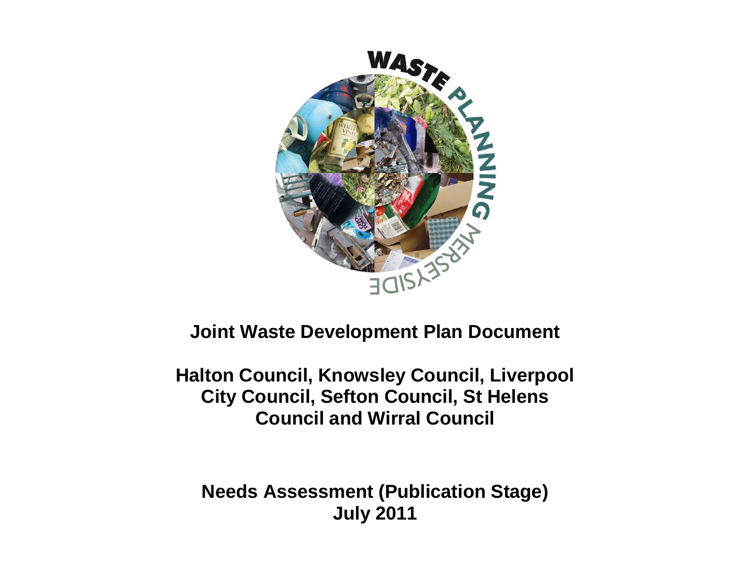# Joint Waste Development Plan Document

## Halton Council, Knowsley Council, Liverpool City Council, Sefton Council, St Helens Council and Wirral Council

## Needs Assessment (Publication Stage)
## July 2011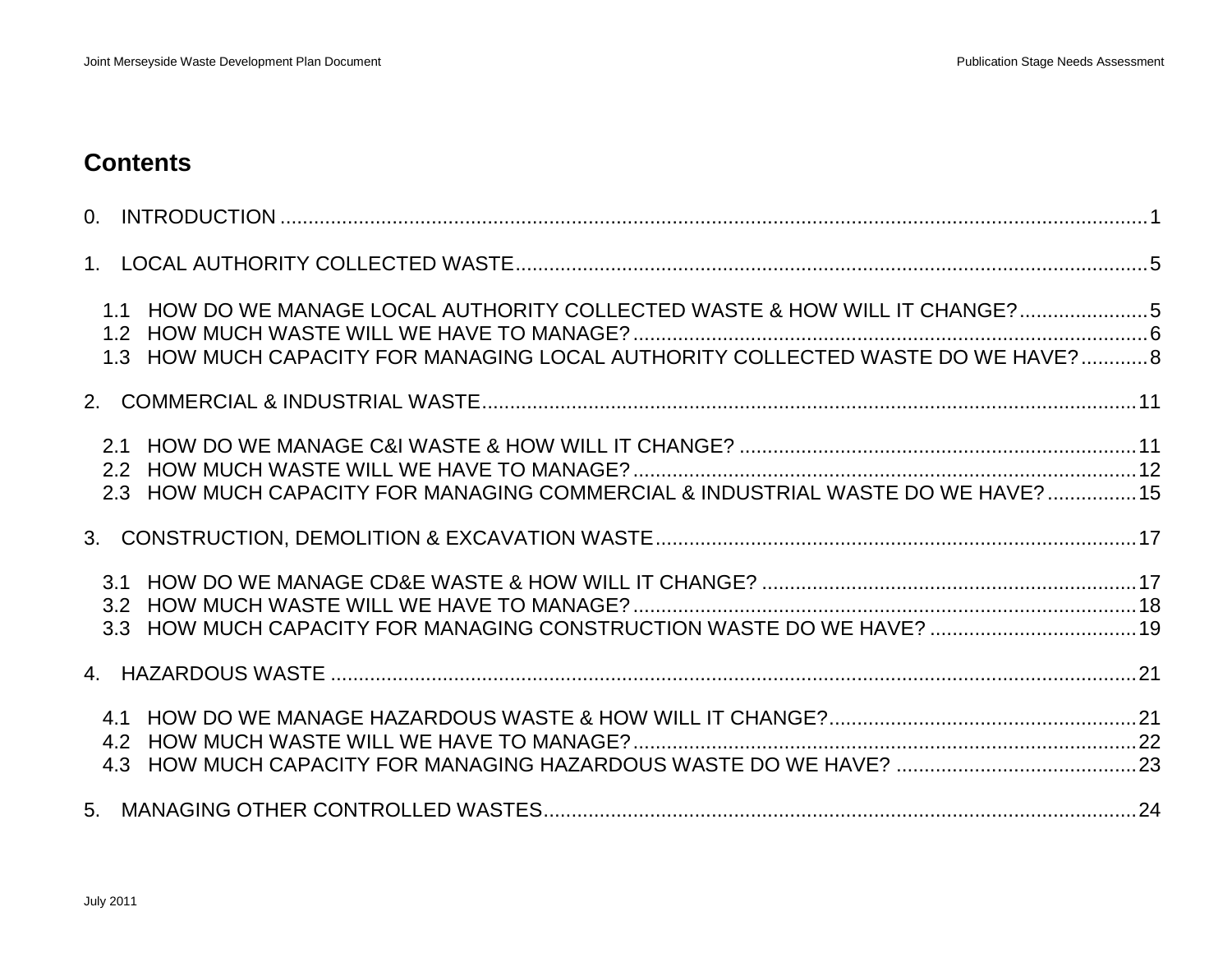## Contents

0. INTRODUCTION .....1

1. LOCAL AUTHORITY COLLECTED WASTE .....5

   1.1 HOW DO WE MANAGE LOCAL AUTHORITY COLLECTED WASTE & HOW WILL IT CHANGE? .....5
   1.2 HOW MUCH WASTE WILL WE HAVE TO MANAGE? .....6
   1.3 HOW MUCH CAPACITY FOR MANAGING LOCAL AUTHORITY COLLECTED WASTE DO WE HAVE? .....8

2. COMMERCIAL & INDUSTRIAL WASTE .....11

   2.1 HOW DO WE MANAGE C&I WASTE & HOW WILL IT CHANGE? .....11
   2.2 HOW MUCH WASTE WILL WE HAVE TO MANAGE? .....12
   2.3 HOW MUCH CAPACITY FOR MANAGING COMMERCIAL & INDUSTRIAL WASTE DO WE HAVE? .....15

3. CONSTRUCTION, DEMOLITION & EXCAVATION WASTE .....17

   3.1 HOW DO WE MANAGE CD&E WASTE & HOW WILL IT CHANGE? .....17
   3.2 HOW MUCH WASTE WILL WE HAVE TO MANAGE? .....18
   3.3 HOW MUCH CAPACITY FOR MANAGING CONSTRUCTION WASTE DO WE HAVE? .....19

4. HAZARDOUS WASTE .....21

   4.1 HOW DO WE MANAGE HAZARDOUS WASTE & HOW WILL IT CHANGE? .....21
   4.2 HOW MUCH WASTE WILL WE HAVE TO MANAGE? .....22
   4.3 HOW MUCH CAPACITY FOR MANAGING HAZARDOUS WASTE DO WE HAVE? .....23

5. MANAGING OTHER CONTROLLED WASTES .....24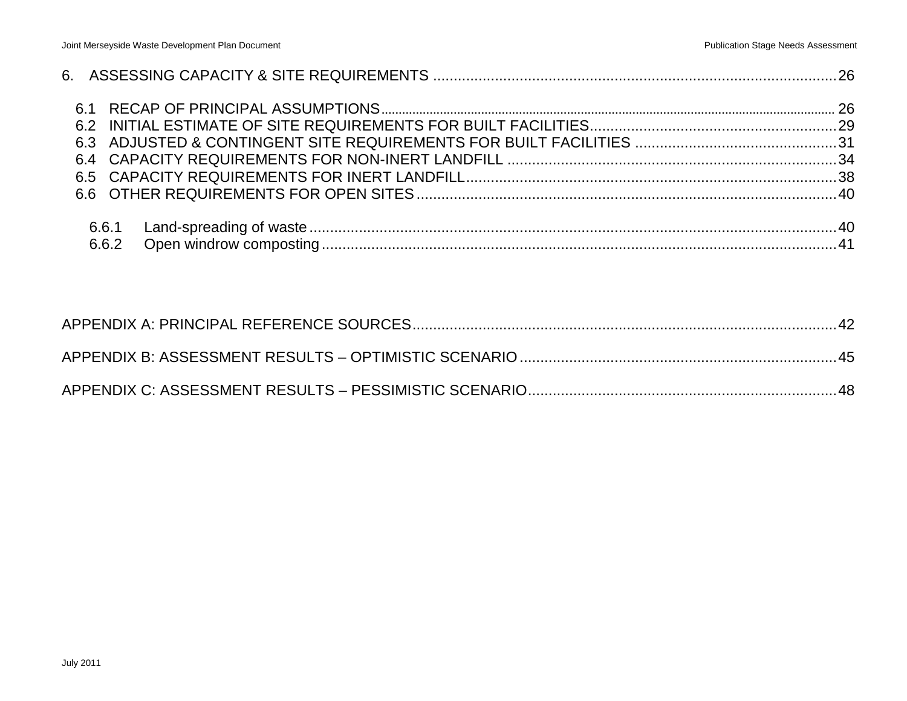6. ASSESSING CAPACITY & SITE REQUIREMENTS .......... 26

6.1 RECAP OF PRINCIPAL ASSUMPTIONS .......... 26
6.2 INITIAL ESTIMATE OF SITE REQUIREMENTS FOR BUILT FACILITIES .......... 29
6.3 ADJUSTED & CONTINGENT SITE REQUIREMENTS FOR BUILT FACILITIES .......... 31
6.4 CAPACITY REQUIREMENTS FOR NON-INERT LANDFILL .......... 34
6.5 CAPACITY REQUIREMENTS FOR INERT LANDFILL .......... 38
6.6 OTHER REQUIREMENTS FOR OPEN SITES .......... 40

6.6.1 Land-spreading of waste .......... 40
6.6.2 Open windrow composting .......... 41

APPENDIX A: PRINCIPAL REFERENCE SOURCES .......... 42

APPENDIX B: ASSESSMENT RESULTS – OPTIMISTIC SCENARIO .......... 45

APPENDIX C: ASSESSMENT RESULTS – PESSIMISTIC SCENARIO .......... 48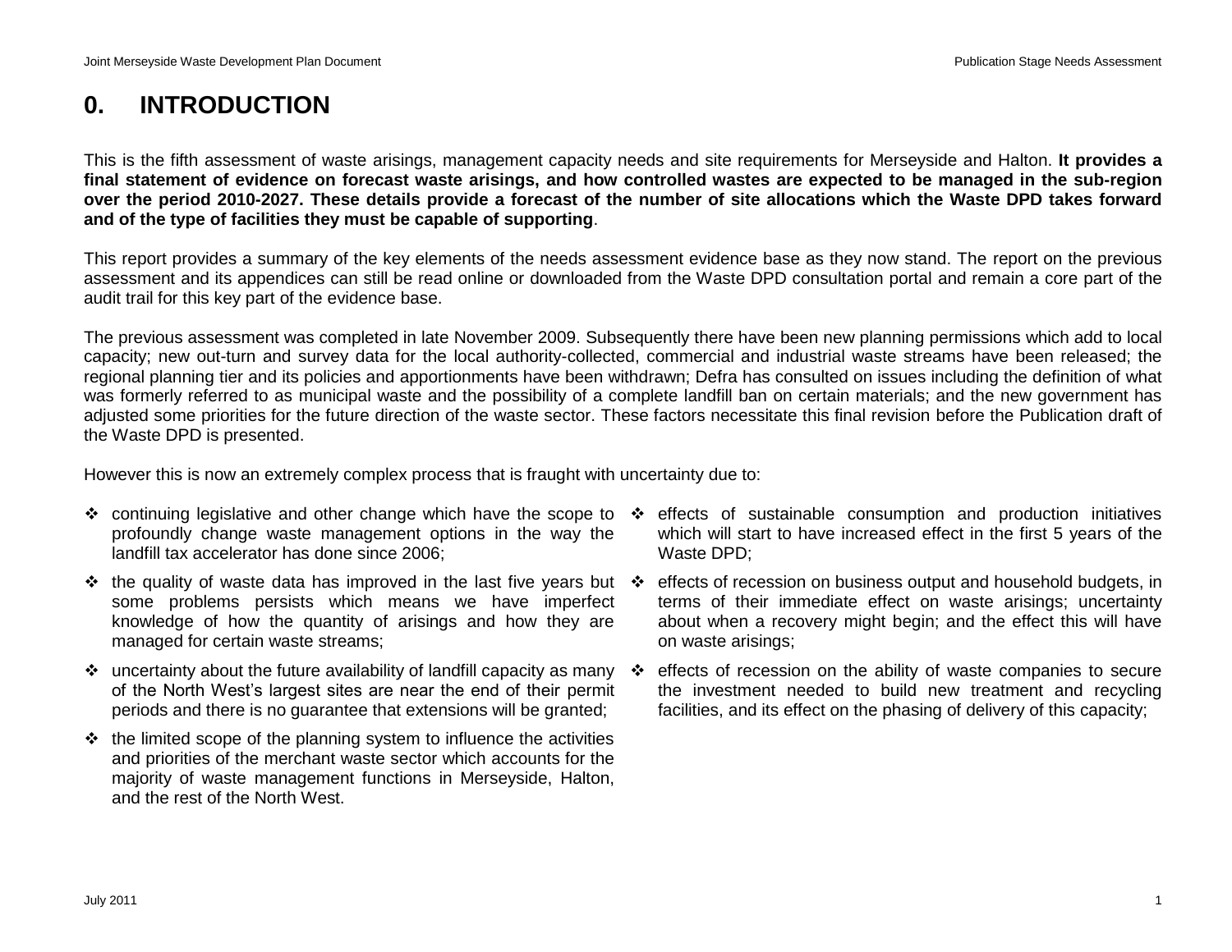# 0. INTRODUCTION

This is the fifth assessment of waste arisings, management capacity needs and site requirements for Merseyside and Halton. **It provides a final statement of evidence on forecast waste arisings, and how controlled wastes are expected to be managed in the sub-region over the period 2010-2027. These details provide a forecast of the number of site allocations which the Waste DPD takes forward and of the type of facilities they must be capable of supporting**.

This report provides a summary of the key elements of the needs assessment evidence base as they now stand. The report on the previous assessment and its appendices can still be read online or downloaded from the Waste DPD consultation portal and remain a core part of the audit trail for this key part of the evidence base.

The previous assessment was completed in late November 2009. Subsequently there have been new planning permissions which add to local capacity; new out-turn and survey data for the local authority-collected, commercial and industrial waste streams have been released; the regional planning tier and its policies and apportionments have been withdrawn; Defra has consulted on issues including the definition of what was formerly referred to as municipal waste and the possibility of a complete landfill ban on certain materials; and the new government has adjusted some priorities for the future direction of the waste sector. These factors necessitate this final revision before the Publication draft of the Waste DPD is presented.

However this is now an extremely complex process that is fraught with uncertainty due to:

- continuing legislative and other change which have the scope to profoundly change waste management options in the way the landfill tax accelerator has done since 2006;
- the quality of waste data has improved in the last five years but some problems persists which means we have imperfect knowledge of how the quantity of arisings and how they are managed for certain waste streams;
- uncertainty about the future availability of landfill capacity as many of the North West's largest sites are near the end of their permit periods and there is no guarantee that extensions will be granted;
- the limited scope of the planning system to influence the activities and priorities of the merchant waste sector which accounts for the majority of waste management functions in Merseyside, Halton, and the rest of the North West.
- effects of sustainable consumption and production initiatives which will start to have increased effect in the first 5 years of the Waste DPD;
- effects of recession on business output and household budgets, in terms of their immediate effect on waste arisings; uncertainty about when a recovery might begin; and the effect this will have on waste arisings;
- effects of recession on the ability of waste companies to secure the investment needed to build new treatment and recycling facilities, and its effect on the phasing of delivery of this capacity;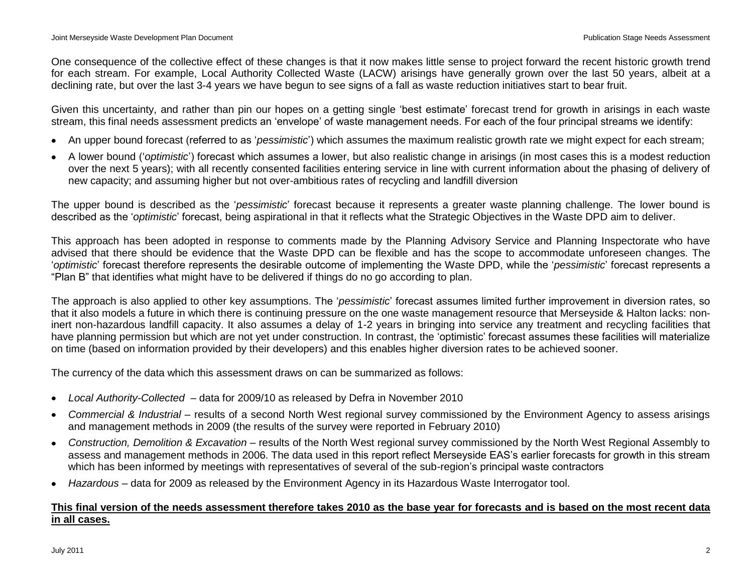One consequence of the collective effect of these changes is that it now makes little sense to project forward the recent historic growth trend for each stream. For example, Local Authority Collected Waste (LACW) arisings have generally grown over the last 50 years, albeit at a declining rate, but over the last 3-4 years we have begun to see signs of a fall as waste reduction initiatives start to bear fruit.

Given this uncertainty, and rather than pin our hopes on a getting single 'best estimate' forecast trend for growth in arisings in each waste stream, this final needs assessment predicts an 'envelope' of waste management needs. For each of the four principal streams we identify:

- An upper bound forecast (referred to as '*pessimistic*') which assumes the maximum realistic growth rate we might expect for each stream;
- A lower bound ('*optimistic*') forecast which assumes a lower, but also realistic change in arisings (in most cases this is a modest reduction over the next 5 years); with all recently consented facilities entering service in line with current information about the phasing of delivery of new capacity; and assuming higher but not over-ambitious rates of recycling and landfill diversion

The upper bound is described as the '*pessimistic*' forecast because it represents a greater waste planning challenge. The lower bound is described as the '*optimistic*' forecast, being aspirational in that it reflects what the Strategic Objectives in the Waste DPD aim to deliver.

This approach has been adopted in response to comments made by the Planning Advisory Service and Planning Inspectorate who have advised that there should be evidence that the Waste DPD can be flexible and has the scope to accommodate unforeseen changes. The '*optimistic*' forecast therefore represents the desirable outcome of implementing the Waste DPD, while the '*pessimistic*' forecast represents a "Plan B" that identifies what might have to be delivered if things do no go according to plan.

The approach is also applied to other key assumptions. The '*pessimistic*' forecast assumes limited further improvement in diversion rates, so that it also models a future in which there is continuing pressure on the one waste management resource that Merseyside & Halton lacks: non-inert non-hazardous landfill capacity. It also assumes a delay of 1-2 years in bringing into service any treatment and recycling facilities that have planning permission but which are not yet under construction. In contrast, the 'optimistic' forecast assumes these facilities will materialize on time (based on information provided by their developers) and this enables higher diversion rates to be achieved sooner.

The currency of the data which this assessment draws on can be summarized as follows:

- *Local Authority-Collected* – data for 2009/10 as released by Defra in November 2010
- *Commercial & Industrial* – results of a second North West regional survey commissioned by the Environment Agency to assess arisings and management methods in 2009 (the results of the survey were reported in February 2010)
- *Construction, Demolition & Excavation* – results of the North West regional survey commissioned by the North West Regional Assembly to assess and management methods in 2006. The data used in this report reflect Merseyside EAS's earlier forecasts for growth in this stream which has been informed by meetings with representatives of several of the sub-region's principal waste contractors
- *Hazardous* – data for 2009 as released by the Environment Agency in its Hazardous Waste Interrogator tool.

**This final version of the needs assessment therefore takes 2010 as the base year for forecasts and is based on the most recent data in all cases.**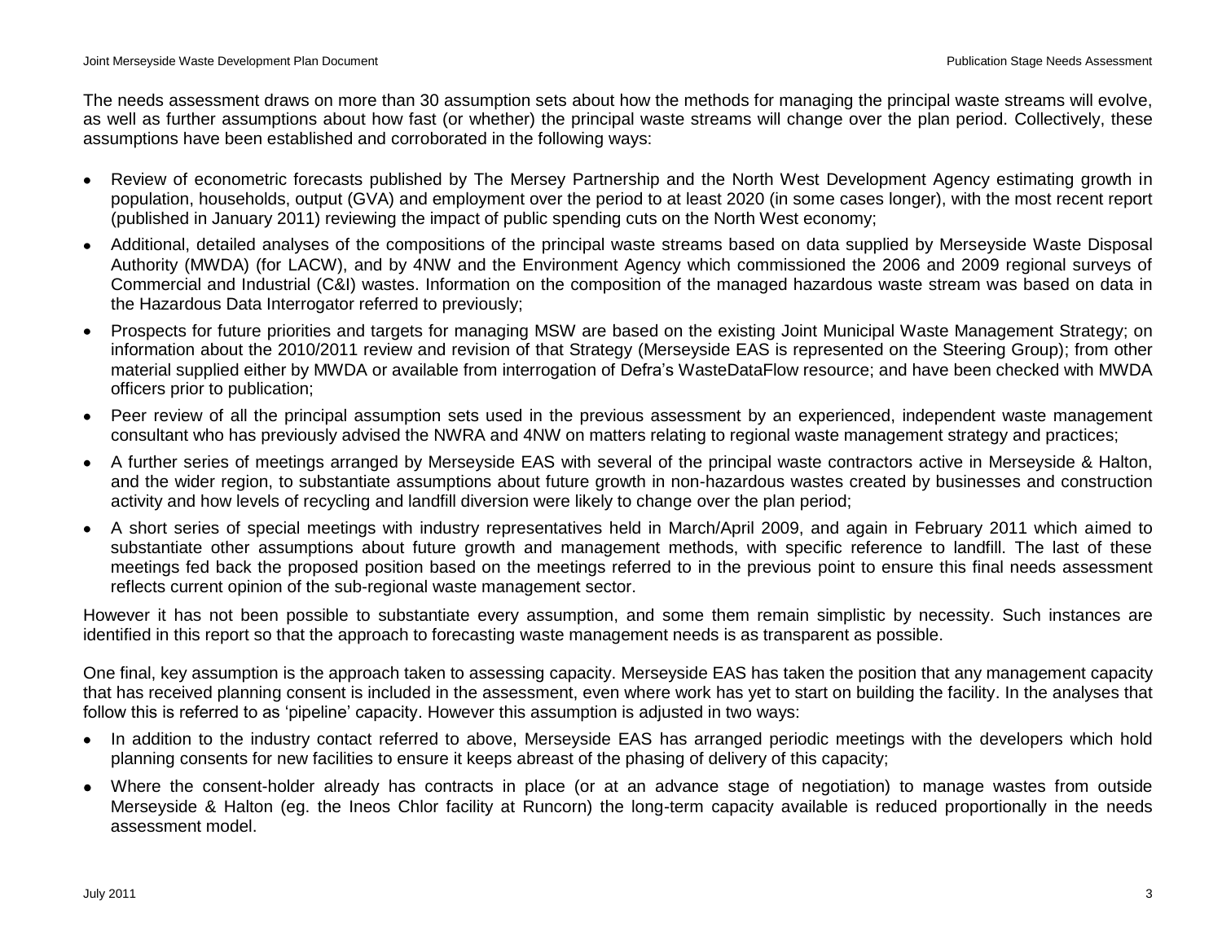The needs assessment draws on more than 30 assumption sets about how the methods for managing the principal waste streams will evolve, as well as further assumptions about how fast (or whether) the principal waste streams will change over the plan period. Collectively, these assumptions have been established and corroborated in the following ways:

- Review of econometric forecasts published by The Mersey Partnership and the North West Development Agency estimating growth in population, households, output (GVA) and employment over the period to at least 2020 (in some cases longer), with the most recent report (published in January 2011) reviewing the impact of public spending cuts on the North West economy;
- Additional, detailed analyses of the compositions of the principal waste streams based on data supplied by Merseyside Waste Disposal Authority (MWDA) (for LACW), and by 4NW and the Environment Agency which commissioned the 2006 and 2009 regional surveys of Commercial and Industrial (C&I) wastes. Information on the composition of the managed hazardous waste stream was based on data in the Hazardous Data Interrogator referred to previously;
- Prospects for future priorities and targets for managing MSW are based on the existing Joint Municipal Waste Management Strategy; on information about the 2010/2011 review and revision of that Strategy (Merseyside EAS is represented on the Steering Group); from other material supplied either by MWDA or available from interrogation of Defra's WasteDataFlow resource; and have been checked with MWDA officers prior to publication;
- Peer review of all the principal assumption sets used in the previous assessment by an experienced, independent waste management consultant who has previously advised the NWRA and 4NW on matters relating to regional waste management strategy and practices;
- A further series of meetings arranged by Merseyside EAS with several of the principal waste contractors active in Merseyside & Halton, and the wider region, to substantiate assumptions about future growth in non-hazardous wastes created by businesses and construction activity and how levels of recycling and landfill diversion were likely to change over the plan period;
- A short series of special meetings with industry representatives held in March/April 2009, and again in February 2011 which aimed to substantiate other assumptions about future growth and management methods, with specific reference to landfill. The last of these meetings fed back the proposed position based on the meetings referred to in the previous point to ensure this final needs assessment reflects current opinion of the sub-regional waste management sector.

However it has not been possible to substantiate every assumption, and some them remain simplistic by necessity. Such instances are identified in this report so that the approach to forecasting waste management needs is as transparent as possible.

One final, key assumption is the approach taken to assessing capacity. Merseyside EAS has taken the position that any management capacity that has received planning consent is included in the assessment, even where work has yet to start on building the facility. In the analyses that follow this is referred to as 'pipeline' capacity. However this assumption is adjusted in two ways:

- In addition to the industry contact referred to above, Merseyside EAS has arranged periodic meetings with the developers which hold planning consents for new facilities to ensure it keeps abreast of the phasing of delivery of this capacity;
- Where the consent-holder already has contracts in place (or at an advance stage of negotiation) to manage wastes from outside Merseyside & Halton (eg. the Ineos Chlor facility at Runcorn) the long-term capacity available is reduced proportionally in the needs assessment model.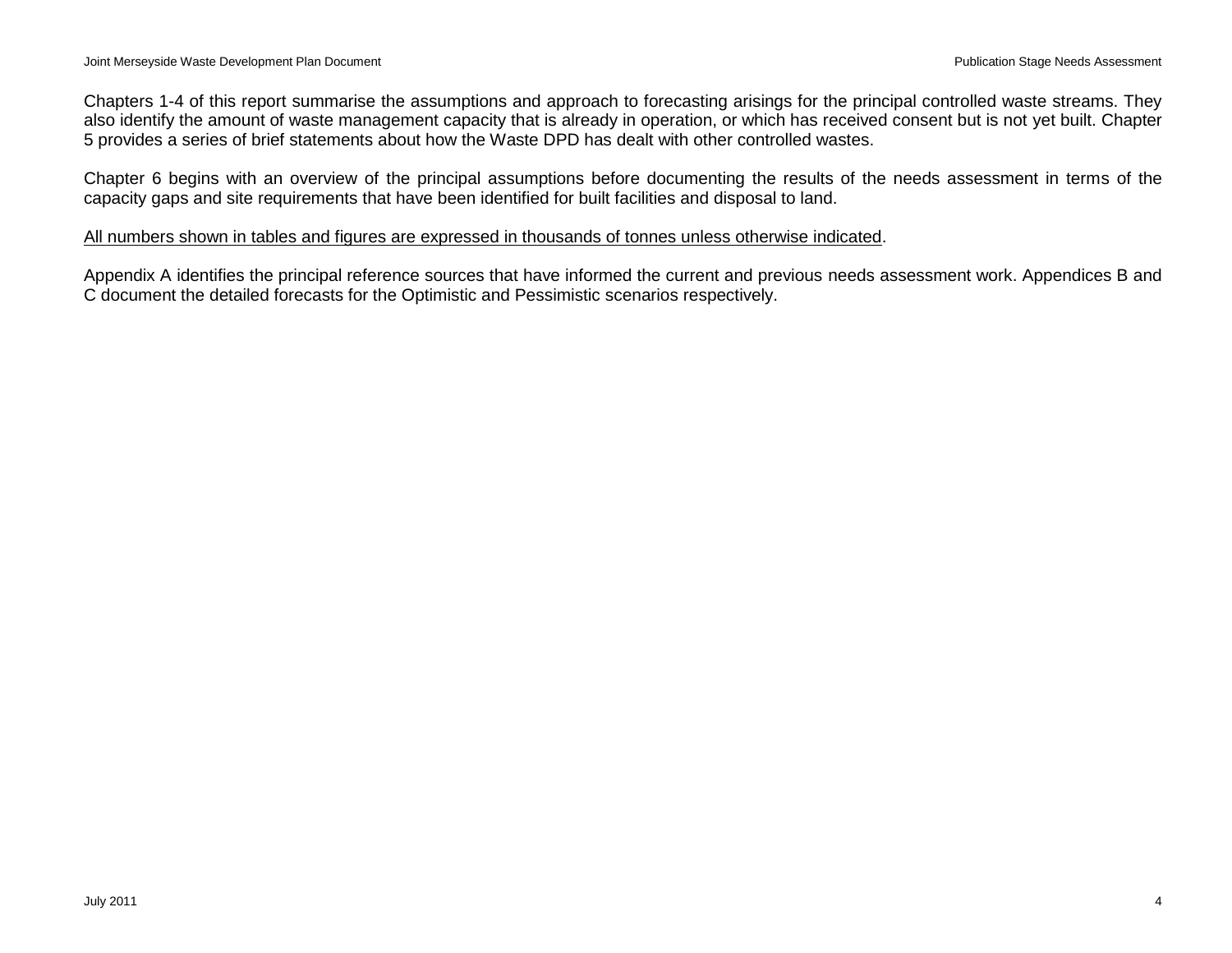Chapters 1-4 of this report summarise the assumptions and approach to forecasting arisings for the principal controlled waste streams. They also identify the amount of waste management capacity that is already in operation, or which has received consent but is not yet built. Chapter 5 provides a series of brief statements about how the Waste DPD has dealt with other controlled wastes.

Chapter 6 begins with an overview of the principal assumptions before documenting the results of the needs assessment in terms of the capacity gaps and site requirements that have been identified for built facilities and disposal to land.

<u>All numbers shown in tables and figures are expressed in thousands of tonnes unless otherwise indicated</u>.

Appendix A identifies the principal reference sources that have informed the current and previous needs assessment work. Appendices B and C document the detailed forecasts for the Optimistic and Pessimistic scenarios respectively.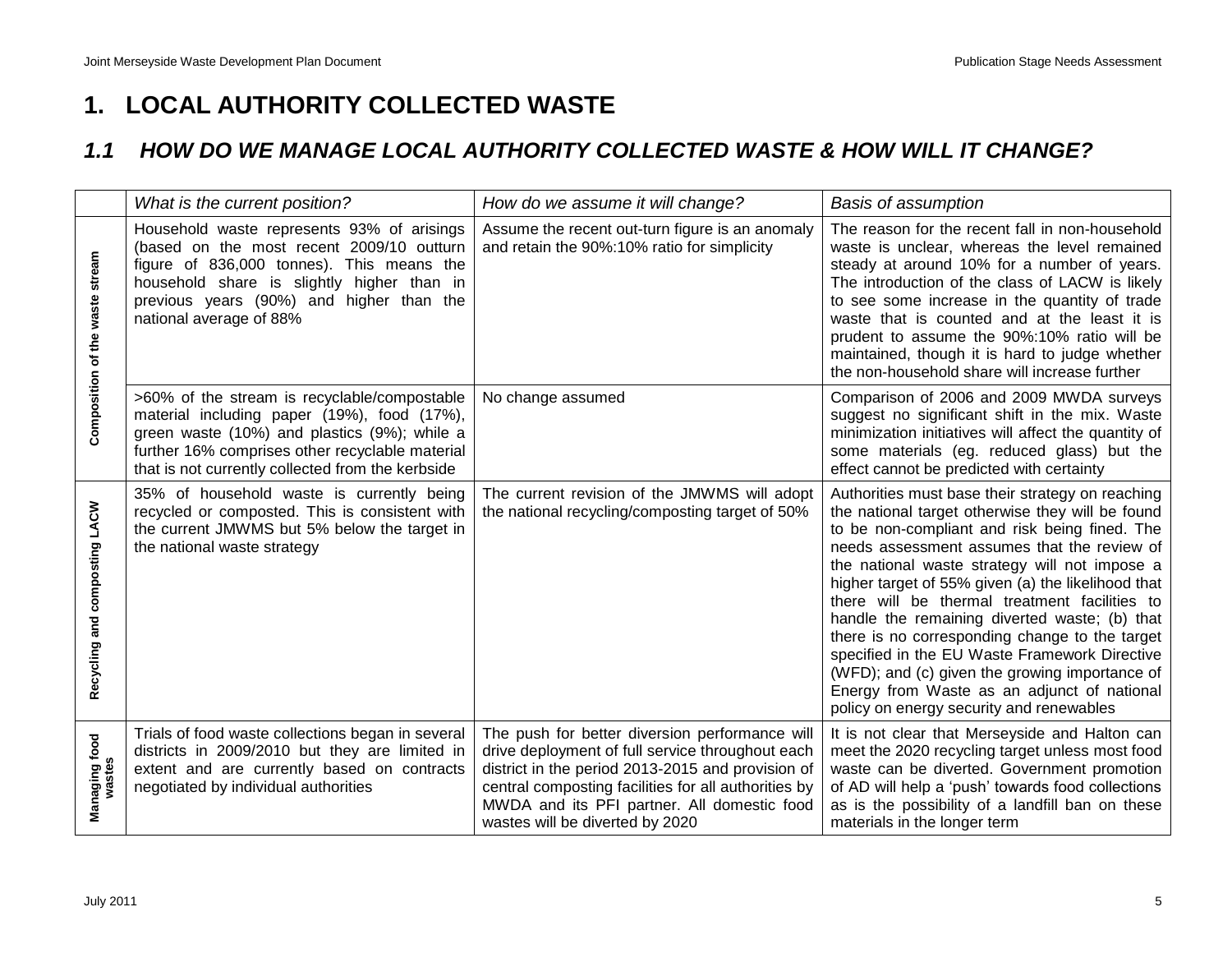# 1. LOCAL AUTHORITY COLLECTED WASTE

## *1.1 HOW DO WE MANAGE LOCAL AUTHORITY COLLECTED WASTE & HOW WILL IT CHANGE?*

| | *What is the current position?* | *How do we assume it will change?* | *Basis of assumption* |
|---|---|---|---|
| **Composition of the waste stream** | Household waste represents 93% of arisings (based on the most recent 2009/10 outturn figure of 836,000 tonnes). This means the household share is slightly higher than in previous years (90%) and higher than the national average of 88% | Assume the recent out-turn figure is an anomaly and retain the 90%:10% ratio for simplicity | The reason for the recent fall in non-household waste is unclear, whereas the level remained steady at around 10% for a number of years. The introduction of the class of LACW is likely to see some increase in the quantity of trade waste that is counted and at the least it is prudent to assume the 90%:10% ratio will be maintained, though it is hard to judge whether the non-household share will increase further |
| | >60% of the stream is recyclable/compostable material including paper (19%), food (17%), green waste (10%) and plastics (9%); while a further 16% comprises other recyclable material that is not currently collected from the kerbside | No change assumed | Comparison of 2006 and 2009 MWDA surveys suggest no significant shift in the mix. Waste minimization initiatives will affect the quantity of some materials (eg. reduced glass) but the effect cannot be predicted with certainty |
| **Recycling and composting LACW** | 35% of household waste is currently being recycled or composted. This is consistent with the current JMWMS but 5% below the target in the national waste strategy | The current revision of the JMWMS will adopt the national recycling/composting target of 50% | Authorities must base their strategy on reaching the national target otherwise they will be found to be non-compliant and risk being fined. The needs assessment assumes that the review of the national waste strategy will not impose a higher target of 55% given (a) the likelihood that there will be thermal treatment facilities to handle the remaining diverted waste; (b) that there is no corresponding change to the target specified in the EU Waste Framework Directive (WFD); and (c) given the growing importance of Energy from Waste as an adjunct of national policy on energy security and renewables |
| **Managing food wastes** | Trials of food waste collections began in several districts in 2009/2010 but they are limited in extent and are currently based on contracts negotiated by individual authorities | The push for better diversion performance will drive deployment of full service throughout each district in the period 2013-2015 and provision of central composting facilities for all authorities by MWDA and its PFI partner. All domestic food wastes will be diverted by 2020 | It is not clear that Merseyside and Halton can meet the 2020 recycling target unless most food waste can be diverted. Government promotion of AD will help a 'push' towards food collections as is the possibility of a landfill ban on these materials in the longer term |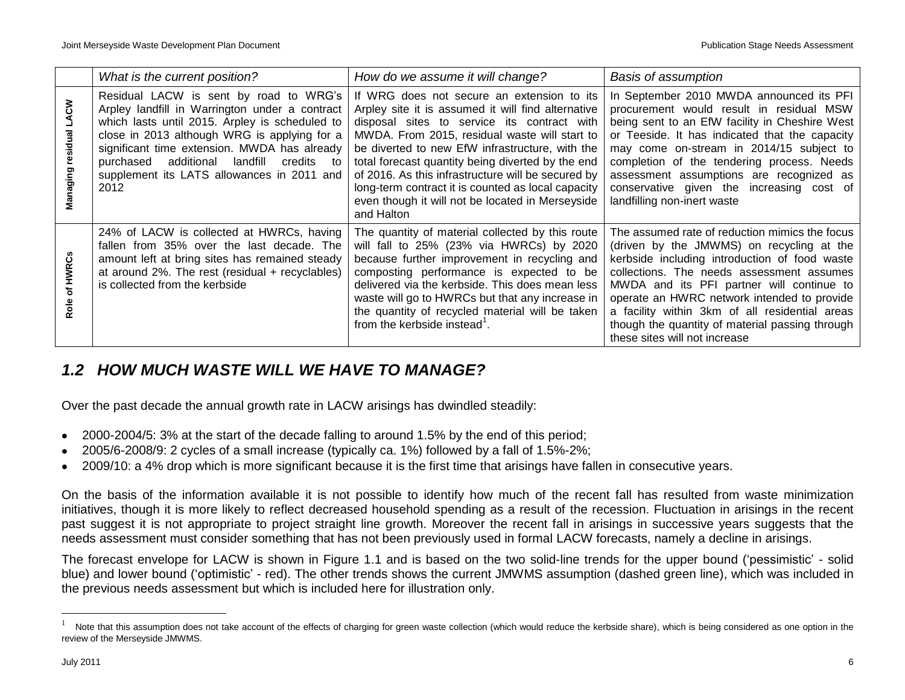| | *What is the current position?* | *How do we assume it will change?* | *Basis of assumption* |
|---|---|---|---|
| **Managing residual LACW** | Residual LACW is sent by road to WRG's Arpley landfill in Warrington under a contract which lasts until 2015. Arpley is scheduled to close in 2013 although WRG is applying for a significant time extension. MWDA has already purchased additional landfill credits to supplement its LATS allowances in 2011 and 2012 | If WRG does not secure an extension to its Arpley site it is assumed it will find alternative disposal sites to service its contract with MWDA. From 2015, residual waste will start to be diverted to new EfW infrastructure, with the total forecast quantity being diverted by the end of 2016. As this infrastructure will be secured by long-term contract it is counted as local capacity even though it will not be located in Merseyside and Halton | In September 2010 MWDA announced its PFI procurement would result in residual MSW being sent to an EfW facility in Cheshire West or Teeside. It has indicated that the capacity may come on-stream in 2014/15 subject to completion of the tendering process. Needs assessment assumptions are recognized as conservative given the increasing cost of landfilling non-inert waste |
| **Role of HWRCs** | 24% of LACW is collected at HWRCs, having fallen from 35% over the last decade. The amount left at bring sites has remained steady at around 2%. The rest (residual + recyclables) is collected from the kerbside | The quantity of material collected by this route will fall to 25% (23% via HWRCs) by 2020 because further improvement in recycling and composting performance is expected to be delivered via the kerbside. This does mean less waste will go to HWRCs but that any increase in the quantity of recycled material will be taken from the kerbside instead[1]. | The assumed rate of reduction mimics the focus (driven by the JMWMS) on recycling at the kerbside including introduction of food waste collections. The needs assessment assumes MWDA and its PFI partner will continue to operate an HWRC network intended to provide a facility within 3km of all residential areas though the quantity of material passing through these sites will not increase |

## *1.2 HOW MUCH WASTE WILL WE HAVE TO MANAGE?*

Over the past decade the annual growth rate in LACW arisings has dwindled steadily:

- 2000-2004/5: 3% at the start of the decade falling to around 1.5% by the end of this period;
- 2005/6-2008/9: 2 cycles of a small increase (typically ca. 1%) followed by a fall of 1.5%-2%;
- 2009/10: a 4% drop which is more significant because it is the first time that arisings have fallen in consecutive years.

On the basis of the information available it is not possible to identify how much of the recent fall has resulted from waste minimization initiatives, though it is more likely to reflect decreased household spending as a result of the recession. Fluctuation in arisings in the recent past suggest it is not appropriate to project straight line growth. Moreover the recent fall in arisings in successive years suggests that the needs assessment must consider something that has not been previously used in formal LACW forecasts, namely a decline in arisings.

The forecast envelope for LACW is shown in Figure 1.1 and is based on the two solid-line trends for the upper bound ('pessimistic' - solid blue) and lower bound ('optimistic' - red). The other trends shows the current JMWMS assumption (dashed green line), which was included in the previous needs assessment but which is included here for illustration only.

[1] Note that this assumption does not take account of the effects of charging for green waste collection (which would reduce the kerbside share), which is being considered as one option in the review of the Merseyside JMWMS.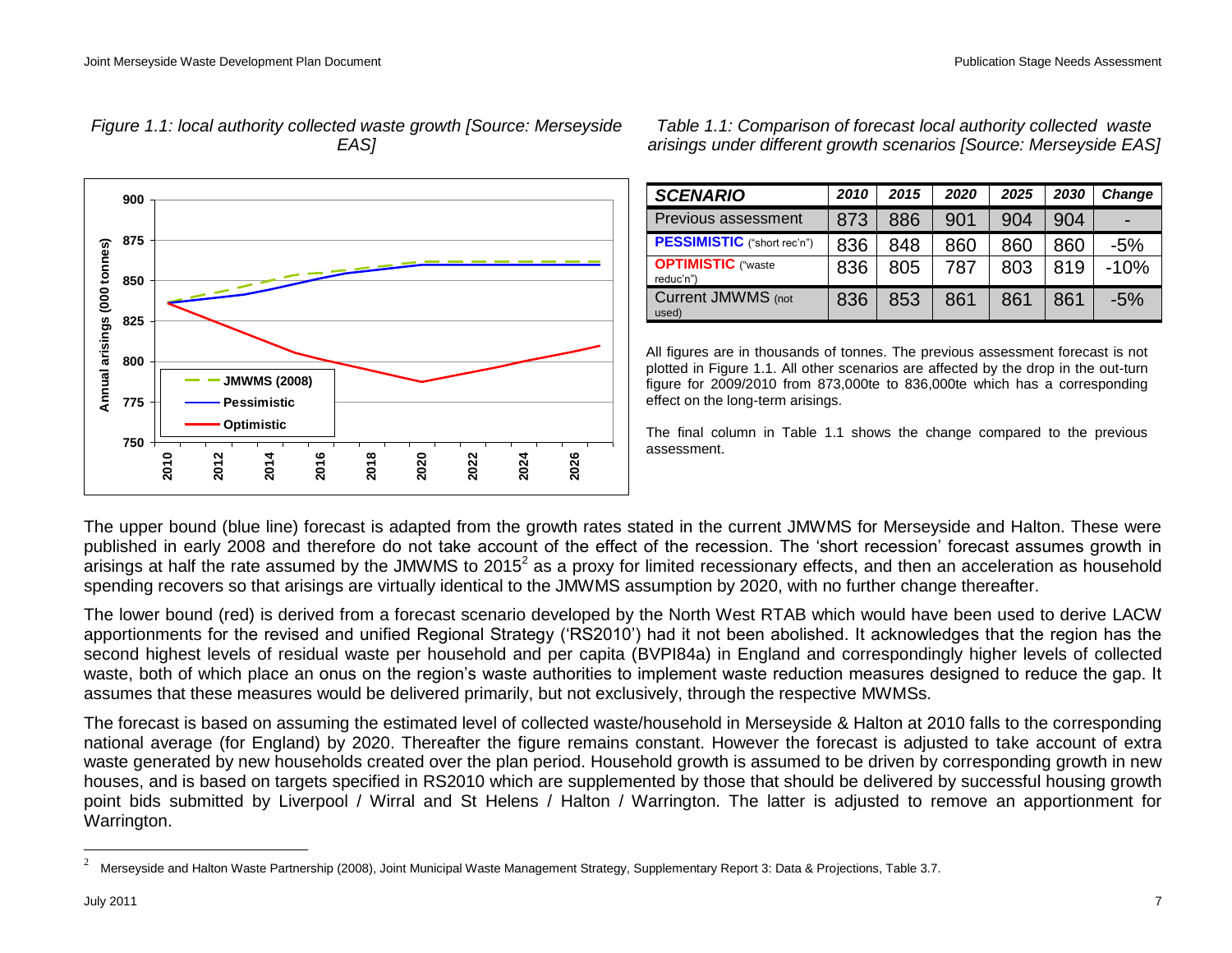*Figure 1.1: local authority collected waste growth [Source: Merseyside EAS]*

*Table 1.1: Comparison of forecast local authority collected waste arisings under different growth scenarios [Source: Merseyside EAS]*

| ***SCENARIO*** | ***2010*** | ***2015*** | ***2020*** | ***2025*** | ***2030*** | ***Change*** |
|---|---|---|---|---|---|---|
| Previous assessment | 873 | 886 | 901 | 904 | 904 | - |
| **PESSIMISTIC** ("short rec'n") | 836 | 848 | 860 | 860 | 860 | -5% |
| **OPTIMISTIC** ("waste reduc'n") | 836 | 805 | 787 | 803 | 819 | -10% |
| Current JMWMS (not used) | 836 | 853 | 861 | 861 | 861 | -5% |

All figures are in thousands of tonnes. The previous assessment forecast is not plotted in Figure 1.1. All other scenarios are affected by the drop in the out-turn figure for 2009/2010 from 873,000te to 836,000te which has a corresponding effect on the long-term arisings.

The final column in Table 1.1 shows the change compared to the previous assessment.

The upper bound (blue line) forecast is adapted from the growth rates stated in the current JMWMS for Merseyside and Halton. These were published in early 2008 and therefore do not take account of the effect of the recession. The 'short recession' forecast assumes growth in arisings at half the rate assumed by the JMWMS to 2015[2] as a proxy for limited recessionary effects, and then an acceleration as household spending recovers so that arisings are virtually identical to the JMWMS assumption by 2020, with no further change thereafter.

The lower bound (red) is derived from a forecast scenario developed by the North West RTAB which would have been used to derive LACW apportionments for the revised and unified Regional Strategy ('RS2010') had it not been abolished. It acknowledges that the region has the second highest levels of residual waste per household and per capita (BVPI84a) in England and correspondingly higher levels of collected waste, both of which place an onus on the region's waste authorities to implement waste reduction measures designed to reduce the gap. It assumes that these measures would be delivered primarily, but not exclusively, through the respective MWMSs.

The forecast is based on assuming the estimated level of collected waste/household in Merseyside & Halton at 2010 falls to the corresponding national average (for England) by 2020. Thereafter the figure remains constant. However the forecast is adjusted to take account of extra waste generated by new households created over the plan period. Household growth is assumed to be driven by corresponding growth in new houses, and is based on targets specified in RS2010 which are supplemented by those that should be delivered by successful housing growth point bids submitted by Liverpool / Wirral and St Helens / Halton / Warrington. The latter is adjusted to remove an apportionment for Warrington.

[2] Merseyside and Halton Waste Partnership (2008), Joint Municipal Waste Management Strategy, Supplementary Report 3: Data & Projections, Table 3.7.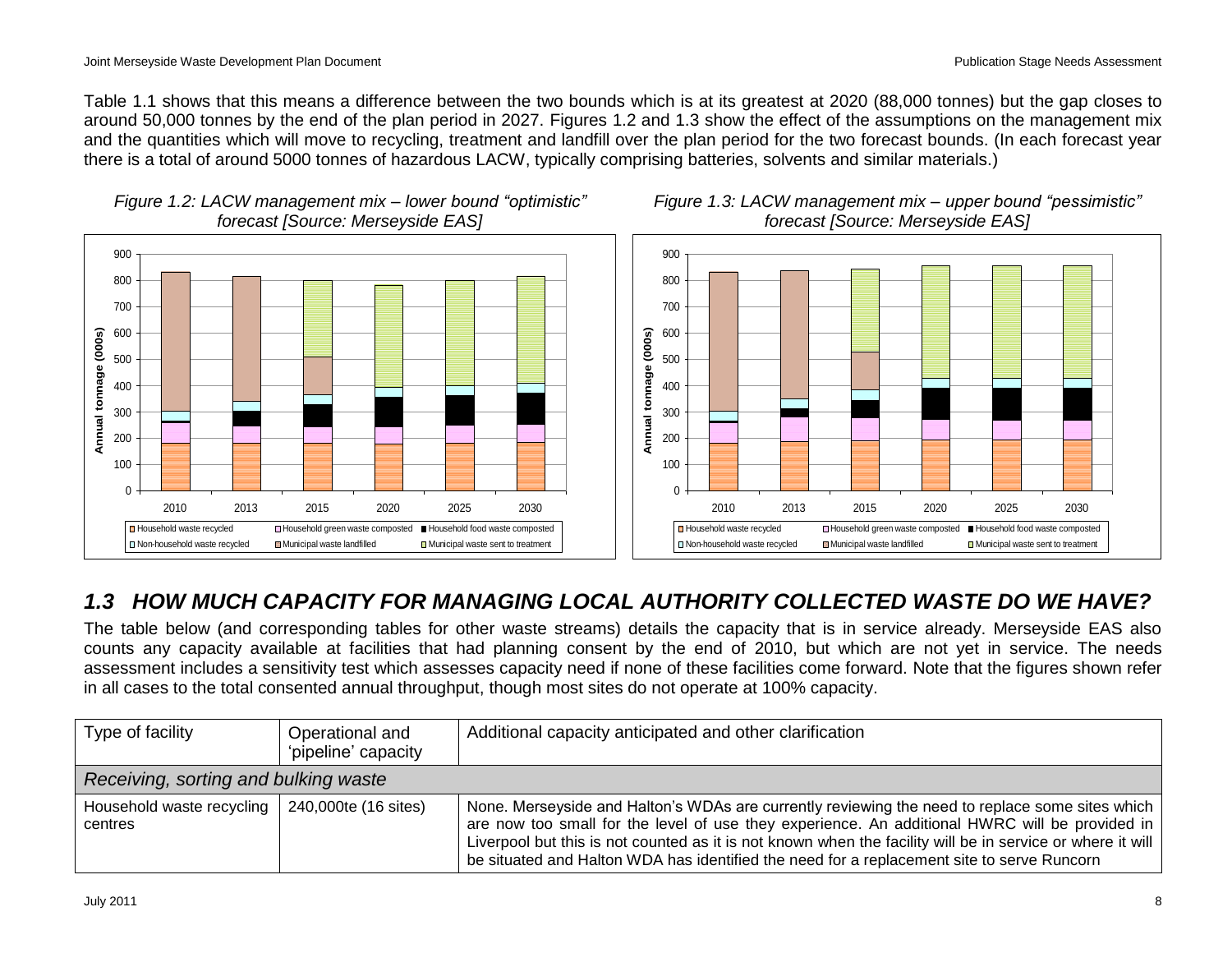Table 1.1 shows that this means a difference between the two bounds which is at its greatest at 2020 (88,000 tonnes) but the gap closes to around 50,000 tonnes by the end of the plan period in 2027. Figures 1.2 and 1.3 show the effect of the assumptions on the management mix and the quantities which will move to recycling, treatment and landfill over the plan period for the two forecast bounds. (In each forecast year there is a total of around 5000 tonnes of hazardous LACW, typically comprising batteries, solvents and similar materials.)

*Figure 1.2: LACW management mix – lower bound "optimistic" forecast [Source: Merseyside EAS]*

*Figure 1.3: LACW management mix – upper bound "pessimistic" forecast [Source: Merseyside EAS]*

## *1.3 HOW MUCH CAPACITY FOR MANAGING LOCAL AUTHORITY COLLECTED WASTE DO WE HAVE?*

The table below (and corresponding tables for other waste streams) details the capacity that is in service already. Merseyside EAS also counts any capacity available at facilities that had planning consent by the end of 2010, but which are not yet in service. The needs assessment includes a sensitivity test which assesses capacity need if none of these facilities come forward. Note that the figures shown refer in all cases to the total consented annual throughput, though most sites do not operate at 100% capacity.

| Type of facility | Operational and 'pipeline' capacity | Additional capacity anticipated and other clarification |
|---|---|---|
| *Receiving, sorting and bulking waste* | | |
| Household waste recycling centres | 240,000te (16 sites) | None. Merseyside and Halton's WDAs are currently reviewing the need to replace some sites which are now too small for the level of use they experience. An additional HWRC will be provided in Liverpool but this is not counted as it is not known when the facility will be in service or where it will be situated and Halton WDA has identified the need for a replacement site to serve Runcorn |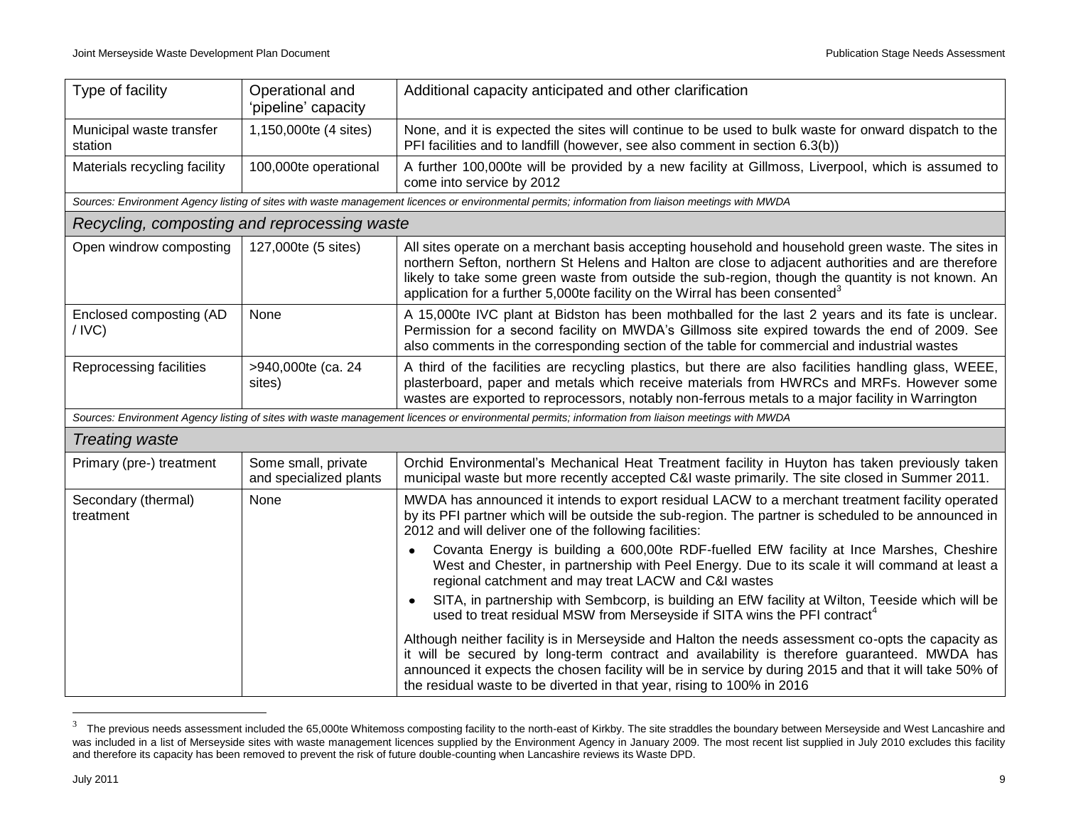| Type of facility | Operational and 'pipeline' capacity | Additional capacity anticipated and other clarification |
|---|---|---|
| Municipal waste transfer station | 1,150,000te (4 sites) | None, and it is expected the sites will continue to be used to bulk waste for onward dispatch to the PFI facilities and to landfill (however, see also comment in section 6.3(b)) |
| Materials recycling facility | 100,000te operational | A further 100,000te will be provided by a new facility at Gillmoss, Liverpool, which is assumed to come into service by 2012 |
| *Sources: Environment Agency listing of sites with waste management licences or environmental permits; information from liaison meetings with MWDA* | | |
| ***Recycling, composting and reprocessing waste*** | | |
| Open windrow composting | 127,000te (5 sites) | All sites operate on a merchant basis accepting household and household green waste. The sites in northern Sefton, northern St Helens and Halton are close to adjacent authorities and are therefore likely to take some green waste from outside the sub-region, though the quantity is not known. An application for a further 5,000te facility on the Wirral has been consented[3] |
| Enclosed composting (AD / IVC) | None | A 15,000te IVC plant at Bidston has been mothballed for the last 2 years and its fate is unclear. Permission for a second facility on MWDA's Gillmoss site expired towards the end of 2009. See also comments in the corresponding section of the table for commercial and industrial wastes |
| Reprocessing facilities | >940,000te (ca. 24 sites) | A third of the facilities are recycling plastics, but there are also facilities handling glass, WEEE, plasterboard, paper and metals which receive materials from HWRCs and MRFs. However some wastes are exported to reprocessors, notably non-ferrous metals to a major facility in Warrington |
| *Sources: Environment Agency listing of sites with waste management licences or environmental permits; information from liaison meetings with MWDA* | | |
| ***Treating waste*** | | |
| Primary (pre-) treatment | Some small, private and specialized plants | Orchid Environmental's Mechanical Heat Treatment facility in Huyton has taken previously taken municipal waste but more recently accepted C&I waste primarily. The site closed in Summer 2011. |
| Secondary (thermal) treatment | None | MWDA has announced it intends to export residual LACW to a merchant treatment facility operated by its PFI partner which will be outside the sub-region. The partner is scheduled to be announced in 2012 and will deliver one of the following facilities:<br>• Covanta Energy is building a 600,00te RDF-fuelled EfW facility at Ince Marshes, Cheshire West and Chester, in partnership with Peel Energy. Due to its scale it will command at least a regional catchment and may treat LACW and C&I wastes<br>• SITA, in partnership with Sembcorp, is building an EfW facility at Wilton, Teeside which will be used to treat residual MSW from Merseyside if SITA wins the PFI contract[4]<br><br>Although neither facility is in Merseyside and Halton the needs assessment co-opts the capacity as it will be secured by long-term contract and availability is therefore guaranteed. MWDA has announced it expects the chosen facility will be in service by during 2015 and that it will take 50% of the residual waste to be diverted in that year, rising to 100% in 2016 |

[3] The previous needs assessment included the 65,000te Whitemoss composting facility to the north-east of Kirkby. The site straddles the boundary between Merseyside and West Lancashire and was included in a list of Merseyside sites with waste management licences supplied by the Environment Agency in January 2009. The most recent list supplied in July 2010 excludes this facility and therefore its capacity has been removed to prevent the risk of future double-counting when Lancashire reviews its Waste DPD.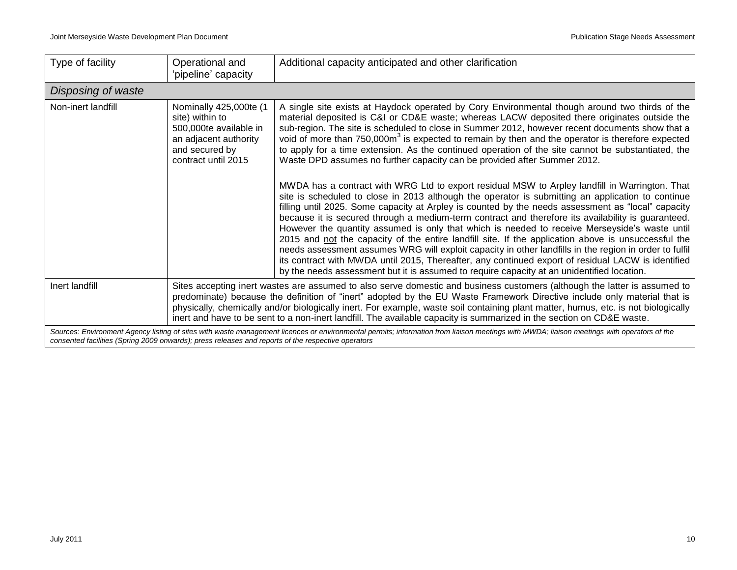| Type of facility | Operational and 'pipeline' capacity | Additional capacity anticipated and other clarification |
|---|---|---|
| *Disposing of waste* | | |
| Non-inert landfill | Nominally 425,000te (1 site) within to 500,000te available in an adjacent authority and secured by contract until 2015 | A single site exists at Haydock operated by Cory Environmental though around two thirds of the material deposited is C&I or CD&E waste; whereas LACW deposited there originates outside the sub-region. The site is scheduled to close in Summer 2012, however recent documents show that a void of more than 750,000m$^3$ is expected to remain by then and the operator is therefore expected to apply for a time extension. As the continued operation of the site cannot be substantiated, the Waste DPD assumes no further capacity can be provided after Summer 2012.<br><br>MWDA has a contract with WRG Ltd to export residual MSW to Arpley landfill in Warrington. That site is scheduled to close in 2013 although the operator is submitting an application to continue filling until 2025. Some capacity at Arpley is counted by the needs assessment as "local" capacity because it is secured through a medium-term contract and therefore its availability is guaranteed. However the quantity assumed is only that which is needed to receive Merseyside's waste until 2015 and not the capacity of the entire landfill site. If the application above is unsuccessful the needs assessment assumes WRG will exploit capacity in other landfills in the region in order to fulfil its contract with MWDA until 2015, Thereafter, any continued export of residual LACW is identified by the needs assessment but it is assumed to require capacity at an unidentified location. |
| Inert landfill | Sites accepting inert wastes are assumed to also serve domestic and business customers (although the latter is assumed to predominate) because the definition of "inert" adopted by the EU Waste Framework Directive include only material that is physically, chemically and/or biologically inert. For example, waste soil containing plant matter, humus, etc. is not biologically inert and have to be sent to a non-inert landfill. The available capacity is summarized in the section on CD&E waste. | |

*Sources: Environment Agency listing of sites with waste management licences or environmental permits; information from liaison meetings with MWDA; liaison meetings with operators of the consented facilities (Spring 2009 onwards); press releases and reports of the respective operators*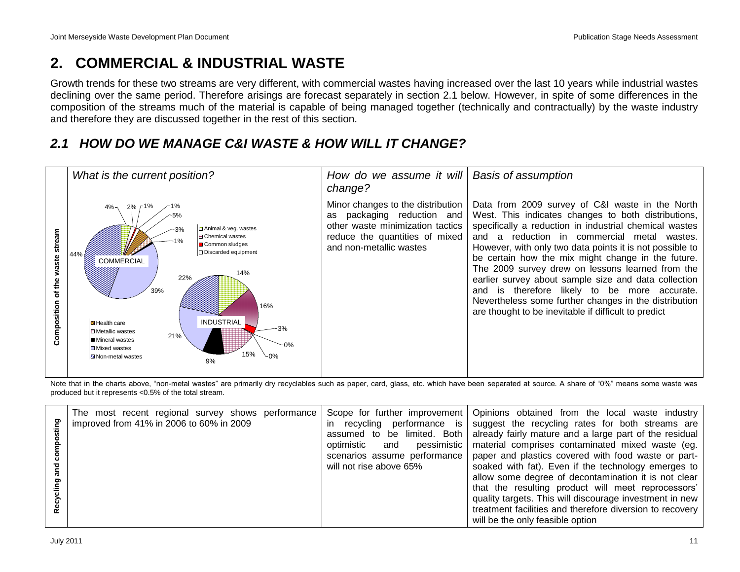# 2. COMMERCIAL & INDUSTRIAL WASTE

Growth trends for these two streams are very different, with commercial wastes having increased over the last 10 years while industrial wastes declining over the same period. Therefore arisings are forecast separately in section 2.1 below. However, in spite of some differences in the composition of the streams much of the material is capable of being managed together (technically and contractually) by the waste industry and therefore they are discussed together in the rest of this section.

## *2.1 HOW DO WE MANAGE C&I WASTE & HOW WILL IT CHANGE?*

| | *What is the current position?* | *How do we assume it will change?* | *Basis of assumption* |
|---|---|---|---|
| **Composition of the waste stream** | COMMERCIAL: 4%, 2%, 1%, 1%, 5%, 3%, 1%, 39%, 44%<br>INDUSTRIAL: 14%, 16%, 3%, 0%, 0%, 15%, 9%, 21%, 22%<br>Legend: Animal & veg. wastes; Chemical wastes; Common sludges; Discarded equipment; Health care; Metallic wastes; Mineral wastes; Mixed wastes; Non-metal wastes | Minor changes to the distribution as packaging reduction and other waste minimization tactics reduce the quantities of mixed and non-metallic wastes | Data from 2009 survey of C&I waste in the North West. This indicates changes to both distributions, specifically a reduction in industrial chemical wastes and a reduction in commercial metal wastes. However, with only two data points it is not possible to be certain how the mix might change in the future. The 2009 survey drew on lessons learned from the earlier survey about sample size and data collection and is therefore likely to be more accurate. Nevertheless some further changes in the distribution are thought to be inevitable if difficult to predict |

Note that in the charts above, "non-metal wastes" are primarily dry recyclables such as paper, card, glass, etc. which have been separated at source. A share of "0%" means some waste was produced but it represents <0.5% of the total stream.

| | | | |
|---|---|---|---|
| **Recycling and composting** | The most recent regional survey shows performance improved from 41% in 2006 to 60% in 2009 | Scope for further improvement in recycling performance is assumed to be limited. Both optimistic and pessimistic scenarios assume performance will not rise above 65% | Opinions obtained from the local waste industry suggest the recycling rates for both streams are already fairly mature and a large part of the residual material comprises contaminated mixed waste (eg. paper and plastics covered with food waste or part-soaked with fat). Even if the technology emerges to allow some degree of decontamination it is not clear that the resulting product will meet reprocessors' quality targets. This will discourage investment in new treatment facilities and therefore diversion to recovery will be the only feasible option |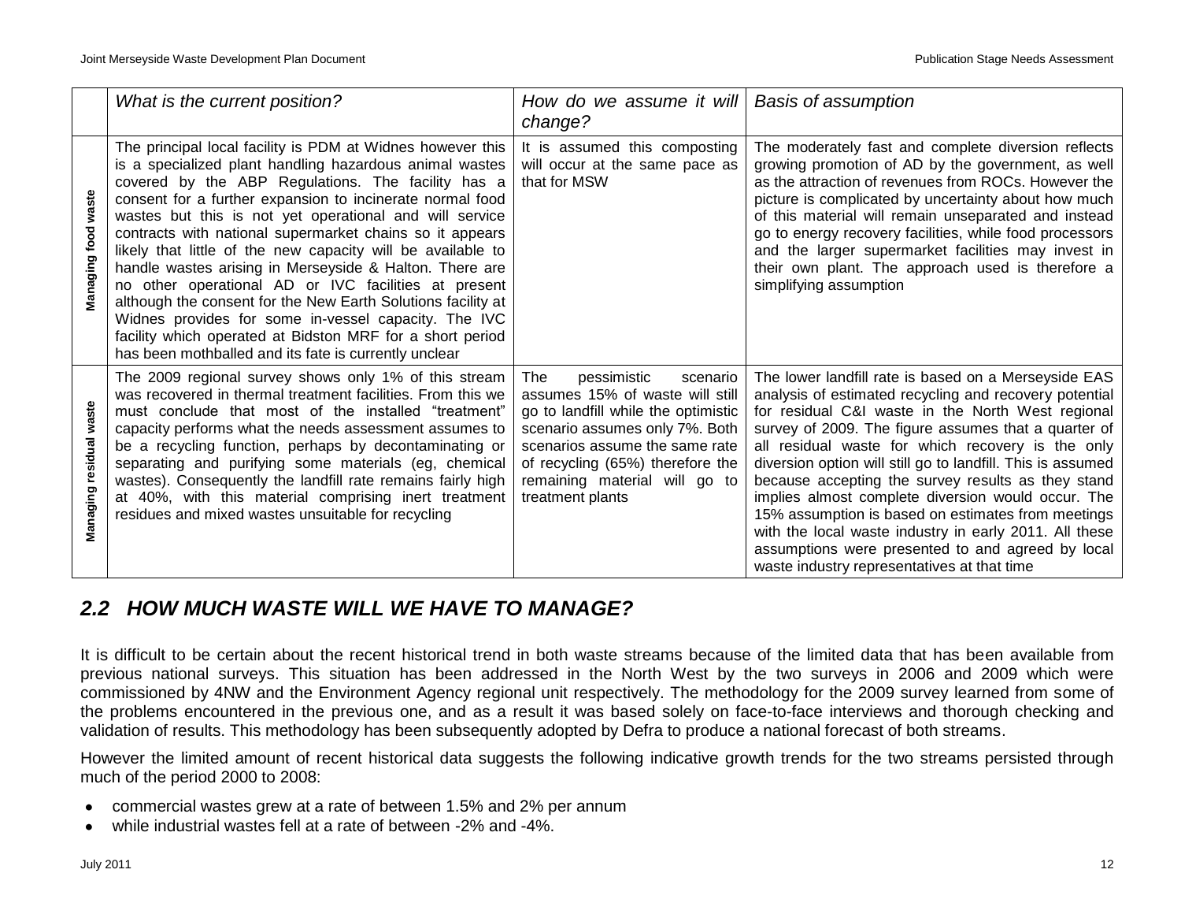| | *What is the current position?* | *How do we assume it will change?* | *Basis of assumption* |
|---|---|---|---|
| **Managing food waste** | The principal local facility is PDM at Widnes however this is a specialized plant handling hazardous animal wastes covered by the ABP Regulations. The facility has a consent for a further expansion to incinerate normal food wastes but this is not yet operational and will service contracts with national supermarket chains so it appears likely that little of the new capacity will be available to handle wastes arising in Merseyside & Halton. There are no other operational AD or IVC facilities at present although the consent for the New Earth Solutions facility at Widnes provides for some in-vessel capacity. The IVC facility which operated at Bidston MRF for a short period has been mothballed and its fate is currently unclear | It is assumed this composting will occur at the same pace as that for MSW | The moderately fast and complete diversion reflects growing promotion of AD by the government, as well as the attraction of revenues from ROCs. However the picture is complicated by uncertainty about how much of this material will remain unseparated and instead go to energy recovery facilities, while food processors and the larger supermarket facilities may invest in their own plant. The approach used is therefore a simplifying assumption |
| **Managing residual waste** | The 2009 regional survey shows only 1% of this stream was recovered in thermal treatment facilities. From this we must conclude that most of the installed "treatment" capacity performs what the needs assessment assumes to be a recycling function, perhaps by decontaminating or separating and purifying some materials (eg, chemical wastes). Consequently the landfill rate remains fairly high at 40%, with this material comprising inert treatment residues and mixed wastes unsuitable for recycling | The pessimistic scenario assumes 15% of waste will still go to landfill while the optimistic scenario assumes only 7%. Both scenarios assume the same rate of recycling (65%) therefore the remaining material will go to treatment plants | The lower landfill rate is based on a Merseyside EAS analysis of estimated recycling and recovery potential for residual C&I waste in the North West regional survey of 2009. The figure assumes that a quarter of all residual waste for which recovery is the only diversion option will still go to landfill. This is assumed because accepting the survey results as they stand implies almost complete diversion would occur. The 15% assumption is based on estimates from meetings with the local waste industry in early 2011. All these assumptions were presented to and agreed by local waste industry representatives at that time |

## *2.2 HOW MUCH WASTE WILL WE HAVE TO MANAGE?*

It is difficult to be certain about the recent historical trend in both waste streams because of the limited data that has been available from previous national surveys. This situation has been addressed in the North West by the two surveys in 2006 and 2009 which were commissioned by 4NW and the Environment Agency regional unit respectively. The methodology for the 2009 survey learned from some of the problems encountered in the previous one, and as a result it was based solely on face-to-face interviews and thorough checking and validation of results. This methodology has been subsequently adopted by Defra to produce a national forecast of both streams.

However the limited amount of recent historical data suggests the following indicative growth trends for the two streams persisted through much of the period 2000 to 2008:

- commercial wastes grew at a rate of between 1.5% and 2% per annum
- while industrial wastes fell at a rate of between -2% and -4%.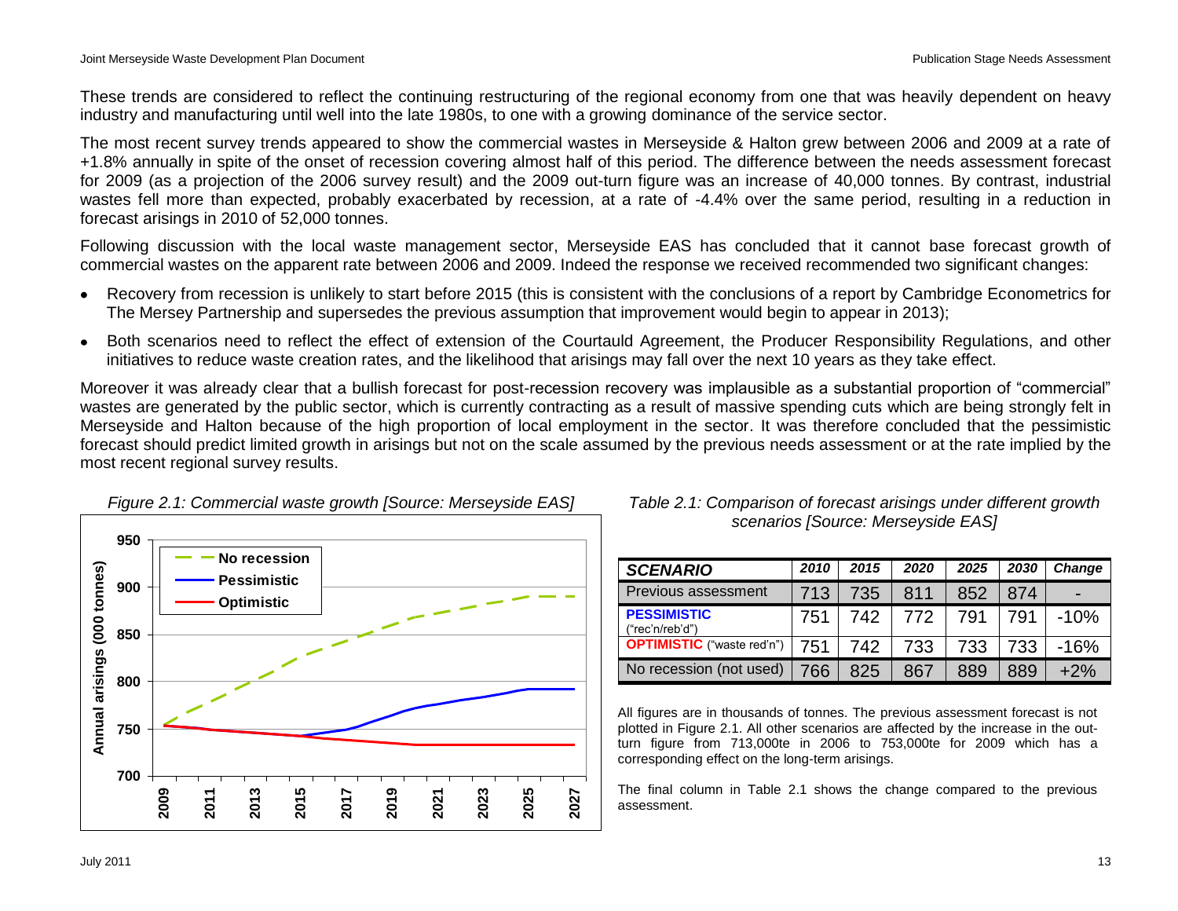These trends are considered to reflect the continuing restructuring of the regional economy from one that was heavily dependent on heavy industry and manufacturing until well into the late 1980s, to one with a growing dominance of the service sector.

The most recent survey trends appeared to show the commercial wastes in Merseyside & Halton grew between 2006 and 2009 at a rate of +1.8% annually in spite of the onset of recession covering almost half of this period. The difference between the needs assessment forecast for 2009 (as a projection of the 2006 survey result) and the 2009 out-turn figure was an increase of 40,000 tonnes. By contrast, industrial wastes fell more than expected, probably exacerbated by recession, at a rate of -4.4% over the same period, resulting in a reduction in forecast arisings in 2010 of 52,000 tonnes.

Following discussion with the local waste management sector, Merseyside EAS has concluded that it cannot base forecast growth of commercial wastes on the apparent rate between 2006 and 2009. Indeed the response we received recommended two significant changes:

- Recovery from recession is unlikely to start before 2015 (this is consistent with the conclusions of a report by Cambridge Econometrics for The Mersey Partnership and supersedes the previous assumption that improvement would begin to appear in 2013);
- Both scenarios need to reflect the effect of extension of the Courtauld Agreement, the Producer Responsibility Regulations, and other initiatives to reduce waste creation rates, and the likelihood that arisings may fall over the next 10 years as they take effect.

Moreover it was already clear that a bullish forecast for post-recession recovery was implausible as a substantial proportion of “commercial” wastes are generated by the public sector, which is currently contracting as a result of massive spending cuts which are being strongly felt in Merseyside and Halton because of the high proportion of local employment in the sector. It was therefore concluded that the pessimistic forecast should predict limited growth in arisings but not on the scale assumed by the previous needs assessment or at the rate implied by the most recent regional survey results.

*Figure 2.1: Commercial waste growth [Source: Merseyside EAS]*

*Table 2.1: Comparison of forecast arisings under different growth scenarios [Source: Merseyside EAS]*

| SCENARIO | 2010 | 2015 | 2020 | 2025 | 2030 | Change |
|---|---|---|---|---|---|---|
| Previous assessment | 713 | 735 | 811 | 852 | 874 | - |
| **PESSIMISTIC** (“rec’n/reb’d”) | 751 | 742 | 772 | 791 | 791 | -10% |
| **OPTIMISTIC** (“waste red’n”) | 751 | 742 | 733 | 733 | 733 | -16% |
| No recession (not used) | 766 | 825 | 867 | 889 | 889 | +2% |

All figures are in thousands of tonnes. The previous assessment forecast is not plotted in Figure 2.1. All other scenarios are affected by the increase in the out-turn figure from 713,000te in 2006 to 753,000te for 2009 which has a corresponding effect on the long-term arisings.

The final column in Table 2.1 shows the change compared to the previous assessment.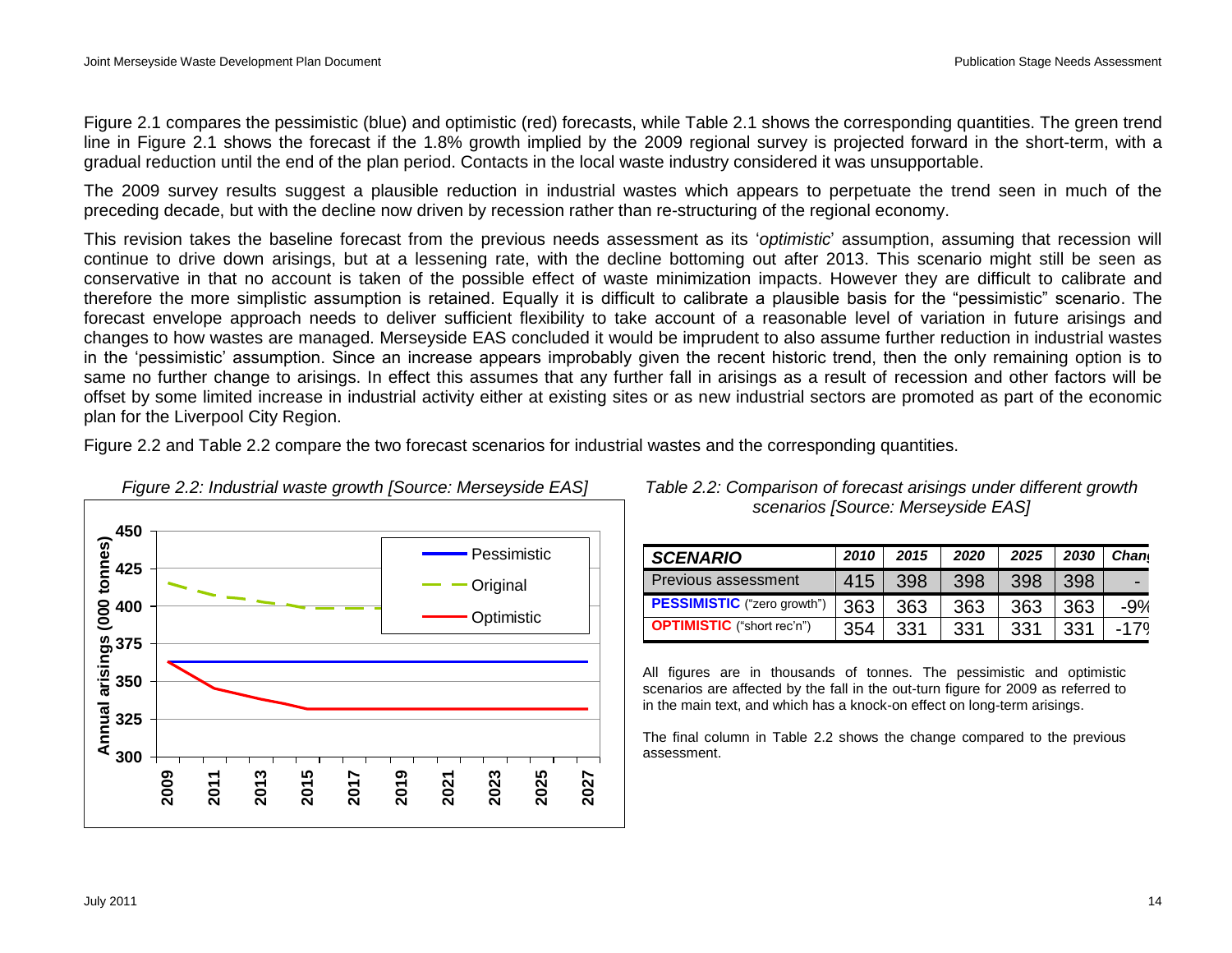Figure 2.1 compares the pessimistic (blue) and optimistic (red) forecasts, while Table 2.1 shows the corresponding quantities. The green trend line in Figure 2.1 shows the forecast if the 1.8% growth implied by the 2009 regional survey is projected forward in the short-term, with a gradual reduction until the end of the plan period. Contacts in the local waste industry considered it was unsupportable.

The 2009 survey results suggest a plausible reduction in industrial wastes which appears to perpetuate the trend seen in much of the preceding decade, but with the decline now driven by recession rather than re-structuring of the regional economy.

This revision takes the baseline forecast from the previous needs assessment as its '*optimistic*' assumption, assuming that recession will continue to drive down arisings, but at a lessening rate, with the decline bottoming out after 2013. This scenario might still be seen as conservative in that no account is taken of the possible effect of waste minimization impacts. However they are difficult to calibrate and therefore the more simplistic assumption is retained. Equally it is difficult to calibrate a plausible basis for the "pessimistic" scenario. The forecast envelope approach needs to deliver sufficient flexibility to take account of a reasonable level of variation in future arisings and changes to how wastes are managed. Merseyside EAS concluded it would be imprudent to also assume further reduction in industrial wastes in the 'pessimistic' assumption. Since an increase appears improbably given the recent historic trend, then the only remaining option is to same no further change to arisings. In effect this assumes that any further fall in arisings as a result of recession and other factors will be offset by some limited increase in industrial activity either at existing sites or as new industrial sectors are promoted as part of the economic plan for the Liverpool City Region.

Figure 2.2 and Table 2.2 compare the two forecast scenarios for industrial wastes and the corresponding quantities.

*Figure 2.2: Industrial waste growth [Source: Merseyside EAS]*

*Table 2.2: Comparison of forecast arisings under different growth scenarios [Source: Merseyside EAS]*

| SCENARIO | 2010 | 2015 | 2020 | 2025 | 2030 | Chan |
|---|---|---|---|---|---|---|
| Previous assessment | 415 | 398 | 398 | 398 | 398 | - |
| **PESSIMISTIC** ("zero growth") | 363 | 363 | 363 | 363 | 363 | -9% |
| **OPTIMISTIC** ("short rec'n") | 354 | 331 | 331 | 331 | 331 | -17% |

All figures are in thousands of tonnes. The pessimistic and optimistic scenarios are affected by the fall in the out-turn figure for 2009 as referred to in the main text, and which has a knock-on effect on long-term arisings.

The final column in Table 2.2 shows the change compared to the previous assessment.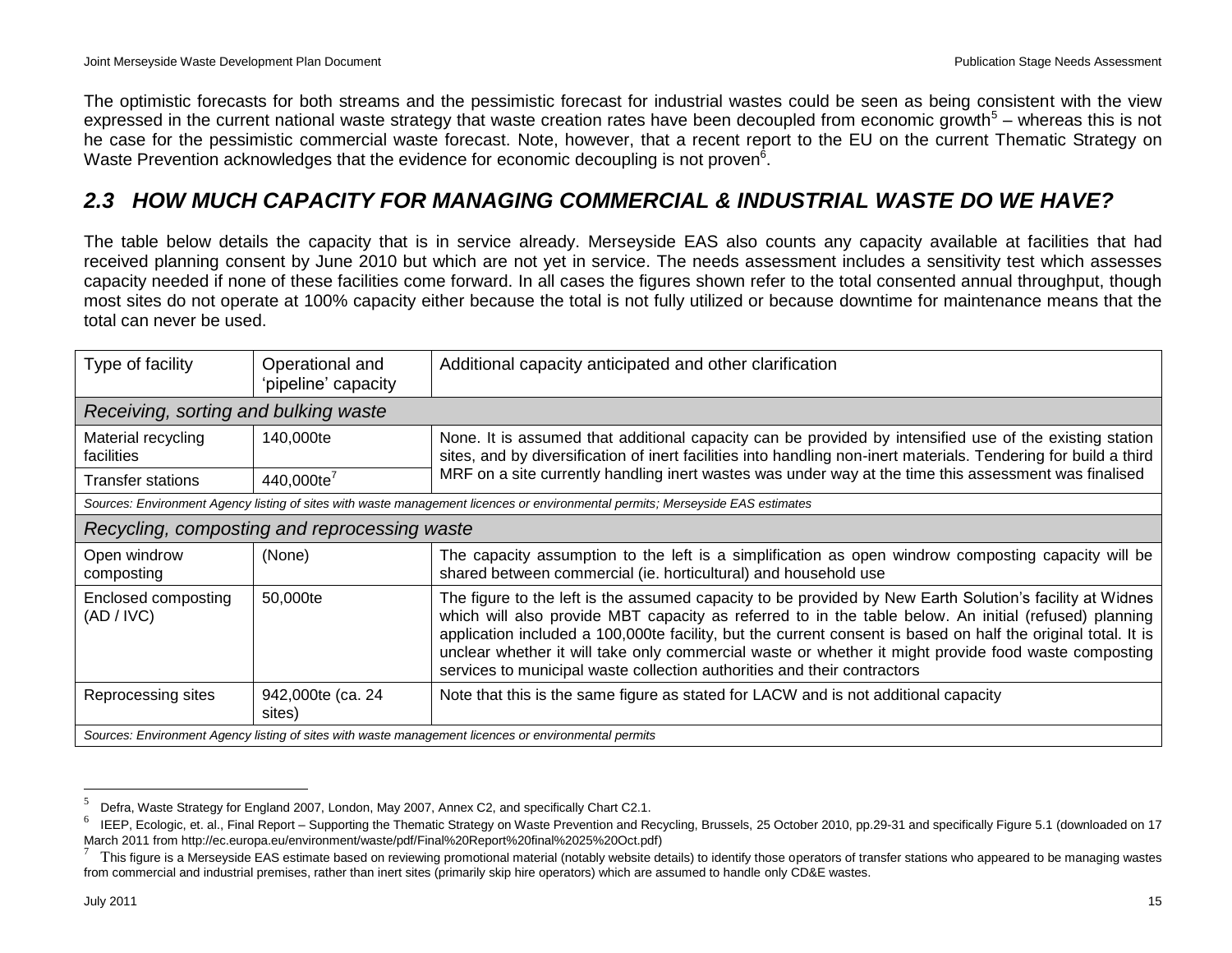The optimistic forecasts for both streams and the pessimistic forecast for industrial wastes could be seen as being consistent with the view expressed in the current national waste strategy that waste creation rates have been decoupled from economic growth[5] – whereas this is not he case for the pessimistic commercial waste forecast. Note, however, that a recent report to the EU on the current Thematic Strategy on Waste Prevention acknowledges that the evidence for economic decoupling is not proven[6].

## *2.3 HOW MUCH CAPACITY FOR MANAGING COMMERCIAL & INDUSTRIAL WASTE DO WE HAVE?*

The table below details the capacity that is in service already. Merseyside EAS also counts any capacity available at facilities that had received planning consent by June 2010 but which are not yet in service. The needs assessment includes a sensitivity test which assesses capacity needed if none of these facilities come forward. In all cases the figures shown refer to the total consented annual throughput, though most sites do not operate at 100% capacity either because the total is not fully utilized or because downtime for maintenance means that the total can never be used.

| Type of facility | Operational and 'pipeline' capacity | Additional capacity anticipated and other clarification |
|---|---|---|
| *Receiving, sorting and bulking waste* | | |
| Material recycling facilities | 140,000te | None. It is assumed that additional capacity can be provided by intensified use of the existing station sites, and by diversification of inert facilities into handling non-inert materials. Tendering for build a third MRF on a site currently handling inert wastes was under way at the time this assessment was finalised |
| Transfer stations | 440,000te[7] | |
| *Sources: Environment Agency listing of sites with waste management licences or environmental permits; Merseyside EAS estimates* | | |
| *Recycling, composting and reprocessing waste* | | |
| Open windrow composting | (None) | The capacity assumption to the left is a simplification as open windrow composting capacity will be shared between commercial (ie. horticultural) and household use |
| Enclosed composting (AD / IVC) | 50,000te | The figure to the left is the assumed capacity to be provided by New Earth Solution's facility at Widnes which will also provide MBT capacity as referred to in the table below. An initial (refused) planning application included a 100,000te facility, but the current consent is based on half the original total. It is unclear whether it will take only commercial waste or whether it might provide food waste composting services to municipal waste collection authorities and their contractors |
| Reprocessing sites | 942,000te (ca. 24 sites) | Note that this is the same figure as stated for LACW and is not additional capacity |
| *Sources: Environment Agency listing of sites with waste management licences or environmental permits* | | |

---

[5] Defra, Waste Strategy for England 2007, London, May 2007, Annex C2, and specifically Chart C2.1.

[6] IEEP, Ecologic, et. al., Final Report – Supporting the Thematic Strategy on Waste Prevention and Recycling, Brussels, 25 October 2010, pp.29-31 and specifically Figure 5.1 (downloaded on 17 March 2011 from http://ec.europa.eu/environment/waste/pdf/Final%20Report%20final%2025%20Oct.pdf)

[7] This figure is a Merseyside EAS estimate based on reviewing promotional material (notably website details) to identify those operators of transfer stations who appeared to be managing wastes from commercial and industrial premises, rather than inert sites (primarily skip hire operators) which are assumed to handle only CD&E wastes.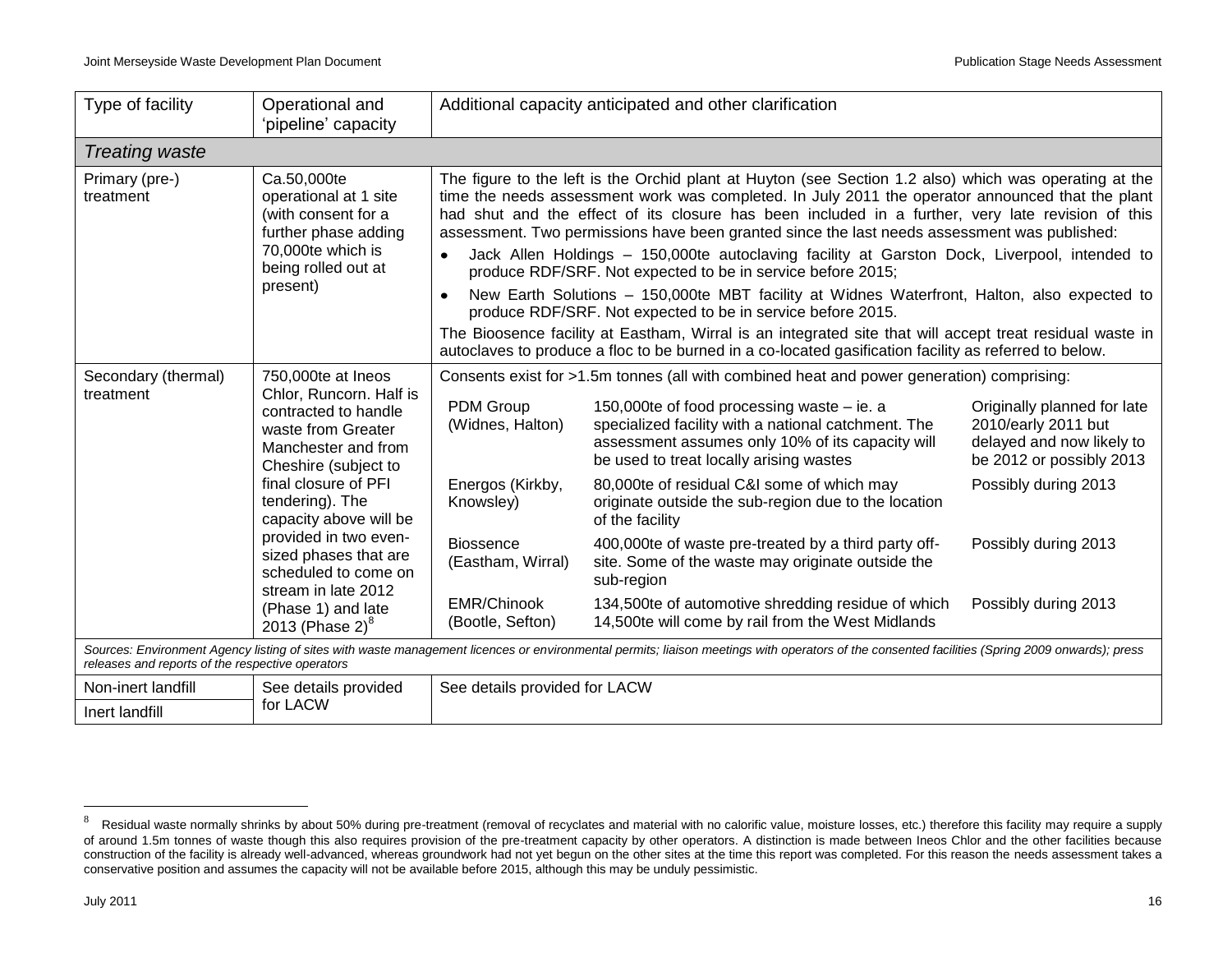| Type of facility | Operational and 'pipeline' capacity | Additional capacity anticipated and other clarification | | |
|---|---|---|---|---|
| *Treating waste* | | | | |
| Primary (pre-) treatment | Ca.50,000te operational at 1 site (with consent for a further phase adding 70,000te which is being rolled out at present) | The figure to the left is the Orchid plant at Huyton (see Section 1.2 also) which was operating at the time the needs assessment work was completed. In July 2011 the operator announced that the plant had shut and the effect of its closure has been included in a further, very late revision of this assessment. Two permissions have been granted since the last needs assessment was published:<br>• Jack Allen Holdings – 150,000te autoclaving facility at Garston Dock, Liverpool, intended to produce RDF/SRF. Not expected to be in service before 2015;<br>• New Earth Solutions – 150,000te MBT facility at Widnes Waterfront, Halton, also expected to produce RDF/SRF. Not expected to be in service before 2015.<br>The Bioosence facility at Eastham, Wirral is an integrated site that will accept treat residual waste in autoclaves to produce a floc to be burned in a co-located gasification facility as referred to below. | | |
| Secondary (thermal) treatment | 750,000te at Ineos Chlor, Runcorn. Half is contracted to handle waste from Greater Manchester and from Cheshire (subject to final closure of PFI tendering). The capacity above will be provided in two even-sized phases that are scheduled to come on stream in late 2012 (Phase 1) and late 2013 (Phase 2)[8] | Consents exist for >1.5m tonnes (all with combined heat and power generation) comprising: | | |
| | | PDM Group (Widnes, Halton) | 150,000te of food processing waste – ie. a specialized facility with a national catchment. The assessment assumes only 10% of its capacity will be used to treat locally arising wastes | Originally planned for late 2010/early 2011 but delayed and now likely to be 2012 or possibly 2013 |
| | | Energos (Kirkby, Knowsley) | 80,000te of residual C&I some of which may originate outside the sub-region due to the location of the facility | Possibly during 2013 |
| | | Biossence (Eastham, Wirral) | 400,000te of waste pre-treated by a third party off-site. Some of the waste may originate outside the sub-region | Possibly during 2013 |
| | | EMR/Chinook (Bootle, Sefton) | 134,500te of automotive shredding residue of which 14,500te will come by rail from the West Midlands | Possibly during 2013 |
| *Sources: Environment Agency listing of sites with waste management licences or environmental permits; liaison meetings with operators of the consented facilities (Spring 2009 onwards); press releases and reports of the respective operators* | | | | |
| Non-inert landfill | See details provided for LACW | See details provided for LACW | | |
| Inert landfill | | | | |

[8] Residual waste normally shrinks by about 50% during pre-treatment (removal of recyclates and material with no calorific value, moisture losses, etc.) therefore this facility may require a supply of around 1.5m tonnes of waste though this also requires provision of the pre-treatment capacity by other operators. A distinction is made between Ineos Chlor and the other facilities because construction of the facility is already well-advanced, whereas groundwork had not yet begun on the other sites at the time this report was completed. For this reason the needs assessment takes a conservative position and assumes the capacity will not be available before 2015, although this may be unduly pessimistic.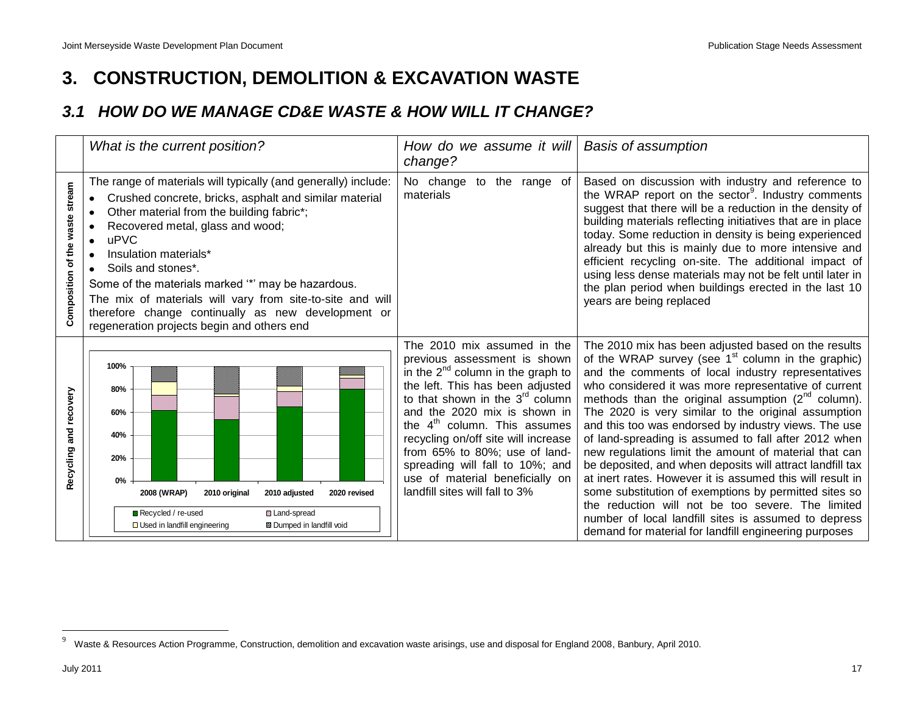# 3. CONSTRUCTION, DEMOLITION & EXCAVATION WASTE

## *3.1 HOW DO WE MANAGE CD&E WASTE & HOW WILL IT CHANGE?*

| | *What is the current position?* | *How do we assume it will change?* | *Basis of assumption* |
|---|---|---|---|
| **Composition of the waste stream** | The range of materials will typically (and generally) include:<br>• Crushed concrete, bricks, asphalt and similar material<br>• Other material from the building fabric*;<br>• Recovered metal, glass and wood;<br>• uPVC<br>• Insulation materials*<br>• Soils and stones*.<br>Some of the materials marked '*' may be hazardous.<br>The mix of materials will vary from site-to-site and will therefore change continually as new development or regeneration projects begin and others end | No change to the range of materials | Based on discussion with industry and reference to the WRAP report on the sector[9]. Industry comments suggest that there will be a reduction in the density of building materials reflecting initiatives that are in place today. Some reduction in density is being experienced already but this is mainly due to more intensive and efficient recycling on-site. The additional impact of using less dense materials may not be felt until later in the plan period when buildings erected in the last 10 years are being replaced |
| **Recycling and recovery** | Chart (0%–100%): 2008 (WRAP); 2010 original; 2010 adjusted; 2020 revised. Legend: Recycled / re-used; Land-spread; Used in landfill engineering; Dumped in landfill void | The 2010 mix assumed in the previous assessment is shown in the 2[nd] column in the graph to the left. This has been adjusted to that shown in the 3[rd] column and the 2020 mix is shown in the 4[th] column. This assumes recycling on/off site will increase from 65% to 80%; use of land-spreading will fall to 10%; and use of material beneficially on landfill sites will fall to 3% | The 2010 mix has been adjusted based on the results of the WRAP survey (see 1[st] column in the graphic) and the comments of local industry representatives who considered it was more representative of current methods than the original assumption (2[nd] column). The 2020 is very similar to the original assumption and this too was endorsed by industry views. The use of land-spreading is assumed to fall after 2012 when new regulations limit the amount of material that can be deposited, and when deposits will attract landfill tax at inert rates. However it is assumed this will result in some substitution of exemptions by permitted sites so the reduction will not be too severe. The limited number of local landfill sites is assumed to depress demand for material for landfill engineering purposes |

[9] Waste & Resources Action Programme, Construction, demolition and excavation waste arisings, use and disposal for England 2008, Banbury, April 2010.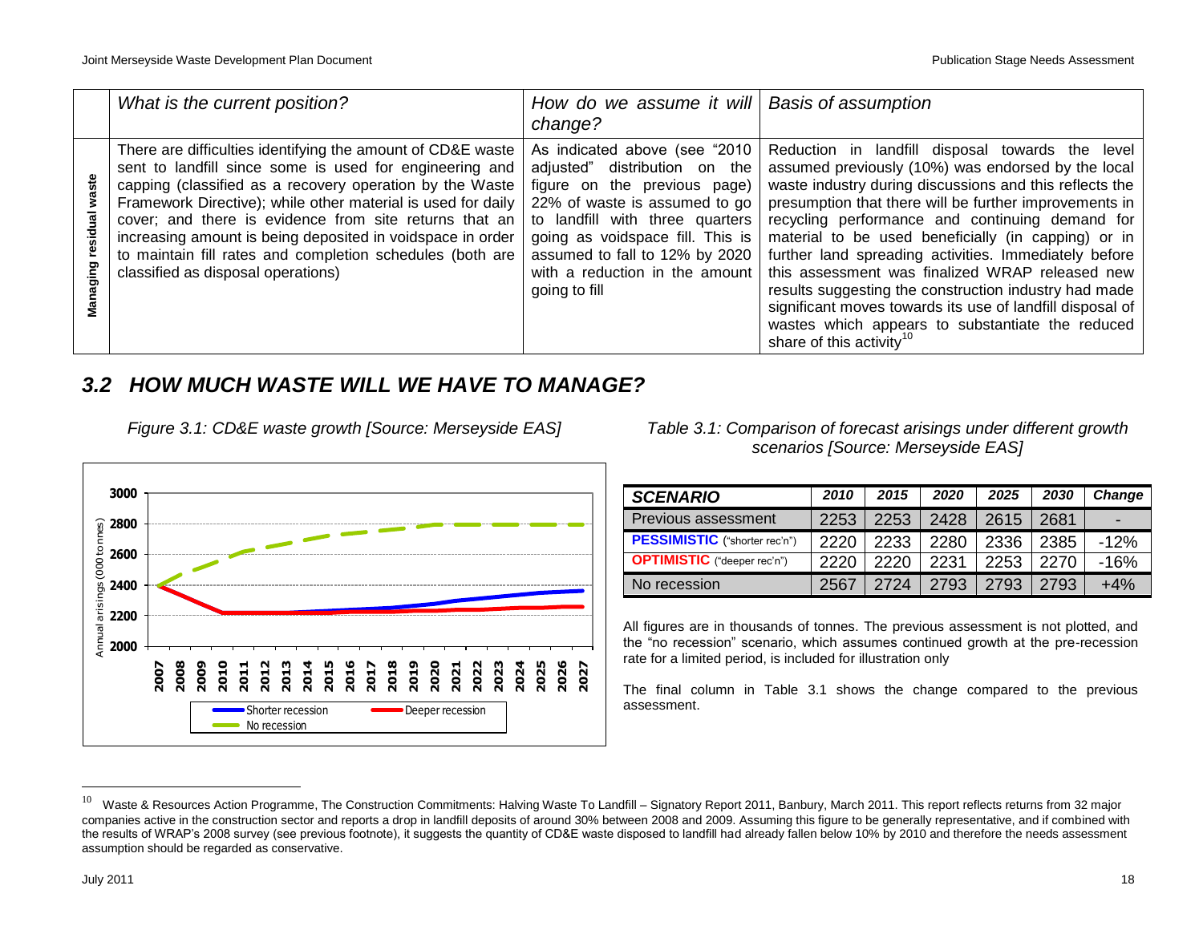| | What is the current position? | How do we assume it will change? | Basis of assumption |
|---|---|---|---|
| **Managing residual waste** | There are difficulties identifying the amount of CD&E waste sent to landfill since some is used for engineering and capping (classified as a recovery operation by the Waste Framework Directive); while other material is used for daily cover; and there is evidence from site returns that an increasing amount is being deposited in voidspace in order to maintain fill rates and completion schedules (both are classified as disposal operations) | As indicated above (see "2010 adjusted" distribution on the figure on the previous page) 22% of waste is assumed to go to landfill with three quarters going as voidspace fill. This is assumed to fall to 12% by 2020 with a reduction in the amount going to fill | Reduction in landfill disposal towards the level assumed previously (10%) was endorsed by the local waste industry during discussions and this reflects the presumption that there will be further improvements in recycling performance and continuing demand for material to be used beneficially (in capping) or in further land spreading activities. Immediately before this assessment was finalized WRAP released new results suggesting the construction industry had made significant moves towards its use of landfill disposal of wastes which appears to substantiate the reduced share of this activity[10] |

## 3.2 HOW MUCH WASTE WILL WE HAVE TO MANAGE?

*Figure 3.1: CD&E waste growth [Source: Merseyside EAS]*

*Table 3.1: Comparison of forecast arisings under different growth scenarios [Source: Merseyside EAS]*

| SCENARIO | 2010 | 2015 | 2020 | 2025 | 2030 | Change |
|---|---|---|---|---|---|---|
| Previous assessment | 2253 | 2253 | 2428 | 2615 | 2681 | - |
| **PESSIMISTIC** ("shorter rec'n") | 2220 | 2233 | 2280 | 2336 | 2385 | -12% |
| **OPTIMISTIC** ("deeper rec'n") | 2220 | 2220 | 2231 | 2253 | 2270 | -16% |
| No recession | 2567 | 2724 | 2793 | 2793 | 2793 | +4% |

All figures are in thousands of tonnes. The previous assessment is not plotted, and the "no recession" scenario, which assumes continued growth at the pre-recession rate for a limited period, is included for illustration only

The final column in Table 3.1 shows the change compared to the previous assessment.

---

[10] Waste & Resources Action Programme, The Construction Commitments: Halving Waste To Landfill – Signatory Report 2011, Banbury, March 2011. This report reflects returns from 32 major companies active in the construction sector and reports a drop in landfill deposits of around 30% between 2008 and 2009. Assuming this figure to be generally representative, and if combined with the results of WRAP's 2008 survey (see previous footnote), it suggests the quantity of CD&E waste disposed to landfill had already fallen below 10% by 2010 and therefore the needs assessment assumption should be regarded as conservative.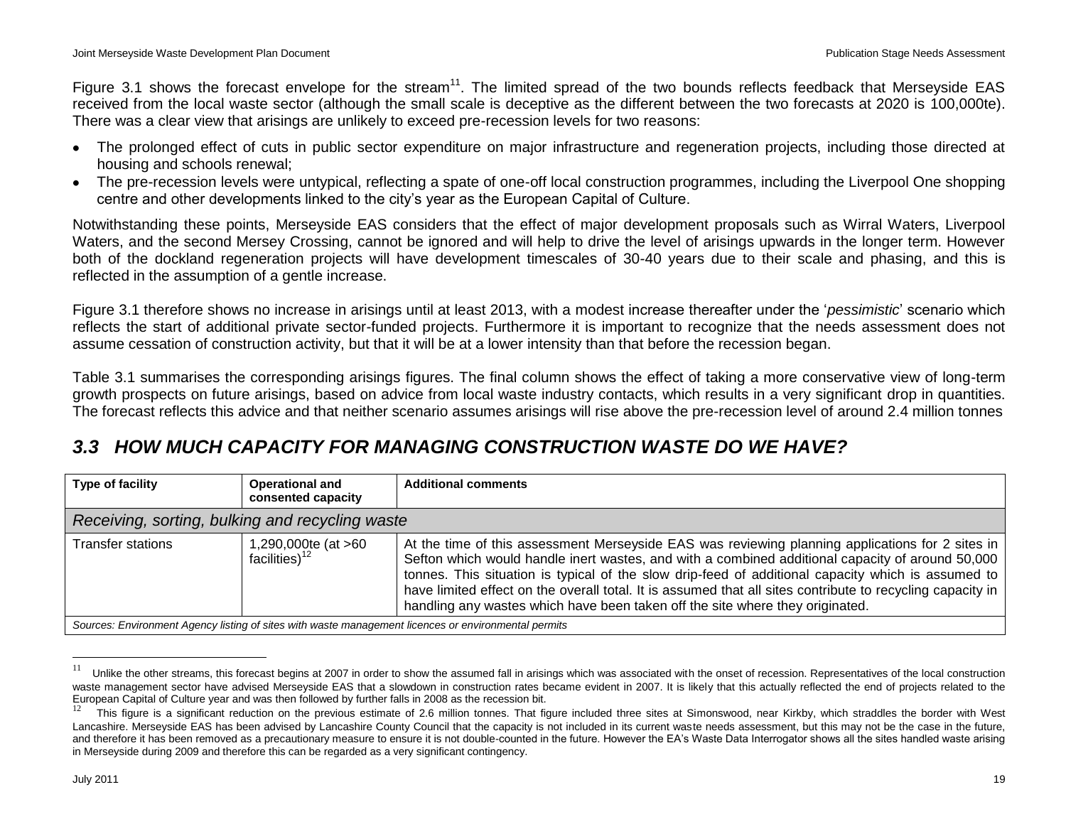Figure 3.1 shows the forecast envelope for the stream[11]. The limited spread of the two bounds reflects feedback that Merseyside EAS received from the local waste sector (although the small scale is deceptive as the different between the two forecasts at 2020 is 100,000te). There was a clear view that arisings are unlikely to exceed pre-recession levels for two reasons:

- The prolonged effect of cuts in public sector expenditure on major infrastructure and regeneration projects, including those directed at housing and schools renewal;
- The pre-recession levels were untypical, reflecting a spate of one-off local construction programmes, including the Liverpool One shopping centre and other developments linked to the city's year as the European Capital of Culture.

Notwithstanding these points, Merseyside EAS considers that the effect of major development proposals such as Wirral Waters, Liverpool Waters, and the second Mersey Crossing, cannot be ignored and will help to drive the level of arisings upwards in the longer term. However both of the dockland regeneration projects will have development timescales of 30-40 years due to their scale and phasing, and this is reflected in the assumption of a gentle increase.

Figure 3.1 therefore shows no increase in arisings until at least 2013, with a modest increase thereafter under the '*pessimistic*' scenario which reflects the start of additional private sector-funded projects. Furthermore it is important to recognize that the needs assessment does not assume cessation of construction activity, but that it will be at a lower intensity than that before the recession began.

Table 3.1 summarises the corresponding arisings figures. The final column shows the effect of taking a more conservative view of long-term growth prospects on future arisings, based on advice from local waste industry contacts, which results in a very significant drop in quantities. The forecast reflects this advice and that neither scenario assumes arisings will rise above the pre-recession level of around 2.4 million tonnes

## *3.3 HOW MUCH CAPACITY FOR MANAGING CONSTRUCTION WASTE DO WE HAVE?*

| Type of facility | Operational and consented capacity | Additional comments |
|---|---|---|
| *Receiving, sorting, bulking and recycling waste* | | |
| Transfer stations | 1,290,000te (at >60 facilities)[12] | At the time of this assessment Merseyside EAS was reviewing planning applications for 2 sites in Sefton which would handle inert wastes, and with a combined additional capacity of around 50,000 tonnes. This situation is typical of the slow drip-feed of additional capacity which is assumed to have limited effect on the overall total. It is assumed that all sites contribute to recycling capacity in handling any wastes which have been taken off the site where they originated. |
| *Sources: Environment Agency listing of sites with waste management licences or environmental permits* | | |

[11] Unlike the other streams, this forecast begins at 2007 in order to show the assumed fall in arisings which was associated with the onset of recession. Representatives of the local construction waste management sector have advised Merseyside EAS that a slowdown in construction rates became evident in 2007. It is likely that this actually reflected the end of projects related to the European Capital of Culture year and was then followed by further falls in 2008 as the recession bit.

[12] This figure is a significant reduction on the previous estimate of 2.6 million tonnes. That figure included three sites at Simonswood, near Kirkby, which straddles the border with West Lancashire. Merseyside EAS has been advised by Lancashire County Council that the capacity is not included in its current waste needs assessment, but this may not be the case in the future, and therefore it has been removed as a precautionary measure to ensure it is not double-counted in the future. However the EA's Waste Data Interrogator shows all the sites handled waste arising in Merseyside during 2009 and therefore this can be regarded as a very significant contingency.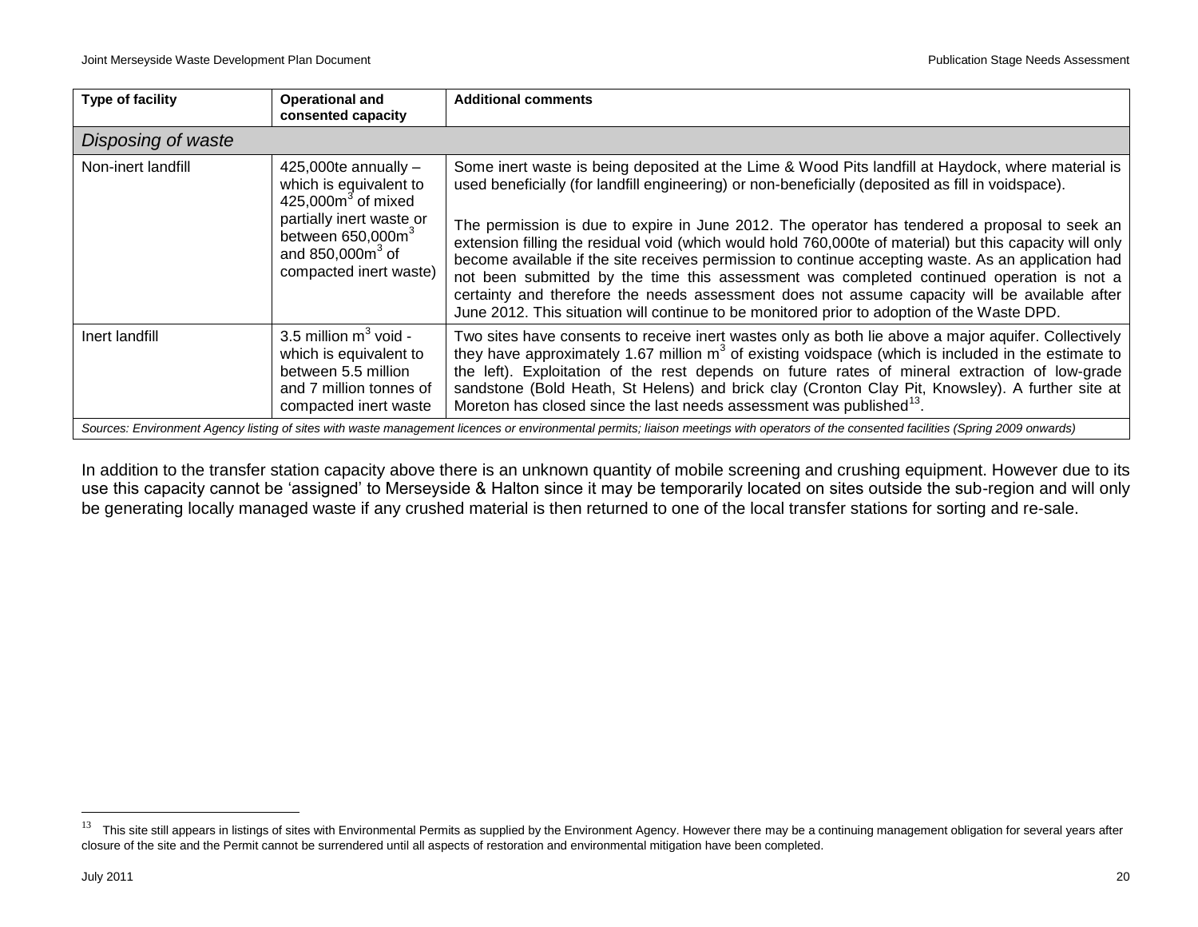| Type of facility | Operational and consented capacity | Additional comments |
|---|---|---|
| *Disposing of waste* | | |
| Non-inert landfill | 425,000te annually – which is equivalent to 425,000m$^3$ of mixed partially inert waste or between 650,000m$^3$ and 850,000m$^3$ of compacted inert waste) | Some inert waste is being deposited at the Lime & Wood Pits landfill at Haydock, where material is used beneficially (for landfill engineering) or non-beneficially (deposited as fill in voidspace).<br><br>The permission is due to expire in June 2012. The operator has tendered a proposal to seek an extension filling the residual void (which would hold 760,000te of material) but this capacity will only become available if the site receives permission to continue accepting waste. As an application had not been submitted by the time this assessment was completed continued operation is not a certainty and therefore the needs assessment does not assume capacity will be available after June 2012. This situation will continue to be monitored prior to adoption of the Waste DPD. |
| Inert landfill | 3.5 million m$^3$ void - which is equivalent to between 5.5 million and 7 million tonnes of compacted inert waste | Two sites have consents to receive inert wastes only as both lie above a major aquifer. Collectively they have approximately 1.67 million m$^3$ of existing voidspace (which is included in the estimate to the left). Exploitation of the rest depends on future rates of mineral extraction of low-grade sandstone (Bold Heath, St Helens) and brick clay (Cronton Clay Pit, Knowsley). A further site at Moreton has closed since the last needs assessment was published[13]. |

*Sources: Environment Agency listing of sites with waste management licences or environmental permits; liaison meetings with operators of the consented facilities (Spring 2009 onwards)*

In addition to the transfer station capacity above there is an unknown quantity of mobile screening and crushing equipment. However due to its use this capacity cannot be 'assigned' to Merseyside & Halton since it may be temporarily located on sites outside the sub-region and will only be generating locally managed waste if any crushed material is then returned to one of the local transfer stations for sorting and re-sale.

[13] This site still appears in listings of sites with Environmental Permits as supplied by the Environment Agency. However there may be a continuing management obligation for several years after closure of the site and the Permit cannot be surrendered until all aspects of restoration and environmental mitigation have been completed.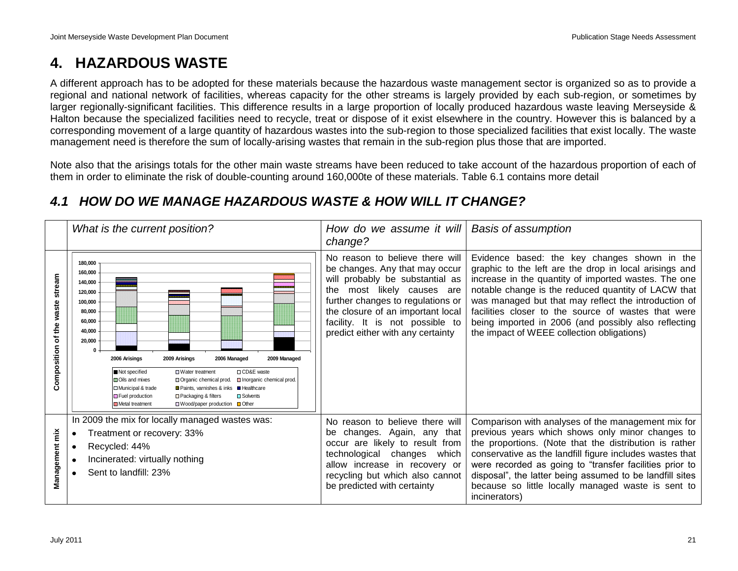# 4. HAZARDOUS WASTE

A different approach has to be adopted for these materials because the hazardous waste management sector is organized so as to provide a regional and national network of facilities, whereas capacity for the other streams is largely provided by each sub-region, or sometimes by larger regionally-significant facilities. This difference results in a large proportion of locally produced hazardous waste leaving Merseyside & Halton because the specialized facilities need to recycle, treat or dispose of it exist elsewhere in the country. However this is balanced by a corresponding movement of a large quantity of hazardous wastes into the sub-region to those specialized facilities that exist locally. The waste management need is therefore the sum of locally-arising wastes that remain in the sub-region plus those that are imported.

Note also that the arisings totals for the other main waste streams have been reduced to take account of the hazardous proportion of each of them in order to eliminate the risk of double-counting around 160,000te of these materials. Table 6.1 contains more detail

## *4.1 HOW DO WE MANAGE HAZARDOUS WASTE & HOW WILL IT CHANGE?*

| | *What is the current position?* | *How do we assume it will change?* | *Basis of assumption* |
|---|---|---|---|
| **Composition of the waste stream** | [Stacked bar chart: 2006 Arisings, 2009 Arisings, 2006 Managed, 2009 Managed (0–180,000). Legend: Not specified, Water treatment, CD&E waste, Oils and mixes, Organic chemical prod., Inorganic chemical prod., Municipal & trade, Paints, varnishes & inks, Healthcare, Fuel production, Packaging & filters, Solvents, Metal treatment, Wood/paper production, Other] | No reason to believe there will be changes. Any that may occur will probably be substantial as the most likely causes are further changes to regulations or the closure of an important local facility. It is not possible to predict either with any certainty | Evidence based: the key changes shown in the graphic to the left are the drop in local arisings and increase in the quantity of imported wastes. The one notable change is the reduced quantity of LACW that was managed but that may reflect the introduction of facilities closer to the source of wastes that were being imported in 2006 (and possibly also reflecting the impact of WEEE collection obligations) |
| **Management mix** | In 2009 the mix for locally managed wastes was:<br>• Treatment or recovery: 33%<br>• Recycled: 44%<br>• Incinerated: virtually nothing<br>• Sent to landfill: 23% | No reason to believe there will be changes. Again, any that occur are likely to result from technological changes which allow increase in recovery or recycling but which also cannot be predicted with certainty | Comparison with analyses of the management mix for previous years which shows only minor changes to the proportions. (Note that the distribution is rather conservative as the landfill figure includes wastes that were recorded as going to "transfer facilities prior to disposal", the latter being assumed to be landfill sites because so little locally managed waste is sent to incinerators) |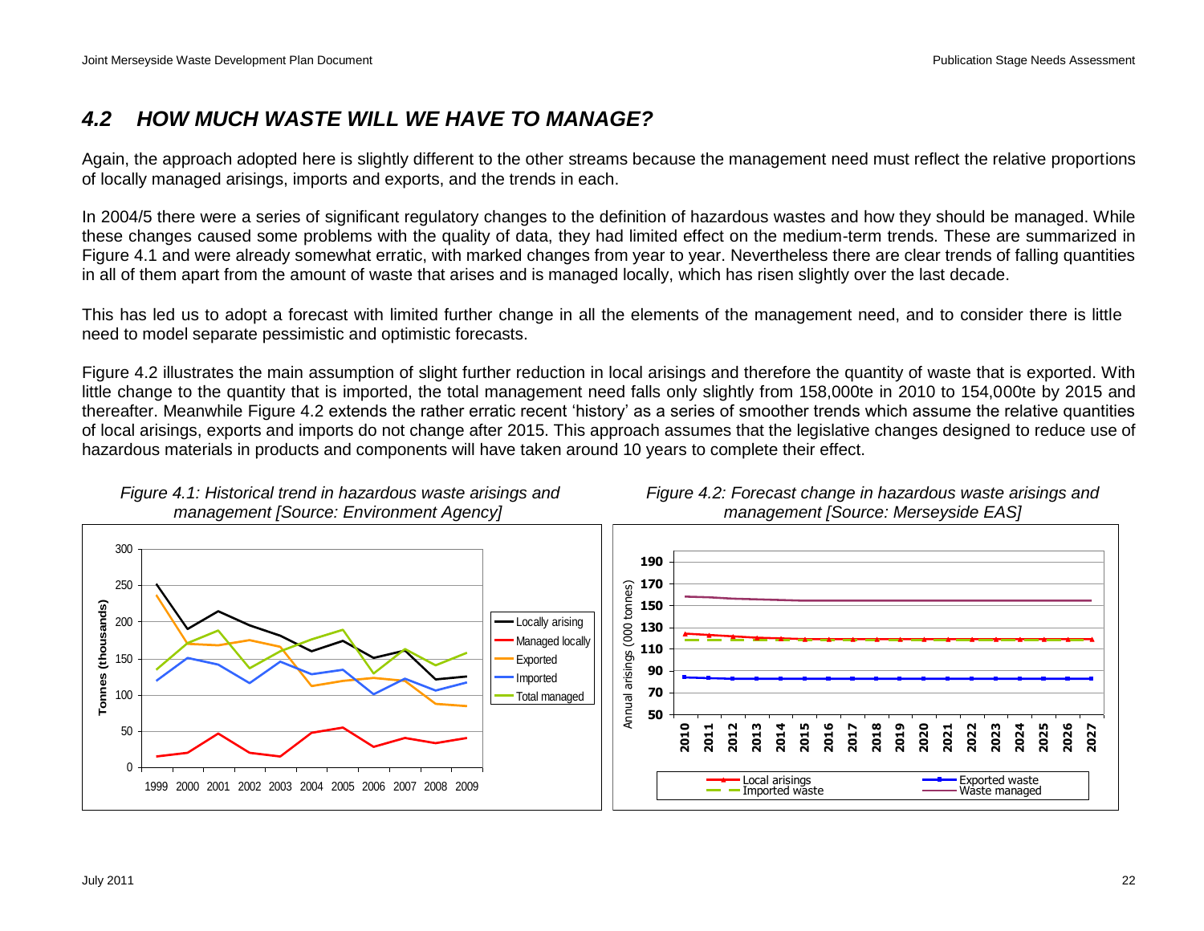## 4.2 *HOW MUCH WASTE WILL WE HAVE TO MANAGE?*

Again, the approach adopted here is slightly different to the other streams because the management need must reflect the relative proportions of locally managed arisings, imports and exports, and the trends in each.

In 2004/5 there were a series of significant regulatory changes to the definition of hazardous wastes and how they should be managed. While these changes caused some problems with the quality of data, they had limited effect on the medium-term trends. These are summarized in Figure 4.1 and were already somewhat erratic, with marked changes from year to year. Nevertheless there are clear trends of falling quantities in all of them apart from the amount of waste that arises and is managed locally, which has risen slightly over the last decade.

This has led us to adopt a forecast with limited further change in all the elements of the management need, and to consider there is little need to model separate pessimistic and optimistic forecasts.

Figure 4.2 illustrates the main assumption of slight further reduction in local arisings and therefore the quantity of waste that is exported. With little change to the quantity that is imported, the total management need falls only slightly from 158,000te in 2010 to 154,000te by 2015 and thereafter. Meanwhile Figure 4.2 extends the rather erratic recent 'history' as a series of smoother trends which assume the relative quantities of local arisings, exports and imports do not change after 2015. This approach assumes that the legislative changes designed to reduce use of hazardous materials in products and components will have taken around 10 years to complete their effect.

*Figure 4.1: Historical trend in hazardous waste arisings and management [Source: Environment Agency]*

*Figure 4.2: Forecast change in hazardous waste arisings and management [Source: Merseyside EAS]*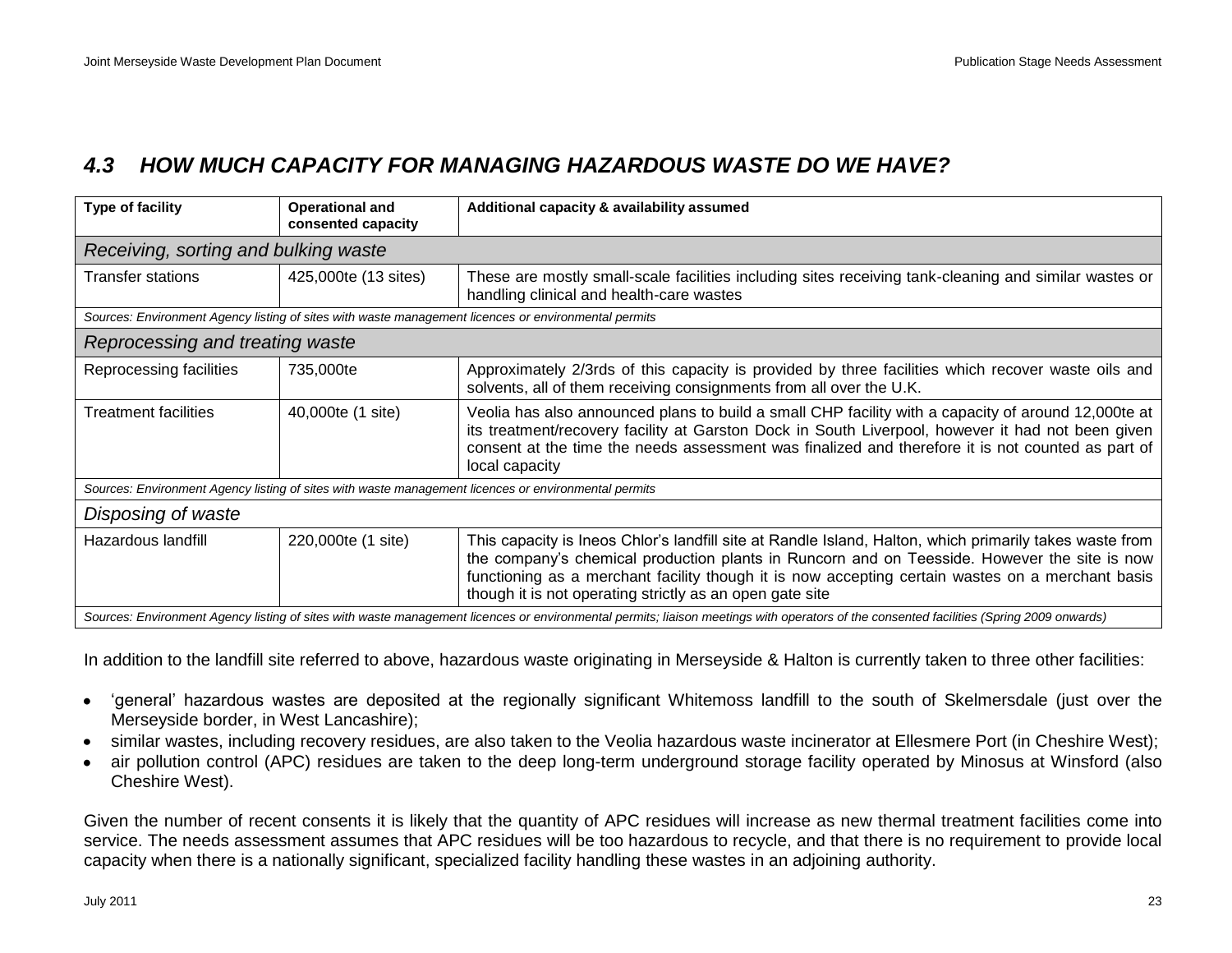## 4.3 HOW MUCH CAPACITY FOR MANAGING HAZARDOUS WASTE DO WE HAVE?

| Type of facility | Operational and consented capacity | Additional capacity & availability assumed |
|---|---|---|
| *Receiving, sorting and bulking waste* | | |
| Transfer stations | 425,000te (13 sites) | These are mostly small-scale facilities including sites receiving tank-cleaning and similar wastes or handling clinical and health-care wastes |
| *Sources: Environment Agency listing of sites with waste management licences or environmental permits* | | |
| *Reprocessing and treating waste* | | |
| Reprocessing facilities | 735,000te | Approximately 2/3rds of this capacity is provided by three facilities which recover waste oils and solvents, all of them receiving consignments from all over the U.K. |
| Treatment facilities | 40,000te (1 site) | Veolia has also announced plans to build a small CHP facility with a capacity of around 12,000te at its treatment/recovery facility at Garston Dock in South Liverpool, however it had not been given consent at the time the needs assessment was finalized and therefore it is not counted as part of local capacity |
| *Sources: Environment Agency listing of sites with waste management licences or environmental permits* | | |
| *Disposing of waste* | | |
| Hazardous landfill | 220,000te (1 site) | This capacity is Ineos Chlor's landfill site at Randle Island, Halton, which primarily takes waste from the company's chemical production plants in Runcorn and on Teesside. However the site is now functioning as a merchant facility though it is now accepting certain wastes on a merchant basis though it is not operating strictly as an open gate site |
| *Sources: Environment Agency listing of sites with waste management licences or environmental permits; liaison meetings with operators of the consented facilities (Spring 2009 onwards)* | | |

In addition to the landfill site referred to above, hazardous waste originating in Merseyside & Halton is currently taken to three other facilities:

- 'general' hazardous wastes are deposited at the regionally significant Whitemoss landfill to the south of Skelmersdale (just over the Merseyside border, in West Lancashire);
- similar wastes, including recovery residues, are also taken to the Veolia hazardous waste incinerator at Ellesmere Port (in Cheshire West);
- air pollution control (APC) residues are taken to the deep long-term underground storage facility operated by Minosus at Winsford (also Cheshire West).

Given the number of recent consents it is likely that the quantity of APC residues will increase as new thermal treatment facilities come into service. The needs assessment assumes that APC residues will be too hazardous to recycle, and that there is no requirement to provide local capacity when there is a nationally significant, specialized facility handling these wastes in an adjoining authority.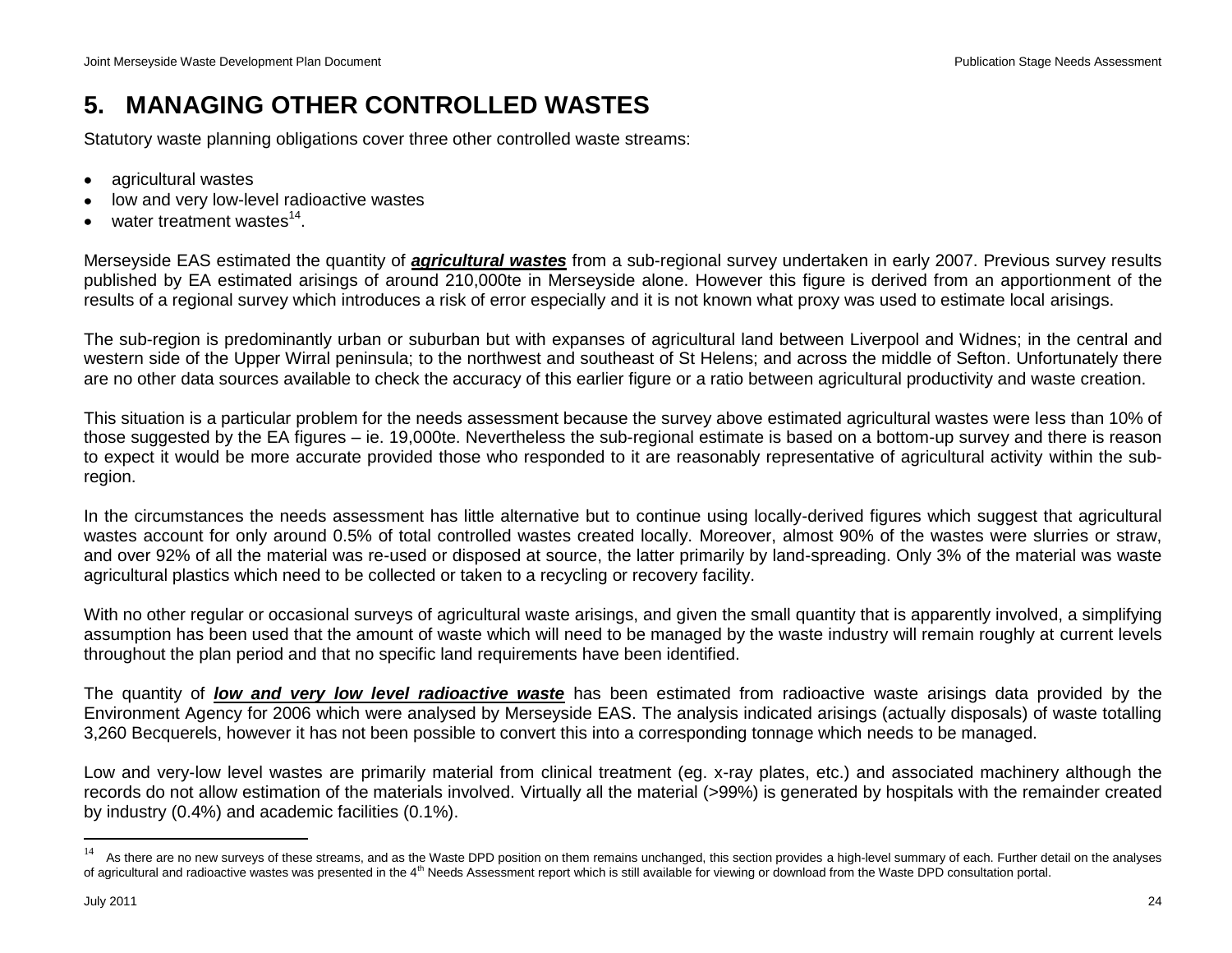# 5. MANAGING OTHER CONTROLLED WASTES

Statutory waste planning obligations cover three other controlled waste streams:

- agricultural wastes
- low and very low-level radioactive wastes
- water treatment wastes[14].

Merseyside EAS estimated the quantity of ***agricultural wastes*** from a sub-regional survey undertaken in early 2007. Previous survey results published by EA estimated arisings of around 210,000te in Merseyside alone. However this figure is derived from an apportionment of the results of a regional survey which introduces a risk of error especially and it is not known what proxy was used to estimate local arisings.

The sub-region is predominantly urban or suburban but with expanses of agricultural land between Liverpool and Widnes; in the central and western side of the Upper Wirral peninsula; to the northwest and southeast of St Helens; and across the middle of Sefton. Unfortunately there are no other data sources available to check the accuracy of this earlier figure or a ratio between agricultural productivity and waste creation.

This situation is a particular problem for the needs assessment because the survey above estimated agricultural wastes were less than 10% of those suggested by the EA figures – ie. 19,000te. Nevertheless the sub-regional estimate is based on a bottom-up survey and there is reason to expect it would be more accurate provided those who responded to it are reasonably representative of agricultural activity within the sub-region.

In the circumstances the needs assessment has little alternative but to continue using locally-derived figures which suggest that agricultural wastes account for only around 0.5% of total controlled wastes created locally. Moreover, almost 90% of the wastes were slurries or straw, and over 92% of all the material was re-used or disposed at source, the latter primarily by land-spreading. Only 3% of the material was waste agricultural plastics which need to be collected or taken to a recycling or recovery facility.

With no other regular or occasional surveys of agricultural waste arisings, and given the small quantity that is apparently involved, a simplifying assumption has been used that the amount of waste which will need to be managed by the waste industry will remain roughly at current levels throughout the plan period and that no specific land requirements have been identified.

The quantity of ***low and very low level radioactive waste*** has been estimated from radioactive waste arisings data provided by the Environment Agency for 2006 which were analysed by Merseyside EAS. The analysis indicated arisings (actually disposals) of waste totalling 3,260 Becquerels, however it has not been possible to convert this into a corresponding tonnage which needs to be managed.

Low and very-low level wastes are primarily material from clinical treatment (eg. x-ray plates, etc.) and associated machinery although the records do not allow estimation of the materials involved. Virtually all the material (>99%) is generated by hospitals with the remainder created by industry (0.4%) and academic facilities (0.1%).

---

[14] As there are no new surveys of these streams, and as the Waste DPD position on them remains unchanged, this section provides a high-level summary of each. Further detail on the analyses of agricultural and radioactive wastes was presented in the 4th Needs Assessment report which is still available for viewing or download from the Waste DPD consultation portal.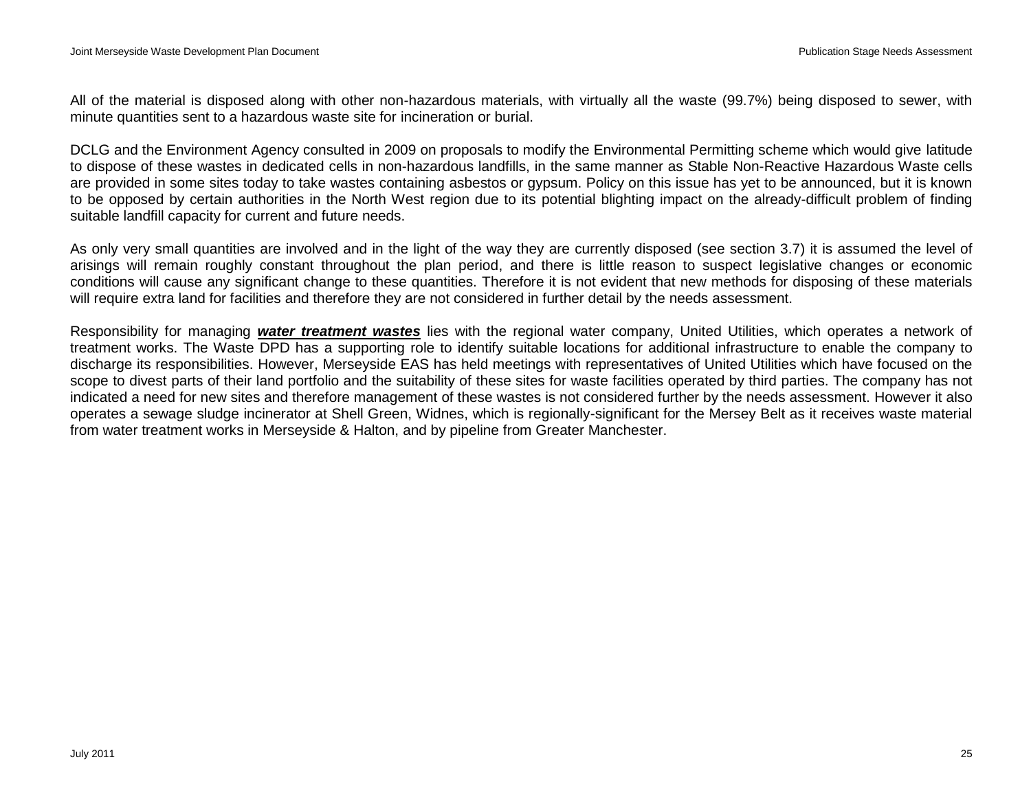All of the material is disposed along with other non-hazardous materials, with virtually all the waste (99.7%) being disposed to sewer, with minute quantities sent to a hazardous waste site for incineration or burial.

DCLG and the Environment Agency consulted in 2009 on proposals to modify the Environmental Permitting scheme which would give latitude to dispose of these wastes in dedicated cells in non-hazardous landfills, in the same manner as Stable Non-Reactive Hazardous Waste cells are provided in some sites today to take wastes containing asbestos or gypsum. Policy on this issue has yet to be announced, but it is known to be opposed by certain authorities in the North West region due to its potential blighting impact on the already-difficult problem of finding suitable landfill capacity for current and future needs.

As only very small quantities are involved and in the light of the way they are currently disposed (see section 3.7) it is assumed the level of arisings will remain roughly constant throughout the plan period, and there is little reason to suspect legislative changes or economic conditions will cause any significant change to these quantities. Therefore it is not evident that new methods for disposing of these materials will require extra land for facilities and therefore they are not considered in further detail by the needs assessment.

Responsibility for managing ***water treatment wastes*** lies with the regional water company, United Utilities, which operates a network of treatment works. The Waste DPD has a supporting role to identify suitable locations for additional infrastructure to enable the company to discharge its responsibilities. However, Merseyside EAS has held meetings with representatives of United Utilities which have focused on the scope to divest parts of their land portfolio and the suitability of these sites for waste facilities operated by third parties. The company has not indicated a need for new sites and therefore management of these wastes is not considered further by the needs assessment. However it also operates a sewage sludge incinerator at Shell Green, Widnes, which is regionally-significant for the Mersey Belt as it receives waste material from water treatment works in Merseyside & Halton, and by pipeline from Greater Manchester.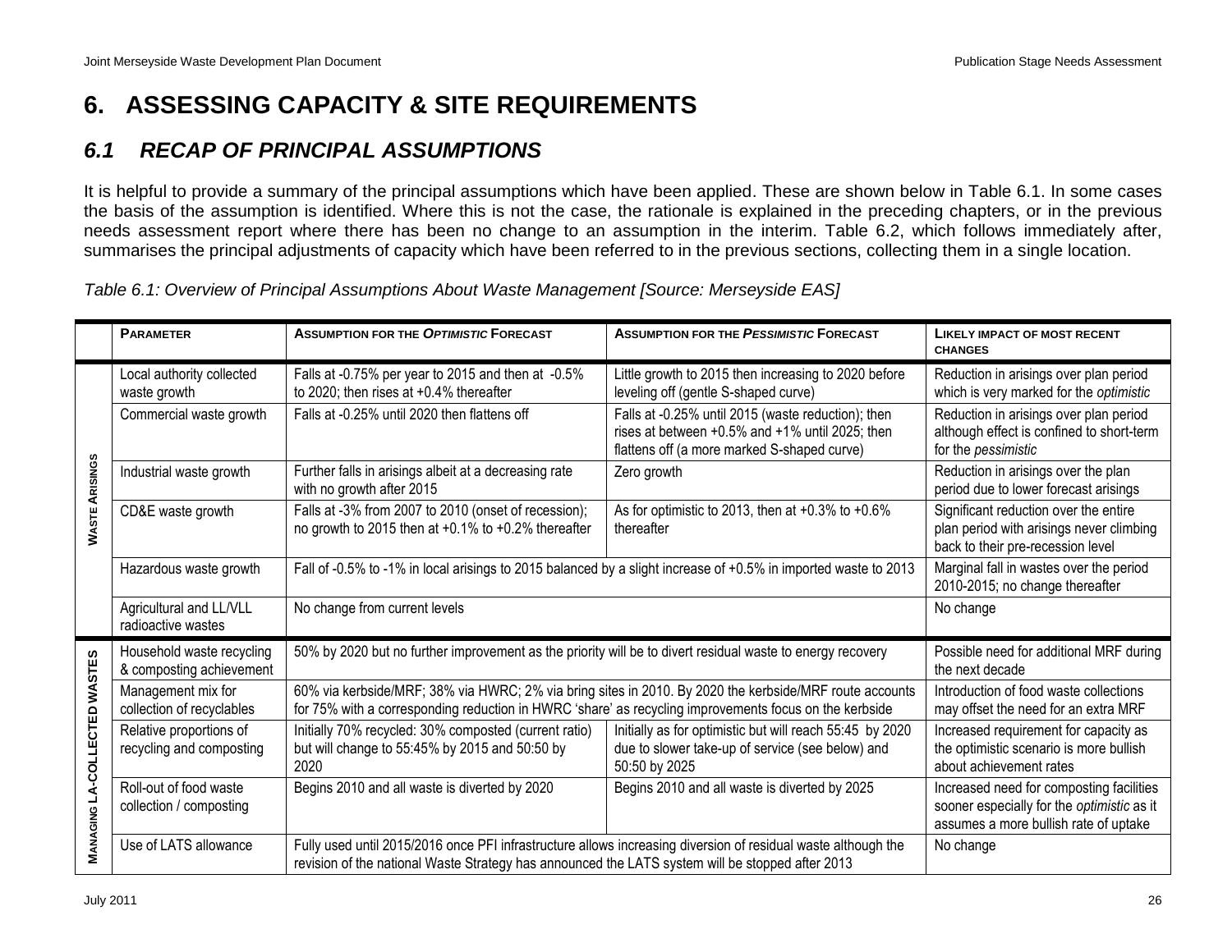# 6. ASSESSING CAPACITY & SITE REQUIREMENTS

## *6.1 RECAP OF PRINCIPAL ASSUMPTIONS*

It is helpful to provide a summary of the principal assumptions which have been applied. These are shown below in Table 6.1. In some cases the basis of the assumption is identified. Where this is not the case, the rationale is explained in the preceding chapters, or in the previous needs assessment report where there has been no change to an assumption in the interim. Table 6.2, which follows immediately after, summarises the principal adjustments of capacity which have been referred to in the previous sections, collecting them in a single location.

*Table 6.1: Overview of Principal Assumptions About Waste Management [Source: Merseyside EAS]*

| | **PARAMETER** | **ASSUMPTION FOR THE *OPTIMISTIC* FORECAST** | **ASSUMPTION FOR THE *PESSIMISTIC* FORECAST** | **LIKELY IMPACT OF MOST RECENT CHANGES** |
|---|---|---|---|---|
| **WASTE ARISINGS** | Local authority collected waste growth | Falls at -0.75% per year to 2015 and then at -0.5% to 2020; then rises at +0.4% thereafter | Little growth to 2015 then increasing to 2020 before leveling off (gentle S-shaped curve) | Reduction in arisings over plan period which is very marked for the *optimistic* |
| | Commercial waste growth | Falls at -0.25% until 2020 then flattens off | Falls at -0.25% until 2015 (waste reduction); then rises at between +0.5% and +1% until 2025; then flattens off (a more marked S-shaped curve) | Reduction in arisings over plan period although effect is confined to short-term for the *pessimistic* |
| | Industrial waste growth | Further falls in arisings albeit at a decreasing rate with no growth after 2015 | Zero growth | Reduction in arisings over the plan period due to lower forecast arisings |
| | CD&E waste growth | Falls at -3% from 2007 to 2010 (onset of recession); no growth to 2015 then at +0.1% to +0.2% thereafter | As for optimistic to 2013, then at +0.3% to +0.6% thereafter | Significant reduction over the entire plan period with arisings never climbing back to their pre-recession level |
| | Hazardous waste growth | Fall of -0.5% to -1% in local arisings to 2015 balanced by a slight increase of +0.5% in imported waste to 2013 | | Marginal fall in wastes over the period 2010-2015; no change thereafter |
| | Agricultural and LL/VLL radioactive wastes | No change from current levels | | No change |
| **MANAGING LA-COLLECTED WASTES** | Household waste recycling & composting achievement | 50% by 2020 but no further improvement as the priority will be to divert residual waste to energy recovery | | Possible need for additional MRF during the next decade |
| | Management mix for collection of recyclables | 60% via kerbside/MRF; 38% via HWRC; 2% via bring sites in 2010. By 2020 the kerbside/MRF route accounts for 75% with a corresponding reduction in HWRC 'share' as recycling improvements focus on the kerbside | | Introduction of food waste collections may offset the need for an extra MRF |
| | Relative proportions of recycling and composting | Initially 70% recycled: 30% composted (current ratio) but will change to 55:45% by 2015 and 50:50 by 2020 | Initially as for optimistic but will reach 55:45 by 2020 due to slower take-up of service (see below) and 50:50 by 2025 | Increased requirement for capacity as the optimistic scenario is more bullish about achievement rates |
| | Roll-out of food waste collection / composting | Begins 2010 and all waste is diverted by 2020 | Begins 2010 and all waste is diverted by 2025 | Increased need for composting facilities sooner especially for the *optimistic* as it assumes a more bullish rate of uptake |
| | Use of LATS allowance | Fully used until 2015/2016 once PFI infrastructure allows increasing diversion of residual waste although the revision of the national Waste Strategy has announced the LATS system will be stopped after 2013 | | No change |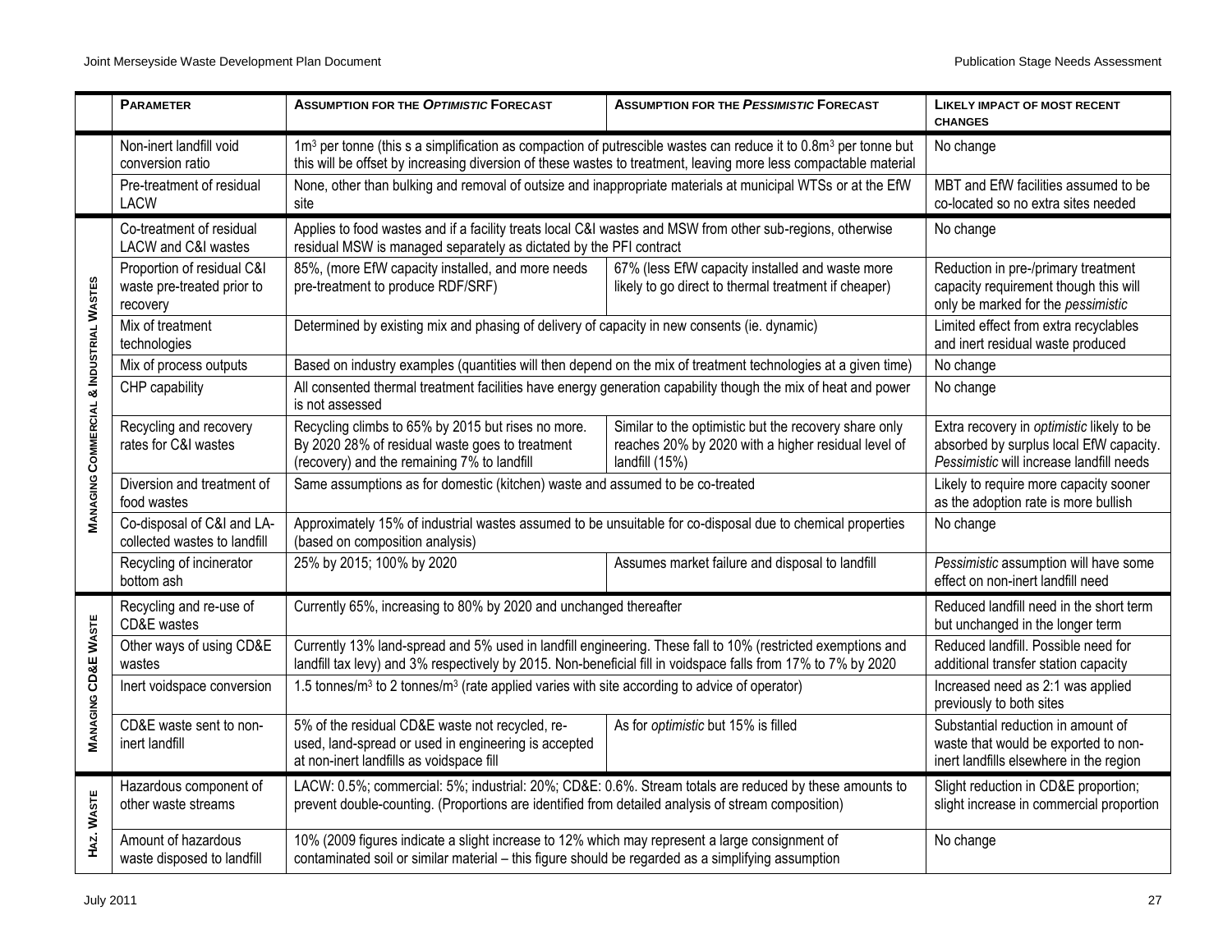| | Parameter | Assumption for the *Optimistic* Forecast | Assumption for the *Pessimistic* Forecast | Likely impact of most recent changes |
|---|---|---|---|---|
| | Non-inert landfill void conversion ratio | 1m³ per tonne (this s a simplification as compaction of putrescible wastes can reduce it to 0.8m³ per tonne but this will be offset by increasing diversion of these wastes to treatment, leaving more less compactable material | | No change |
| | Pre-treatment of residual LACW | None, other than bulking and removal of outsize and inappropriate materials at municipal WTSs or at the EfW site | | MBT and EfW facilities assumed to be co-located so no extra sites needed |
| **Managing Commercial & Industrial Wastes** | Co-treatment of residual LACW and C&I wastes | Applies to food wastes and if a facility treats local C&I wastes and MSW from other sub-regions, otherwise residual MSW is managed separately as dictated by the PFI contract | | No change |
| | Proportion of residual C&I waste pre-treated prior to recovery | 85%, (more EfW capacity installed, and more needs pre-treatment to produce RDF/SRF) | 67% (less EfW capacity installed and waste more likely to go direct to thermal treatment if cheaper) | Reduction in pre-/primary treatment capacity requirement though this will only be marked for the *pessimistic* |
| | Mix of treatment technologies | Determined by existing mix and phasing of delivery of capacity in new consents (ie. dynamic) | | Limited effect from extra recyclables and inert residual waste produced |
| | Mix of process outputs | Based on industry examples (quantities will then depend on the mix of treatment technologies at a given time) | | No change |
| | CHP capability | All consented thermal treatment facilities have energy generation capability though the mix of heat and power is not assessed | | No change |
| | Recycling and recovery rates for C&I wastes | Recycling climbs to 65% by 2015 but rises no more. By 2020 28% of residual waste goes to treatment (recovery) and the remaining 7% to landfill | Similar to the optimistic but the recovery share only reaches 20% by 2020 with a higher residual level of landfill (15%) | Extra recovery in *optimistic* likely to be absorbed by surplus local EfW capacity. *Pessimistic* will increase landfill needs |
| | Diversion and treatment of food wastes | Same assumptions as for domestic (kitchen) waste and assumed to be co-treated | | Likely to require more capacity sooner as the adoption rate is more bullish |
| | Co-disposal of C&I and LA-collected wastes to landfill | Approximately 15% of industrial wastes assumed to be unsuitable for co-disposal due to chemical properties (based on composition analysis) | | No change |
| | Recycling of incinerator bottom ash | 25% by 2015; 100% by 2020 | Assumes market failure and disposal to landfill | *Pessimistic* assumption will have some effect on non-inert landfill need |
| **Managing CD&E Waste** | Recycling and re-use of CD&E wastes | Currently 65%, increasing to 80% by 2020 and unchanged thereafter | | Reduced landfill need in the short term but unchanged in the longer term |
| | Other ways of using CD&E wastes | Currently 13% land-spread and 5% used in landfill engineering. These fall to 10% (restricted exemptions and landfill tax levy) and 3% respectively by 2015. Non-beneficial fill in voidspace falls from 17% to 7% by 2020 | | Reduced landfill. Possible need for additional transfer station capacity |
| | Inert voidspace conversion | 1.5 tonnes/m³ to 2 tonnes/m³ (rate applied varies with site according to advice of operator) | | Increased need as 2:1 was applied previously to both sites |
| | CD&E waste sent to non-inert landfill | 5% of the residual CD&E waste not recycled, re-used, land-spread or used in engineering is accepted at non-inert landfills as voidspace fill | As for *optimistic* but 15% is filled | Substantial reduction in amount of waste that would be exported to non-inert landfills elsewhere in the region |
| **Haz. Waste** | Hazardous component of other waste streams | LACW: 0.5%; commercial: 5%; industrial: 20%; CD&E: 0.6%. Stream totals are reduced by these amounts to prevent double-counting. (Proportions are identified from detailed analysis of stream composition) | | Slight reduction in CD&E proportion; slight increase in commercial proportion |
| | Amount of hazardous waste disposed to landfill | 10% (2009 figures indicate a slight increase to 12% which may represent a large consignment of contaminated soil or similar material – this figure should be regarded as a simplifying assumption | | No change |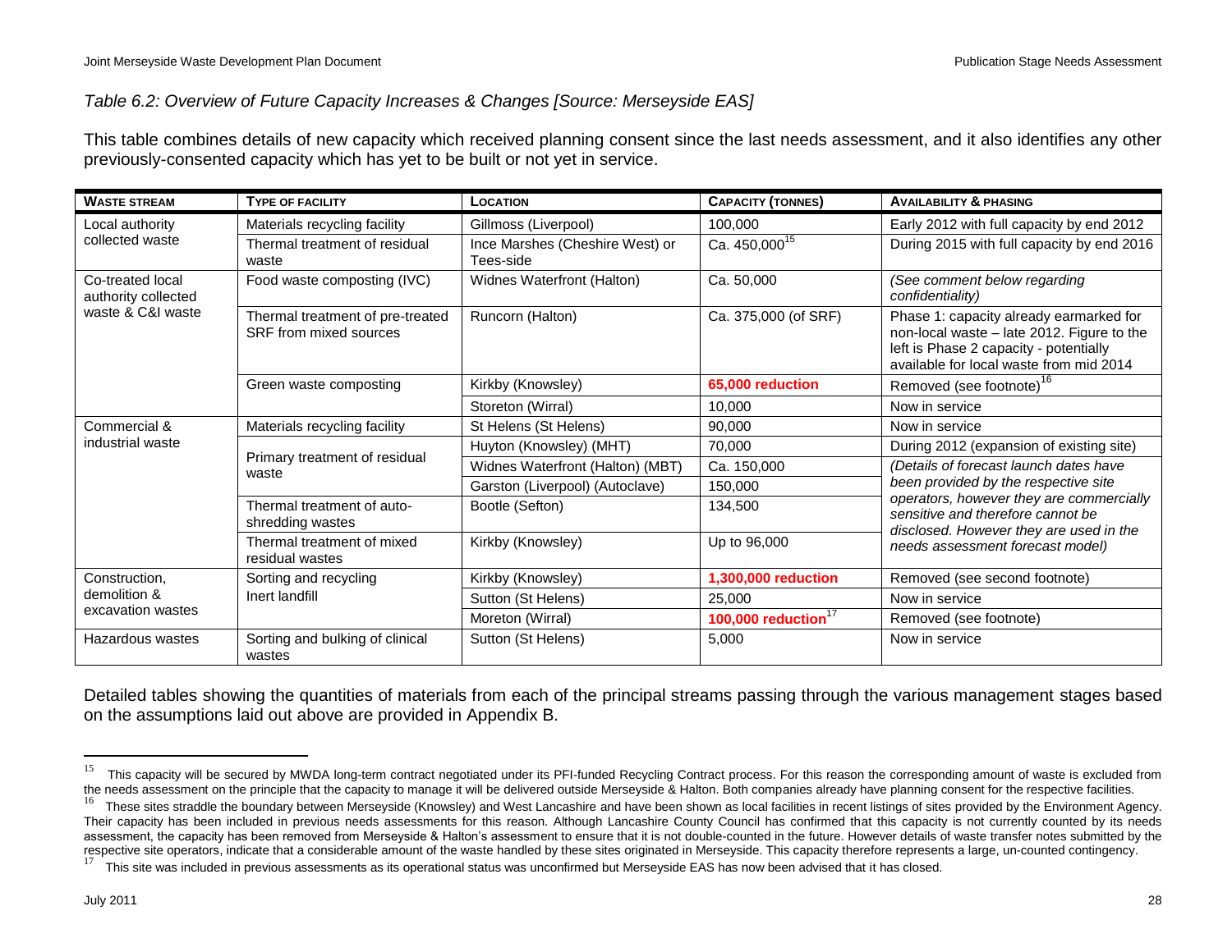*Table 6.2: Overview of Future Capacity Increases & Changes [Source: Merseyside EAS]*

This table combines details of new capacity which received planning consent since the last needs assessment, and it also identifies any other previously-consented capacity which has yet to be built or not yet in service.

| WASTE STREAM | TYPE OF FACILITY | LOCATION | CAPACITY (TONNES) | AVAILABILITY & PHASING |
|---|---|---|---|---|
| Local authority collected waste | Materials recycling facility | Gillmoss (Liverpool) | 100,000 | Early 2012 with full capacity by end 2012 |
| | Thermal treatment of residual waste | Ince Marshes (Cheshire West) or Tees-side | Ca. 450,000[15] | During 2015 with full capacity by end 2016 |
| Co-treated local authority collected waste & C&I waste | Food waste composting (IVC) | Widnes Waterfront (Halton) | Ca. 50,000 | *(See comment below regarding confidentiality)* |
| | Thermal treatment of pre-treated SRF from mixed sources | Runcorn (Halton) | Ca. 375,000 (of SRF) | Phase 1: capacity already earmarked for non-local waste – late 2012. Figure to the left is Phase 2 capacity - potentially available for local waste from mid 2014 |
| | Green waste composting | Kirkby (Knowsley) | **65,000 reduction** | Removed (see footnote)[16] |
| | | Storeton (Wirral) | 10,000 | Now in service |
| Commercial & industrial waste | Materials recycling facility | St Helens (St Helens) | 90,000 | Now in service |
| | Primary treatment of residual waste | Huyton (Knowsley) (MHT) | 70,000 | During 2012 (expansion of existing site) |
| | | Widnes Waterfront (Halton) (MBT) | Ca. 150,000 | *(Details of forecast launch dates have been provided by the respective site operators, however they are commercially sensitive and therefore cannot be disclosed. However they are used in the needs assessment forecast model)* |
| | | Garston (Liverpool) (Autoclave) | 150,000 | |
| | Thermal treatment of auto-shredding wastes | Bootle (Sefton) | 134,500 | |
| | Thermal treatment of mixed residual wastes | Kirkby (Knowsley) | Up to 96,000 | |
| Construction, demolition & excavation wastes | Sorting and recycling | Kirkby (Knowsley) | **1,300,000 reduction** | Removed (see second footnote) |
| | Inert landfill | Sutton (St Helens) | 25,000 | Now in service |
| | | Moreton (Wirral) | **100,000 reduction**[17] | Removed (see footnote) |
| Hazardous wastes | Sorting and bulking of clinical wastes | Sutton (St Helens) | 5,000 | Now in service |

Detailed tables showing the quantities of materials from each of the principal streams passing through the various management stages based on the assumptions laid out above are provided in Appendix B.

---

[15] This capacity will be secured by MWDA long-term contract negotiated under its PFI-funded Recycling Contract process. For this reason the corresponding amount of waste is excluded from the needs assessment on the principle that the capacity to manage it will be delivered outside Merseyside & Halton. Both companies already have planning consent for the respective facilities.

[16] These sites straddle the boundary between Merseyside (Knowsley) and West Lancashire and have been shown as local facilities in recent listings of sites provided by the Environment Agency. Their capacity has been included in previous needs assessments for this reason. Although Lancashire County Council has confirmed that this capacity is not currently counted by its needs assessment, the capacity has been removed from Merseyside & Halton's assessment to ensure that it is not double-counted in the future. However details of waste transfer notes submitted by the respective site operators, indicate that a considerable amount of the waste handled by these sites originated in Merseyside. This capacity therefore represents a large, un-counted contingency.

[17] This site was included in previous assessments as its operational status was unconfirmed but Merseyside EAS has now been advised that it has closed.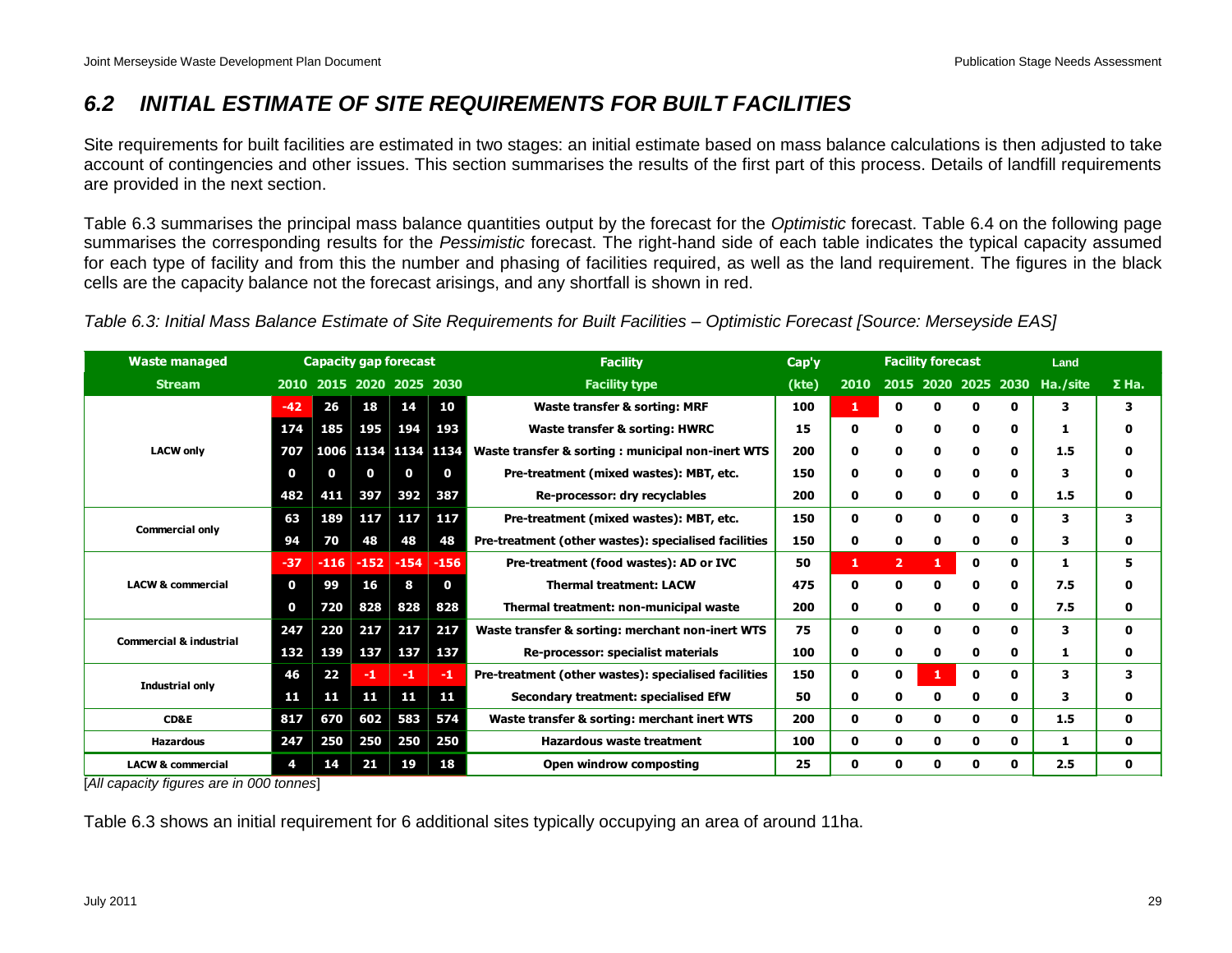## 6.2 INITIAL ESTIMATE OF SITE REQUIREMENTS FOR BUILT FACILITIES

Site requirements for built facilities are estimated in two stages: an initial estimate based on mass balance calculations is then adjusted to take account of contingencies and other issues. This section summarises the results of the first part of this process. Details of landfill requirements are provided in the next section.

Table 6.3 summarises the principal mass balance quantities output by the forecast for the *Optimistic* forecast. Table 6.4 on the following page summarises the corresponding results for the *Pessimistic* forecast. The right-hand side of each table indicates the typical capacity assumed for each type of facility and from this the number and phasing of facilities required, as well as the land requirement. The figures in the black cells are the capacity balance not the forecast arisings, and any shortfall is shown in red.

*Table 6.3: Initial Mass Balance Estimate of Site Requirements for Built Facilities – Optimistic Forecast [Source: Merseyside EAS]*

| Waste managed | Capacity gap forecast | | | | | Facility | Cap'y | Facility forecast | | | | | Land | |
|---|---|---|---|---|---|---|---|---|---|---|---|---|---|---|
| **Stream** | **2010** | **2015** | **2020** | **2025** | **2030** | **Facility type** | **(kte)** | **2010** | **2015** | **2020** | **2025** | **2030** | **Ha./site** | **Σ Ha.** |
| LACW only | -42 | 26 | 18 | 14 | 10 | Waste transfer & sorting: MRF | 100 | 1 | 0 | 0 | 0 | 0 | 3 | 3 |
| | 174 | 185 | 195 | 194 | 193 | Waste transfer & sorting: HWRC | 15 | 0 | 0 | 0 | 0 | 0 | 1 | 0 |
| | 707 | 1006 | 1134 | 1134 | 1134 | Waste transfer & sorting : municipal non-inert WTS | 200 | 0 | 0 | 0 | 0 | 0 | 1.5 | 0 |
| | 0 | 0 | 0 | 0 | 0 | Pre-treatment (mixed wastes): MBT, etc. | 150 | 0 | 0 | 0 | 0 | 0 | 3 | 0 |
| | 482 | 411 | 397 | 392 | 387 | Re-processor: dry recyclables | 200 | 0 | 0 | 0 | 0 | 0 | 1.5 | 0 |
| Commercial only | 63 | 189 | 117 | 117 | 117 | Pre-treatment (mixed wastes): MBT, etc. | 150 | 0 | 0 | 0 | 0 | 0 | 3 | 3 |
| | 94 | 70 | 48 | 48 | 48 | Pre-treatment (other wastes): specialised facilities | 150 | 0 | 0 | 0 | 0 | 0 | 3 | 0 |
| LACW & commercial | -37 | -116 | -152 | -154 | -156 | Pre-treatment (food wastes): AD or IVC | 50 | 1 | 2 | 1 | 0 | 0 | 1 | 5 |
| | 0 | 99 | 16 | 8 | 0 | Thermal treatment: LACW | 475 | 0 | 0 | 0 | 0 | 0 | 7.5 | 0 |
| | 0 | 720 | 828 | 828 | 828 | Thermal treatment: non-municipal waste | 200 | 0 | 0 | 0 | 0 | 0 | 7.5 | 0 |
| Commercial & industrial | 247 | 220 | 217 | 217 | 217 | Waste transfer & sorting: merchant non-inert WTS | 75 | 0 | 0 | 0 | 0 | 0 | 3 | 0 |
| | 132 | 139 | 137 | 137 | 137 | Re-processor: specialist materials | 100 | 0 | 0 | 0 | 0 | 0 | 1 | 0 |
| Industrial only | 46 | 22 | -1 | -1 | -1 | Pre-treatment (other wastes): specialised facilities | 150 | 0 | 0 | 1 | 0 | 0 | 3 | 3 |
| | 11 | 11 | 11 | 11 | 11 | Secondary treatment: specialised EfW | 50 | 0 | 0 | 0 | 0 | 0 | 3 | 0 |
| CD&E | 817 | 670 | 602 | 583 | 574 | Waste transfer & sorting: merchant inert WTS | 200 | 0 | 0 | 0 | 0 | 0 | 1.5 | 0 |
| Hazardous | 247 | 250 | 250 | 250 | 250 | Hazardous waste treatment | 100 | 0 | 0 | 0 | 0 | 0 | 1 | 0 |
| LACW & commercial | 4 | 14 | 21 | 19 | 18 | Open windrow composting | 25 | 0 | 0 | 0 | 0 | 0 | 2.5 | 0 |

[*All capacity figures are in 000 tonnes*]

Table 6.3 shows an initial requirement for 6 additional sites typically occupying an area of around 11ha.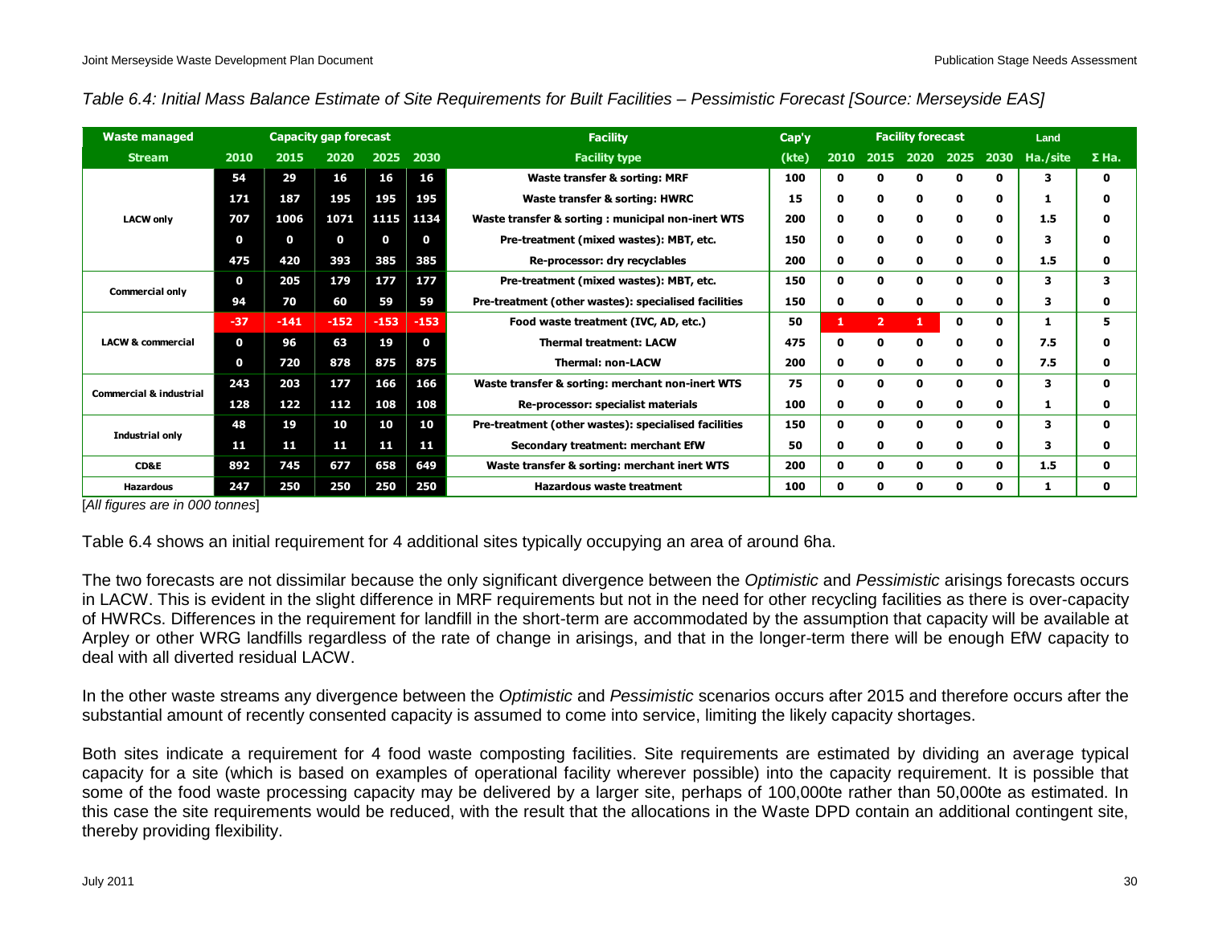*Table 6.4: Initial Mass Balance Estimate of Site Requirements for Built Facilities – Pessimistic Forecast [Source: Merseyside EAS]*

| Waste managed | Capacity gap forecast | | | | | Facility | Cap'y | Facility forecast | | | | | Land | |
|---|---|---|---|---|---|---|---|---|---|---|---|---|---|---|
| **Stream** | **2010** | **2015** | **2020** | **2025** | **2030** | **Facility type** | **(kte)** | **2010** | **2015** | **2020** | **2025** | **2030** | **Ha./site** | **Σ Ha.** |
| LACW only | 54 | 29 | 16 | 16 | 16 | Waste transfer & sorting: MRF | 100 | 0 | 0 | 0 | 0 | 0 | 3 | 0 |
| | 171 | 187 | 195 | 195 | 195 | Waste transfer & sorting: HWRC | 15 | 0 | 0 | 0 | 0 | 0 | 1 | 0 |
| | 707 | 1006 | 1071 | 1115 | 1134 | Waste transfer & sorting : municipal non-inert WTS | 200 | 0 | 0 | 0 | 0 | 0 | 1.5 | 0 |
| | 0 | 0 | 0 | 0 | 0 | Pre-treatment (mixed wastes): MBT, etc. | 150 | 0 | 0 | 0 | 0 | 0 | 3 | 0 |
| | 475 | 420 | 393 | 385 | 385 | Re-processor: dry recyclables | 200 | 0 | 0 | 0 | 0 | 0 | 1.5 | 0 |
| Commercial only | 0 | 205 | 179 | 177 | 177 | Pre-treatment (mixed wastes): MBT, etc. | 150 | 0 | 0 | 0 | 0 | 0 | 3 | 3 |
| | 94 | 70 | 60 | 59 | 59 | Pre-treatment (other wastes): specialised facilities | 150 | 0 | 0 | 0 | 0 | 0 | 3 | 0 |
| LACW & commercial | -37 | -141 | -152 | -153 | -153 | Food waste treatment (IVC, AD, etc.) | 50 | 1 | 2 | 1 | 0 | 0 | 1 | 5 |
| | 0 | 96 | 63 | 19 | 0 | Thermal treatment: LACW | 475 | 0 | 0 | 0 | 0 | 0 | 7.5 | 0 |
| | 0 | 720 | 878 | 875 | 875 | Thermal: non-LACW | 200 | 0 | 0 | 0 | 0 | 0 | 7.5 | 0 |
| Commercial & industrial | 243 | 203 | 177 | 166 | 166 | Waste transfer & sorting: merchant non-inert WTS | 75 | 0 | 0 | 0 | 0 | 0 | 3 | 0 |
| | 128 | 122 | 112 | 108 | 108 | Re-processor: specialist materials | 100 | 0 | 0 | 0 | 0 | 0 | 1 | 0 |
| Industrial only | 48 | 19 | 10 | 10 | 10 | Pre-treatment (other wastes): specialised facilities | 150 | 0 | 0 | 0 | 0 | 0 | 3 | 0 |
| | 11 | 11 | 11 | 11 | 11 | Secondary treatment: merchant EfW | 50 | 0 | 0 | 0 | 0 | 0 | 3 | 0 |
| CD&E | 892 | 745 | 677 | 658 | 649 | Waste transfer & sorting: merchant inert WTS | 200 | 0 | 0 | 0 | 0 | 0 | 1.5 | 0 |
| Hazardous | 247 | 250 | 250 | 250 | 250 | Hazardous waste treatment | 100 | 0 | 0 | 0 | 0 | 0 | 1 | 0 |

[*All figures are in 000 tonnes*]

Table 6.4 shows an initial requirement for 4 additional sites typically occupying an area of around 6ha.

The two forecasts are not dissimilar because the only significant divergence between the *Optimistic* and *Pessimistic* arisings forecasts occurs in LACW. This is evident in the slight difference in MRF requirements but not in the need for other recycling facilities as there is over-capacity of HWRCs. Differences in the requirement for landfill in the short-term are accommodated by the assumption that capacity will be available at Arpley or other WRG landfills regardless of the rate of change in arisings, and that in the longer-term there will be enough EfW capacity to deal with all diverted residual LACW.

In the other waste streams any divergence between the *Optimistic* and *Pessimistic* scenarios occurs after 2015 and therefore occurs after the substantial amount of recently consented capacity is assumed to come into service, limiting the likely capacity shortages.

Both sites indicate a requirement for 4 food waste composting facilities. Site requirements are estimated by dividing an average typical capacity for a site (which is based on examples of operational facility wherever possible) into the capacity requirement. It is possible that some of the food waste processing capacity may be delivered by a larger site, perhaps of 100,000te rather than 50,000te as estimated. In this case the site requirements would be reduced, with the result that the allocations in the Waste DPD contain an additional contingent site, thereby providing flexibility.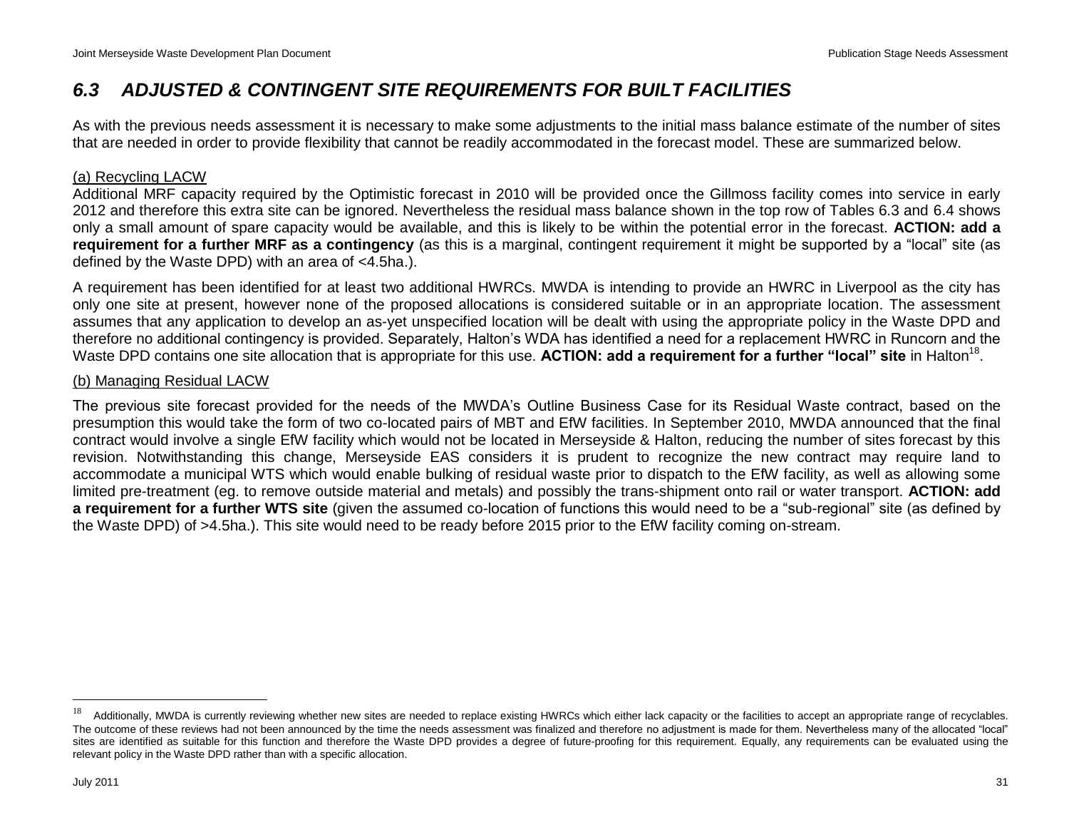## *6.3 ADJUSTED & CONTINGENT SITE REQUIREMENTS FOR BUILT FACILITIES*

As with the previous needs assessment it is necessary to make some adjustments to the initial mass balance estimate of the number of sites that are needed in order to provide flexibility that cannot be readily accommodated in the forecast model. These are summarized below.

(a) Recycling LACW

Additional MRF capacity required by the Optimistic forecast in 2010 will be provided once the Gillmoss facility comes into service in early 2012 and therefore this extra site can be ignored. Nevertheless the residual mass balance shown in the top row of Tables 6.3 and 6.4 shows only a small amount of spare capacity would be available, and this is likely to be within the potential error in the forecast. **ACTION: add a requirement for a further MRF as a contingency** (as this is a marginal, contingent requirement it might be supported by a "local" site (as defined by the Waste DPD) with an area of <4.5ha.).

A requirement has been identified for at least two additional HWRCs. MWDA is intending to provide an HWRC in Liverpool as the city has only one site at present, however none of the proposed allocations is considered suitable or in an appropriate location. The assessment assumes that any application to develop an as-yet unspecified location will be dealt with using the appropriate policy in the Waste DPD and therefore no additional contingency is provided. Separately, Halton's WDA has identified a need for a replacement HWRC in Runcorn and the Waste DPD contains one site allocation that is appropriate for this use. **ACTION: add a requirement for a further "local" site** in Halton[18].

(b) Managing Residual LACW

The previous site forecast provided for the needs of the MWDA's Outline Business Case for its Residual Waste contract, based on the presumption this would take the form of two co-located pairs of MBT and EfW facilities. In September 2010, MWDA announced that the final contract would involve a single EfW facility which would not be located in Merseyside & Halton, reducing the number of sites forecast by this revision. Notwithstanding this change, Merseyside EAS considers it is prudent to recognize the new contract may require land to accommodate a municipal WTS which would enable bulking of residual waste prior to dispatch to the EfW facility, as well as allowing some limited pre-treatment (eg. to remove outside material and metals) and possibly the trans-shipment onto rail or water transport. **ACTION: add a requirement for a further WTS site** (given the assumed co-location of functions this would need to be a "sub-regional" site (as defined by the Waste DPD) of >4.5ha.). This site would need to be ready before 2015 prior to the EfW facility coming on-stream.

---

[18] Additionally, MWDA is currently reviewing whether new sites are needed to replace existing HWRCs which either lack capacity or the facilities to accept an appropriate range of recyclables. The outcome of these reviews had not been announced by the time the needs assessment was finalized and therefore no adjustment is made for them. Nevertheless many of the allocated "local" sites are identified as suitable for this function and therefore the Waste DPD provides a degree of future-proofing for this requirement. Equally, any requirements can be evaluated using the relevant policy in the Waste DPD rather than with a specific allocation.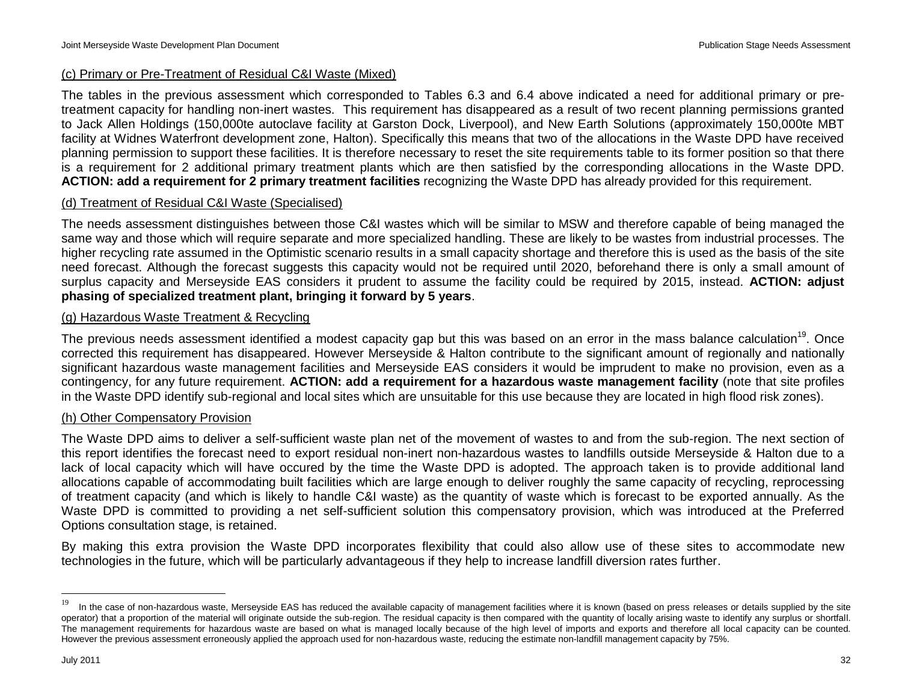(c) Primary or Pre-Treatment of Residual C&I Waste (Mixed)

The tables in the previous assessment which corresponded to Tables 6.3 and 6.4 above indicated a need for additional primary or pre-treatment capacity for handling non-inert wastes. This requirement has disappeared as a result of two recent planning permissions granted to Jack Allen Holdings (150,000te autoclave facility at Garston Dock, Liverpool), and New Earth Solutions (approximately 150,000te MBT facility at Widnes Waterfront development zone, Halton). Specifically this means that two of the allocations in the Waste DPD have received planning permission to support these facilities. It is therefore necessary to reset the site requirements table to its former position so that there is a requirement for 2 additional primary treatment plants which are then satisfied by the corresponding allocations in the Waste DPD. **ACTION: add a requirement for 2 primary treatment facilities** recognizing the Waste DPD has already provided for this requirement.

(d) Treatment of Residual C&I Waste (Specialised)

The needs assessment distinguishes between those C&I wastes which will be similar to MSW and therefore capable of being managed the same way and those which will require separate and more specialized handling. These are likely to be wastes from industrial processes. The higher recycling rate assumed in the Optimistic scenario results in a small capacity shortage and therefore this is used as the basis of the site need forecast. Although the forecast suggests this capacity would not be required until 2020, beforehand there is only a small amount of surplus capacity and Merseyside EAS considers it prudent to assume the facility could be required by 2015, instead. **ACTION: adjust phasing of specialized treatment plant, bringing it forward by 5 years**.

(g) Hazardous Waste Treatment & Recycling

The previous needs assessment identified a modest capacity gap but this was based on an error in the mass balance calculation[19]. Once corrected this requirement has disappeared. However Merseyside & Halton contribute to the significant amount of regionally and nationally significant hazardous waste management facilities and Merseyside EAS considers it would be imprudent to make no provision, even as a contingency, for any future requirement. **ACTION: add a requirement for a hazardous waste management facility** (note that site profiles in the Waste DPD identify sub-regional and local sites which are unsuitable for this use because they are located in high flood risk zones).

(h) Other Compensatory Provision

The Waste DPD aims to deliver a self-sufficient waste plan net of the movement of wastes to and from the sub-region. The next section of this report identifies the forecast need to export residual non-inert non-hazardous wastes to landfills outside Merseyside & Halton due to a lack of local capacity which will have occured by the time the Waste DPD is adopted. The approach taken is to provide additional land allocations capable of accommodating built facilities which are large enough to deliver roughly the same capacity of recycling, reprocessing of treatment capacity (and which is likely to handle C&I waste) as the quantity of waste which is forecast to be exported annually. As the Waste DPD is committed to providing a net self-sufficient solution this compensatory provision, which was introduced at the Preferred Options consultation stage, is retained.

By making this extra provision the Waste DPD incorporates flexibility that could also allow use of these sites to accommodate new technologies in the future, which will be particularly advantageous if they help to increase landfill diversion rates further.

---

[19] In the case of non-hazardous waste, Merseyside EAS has reduced the available capacity of management facilities where it is known (based on press releases or details supplied by the site operator) that a proportion of the material will originate outside the sub-region. The residual capacity is then compared with the quantity of locally arising waste to identify any surplus or shortfall. The management requirements for hazardous waste are based on what is managed locally because of the high level of imports and exports and therefore all local capacity can be counted. However the previous assessment erroneously applied the approach used for non-hazardous waste, reducing the estimate non-landfill management capacity by 75%.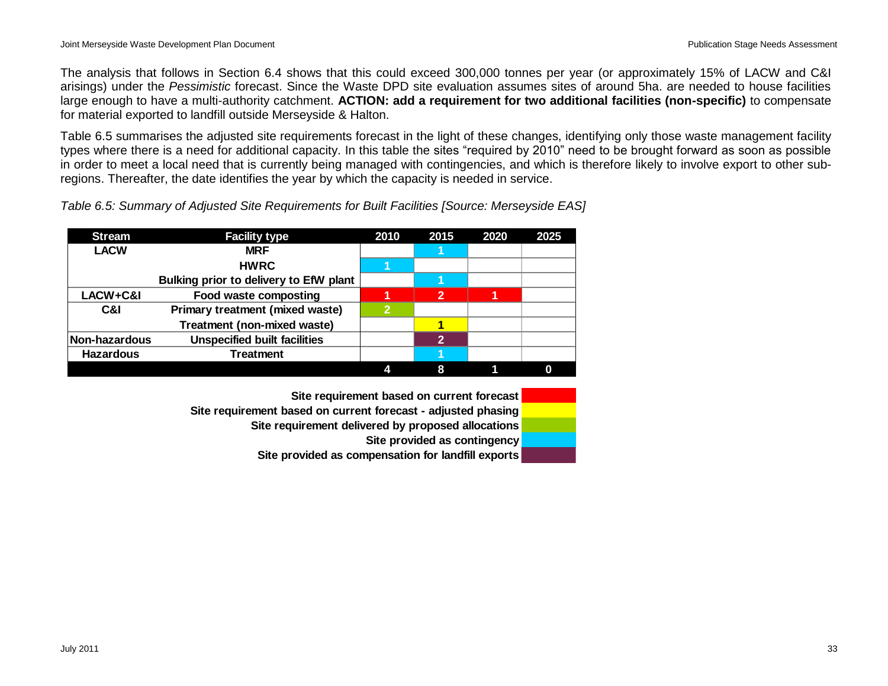The analysis that follows in Section 6.4 shows that this could exceed 300,000 tonnes per year (or approximately 15% of LACW and C&I arisings) under the *Pessimistic* forecast. Since the Waste DPD site evaluation assumes sites of around 5ha. are needed to house facilities large enough to have a multi-authority catchment. **ACTION: add a requirement for two additional facilities (non-specific)** to compensate for material exported to landfill outside Merseyside & Halton.

Table 6.5 summarises the adjusted site requirements forecast in the light of these changes, identifying only those waste management facility types where there is a need for additional capacity. In this table the sites "required by 2010" need to be brought forward as soon as possible in order to meet a local need that is currently being managed with contingencies, and which is therefore likely to involve export to other sub-regions. Thereafter, the date identifies the year by which the capacity is needed in service.

*Table 6.5: Summary of Adjusted Site Requirements for Built Facilities [Source: Merseyside EAS]*

| Stream | Facility type | 2010 | 2015 | 2020 | 2025 |
|---|---|---|---|---|---|
| LACW | MRF | | 1 | | |
| | HWRC | 1 | | | |
| | Bulking prior to delivery to EfW plant | | 1 | | |
| LACW+C&I | Food waste composting | 1 | 2 | 1 | |
| C&I | Primary treatment (mixed waste) | 2 | | | |
| | Treatment (non-mixed waste) | | 1 | | |
| Non-hazardous | Unspecified built facilities | | 2 | | |
| Hazardous | Treatment | | 1 | | |
| | | 4 | 8 | 1 | 0 |

Key:
- Site requirement based on current forecast (red)
- Site requirement based on current forecast - adjusted phasing (yellow)
- Site requirement delivered by proposed allocations (green)
- Site provided as contingency (blue)
- Site provided as compensation for landfill exports (purple)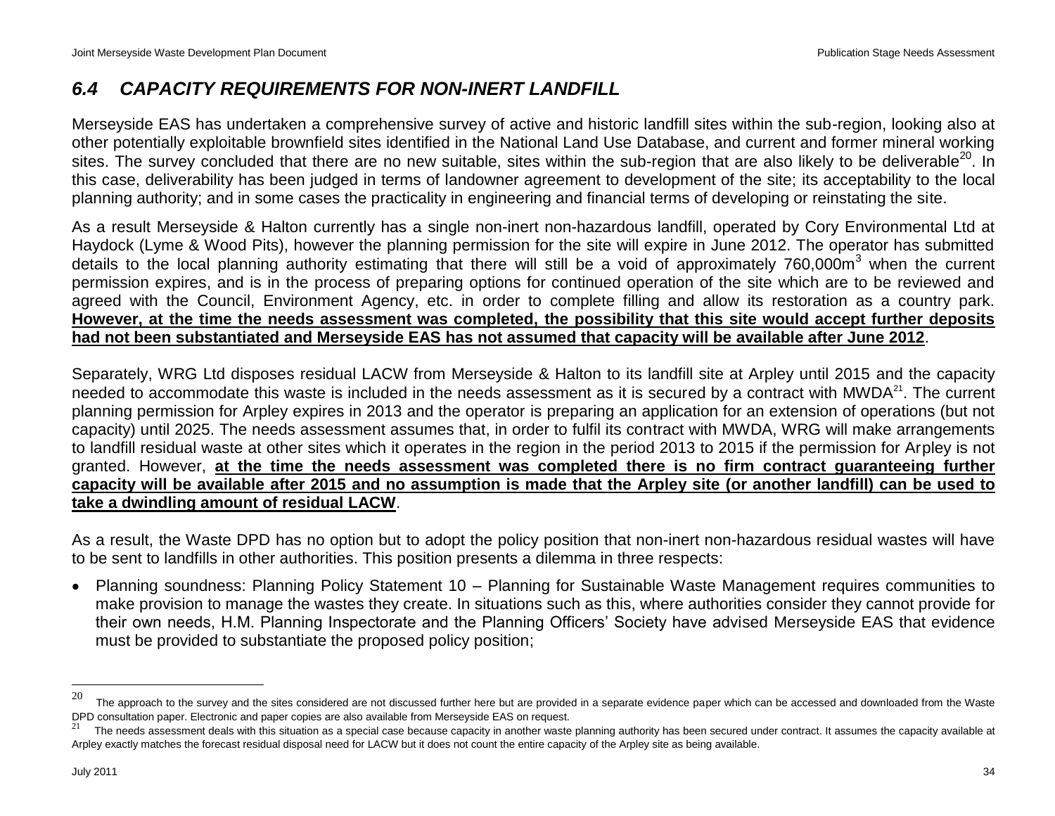## *6.4 CAPACITY REQUIREMENTS FOR NON-INERT LANDFILL*

Merseyside EAS has undertaken a comprehensive survey of active and historic landfill sites within the sub-region, looking also at other potentially exploitable brownfield sites identified in the National Land Use Database, and current and former mineral working sites. The survey concluded that there are no new suitable, sites within the sub-region that are also likely to be deliverable[20]. In this case, deliverability has been judged in terms of landowner agreement to development of the site; its acceptability to the local planning authority; and in some cases the practicality in engineering and financial terms of developing or reinstating the site.

As a result Merseyside & Halton currently has a single non-inert non-hazardous landfill, operated by Cory Environmental Ltd at Haydock (Lyme & Wood Pits), however the planning permission for the site will expire in June 2012. The operator has submitted details to the local planning authority estimating that there will still be a void of approximately 760,000m$^3$ when the current permission expires, and is in the process of preparing options for continued operation of the site which are to be reviewed and agreed with the Council, Environment Agency, etc. in order to complete filling and allow its restoration as a country park. **However, at the time the needs assessment was completed, the possibility that this site would accept further deposits had not been substantiated and Merseyside EAS has not assumed that capacity will be available after June 2012**.

Separately, WRG Ltd disposes residual LACW from Merseyside & Halton to its landfill site at Arpley until 2015 and the capacity needed to accommodate this waste is included in the needs assessment as it is secured by a contract with MWDA[21]. The current planning permission for Arpley expires in 2013 and the operator is preparing an application for an extension of operations (but not capacity) until 2025. The needs assessment assumes that, in order to fulfil its contract with MWDA, WRG will make arrangements to landfill residual waste at other sites which it operates in the region in the period 2013 to 2015 if the permission for Arpley is not granted. However, **at the time the needs assessment was completed there is no firm contract guaranteeing further capacity will be available after 2015 and no assumption is made that the Arpley site (or another landfill) can be used to take a dwindling amount of residual LACW**.

As a result, the Waste DPD has no option but to adopt the policy position that non-inert non-hazardous residual wastes will have to be sent to landfills in other authorities. This position presents a dilemma in three respects:

- Planning soundness: Planning Policy Statement 10 – Planning for Sustainable Waste Management requires communities to make provision to manage the wastes they create. In situations such as this, where authorities consider they cannot provide for their own needs, H.M. Planning Inspectorate and the Planning Officers' Society have advised Merseyside EAS that evidence must be provided to substantiate the proposed policy position;

---

[20] The approach to the survey and the sites considered are not discussed further here but are provided in a separate evidence paper which can be accessed and downloaded from the Waste DPD consultation paper. Electronic and paper copies are also available from Merseyside EAS on request.

[21] The needs assessment deals with this situation as a special case because capacity in another waste planning authority has been secured under contract. It assumes the capacity available at Arpley exactly matches the forecast residual disposal need for LACW but it does not count the entire capacity of the Arpley site as being available.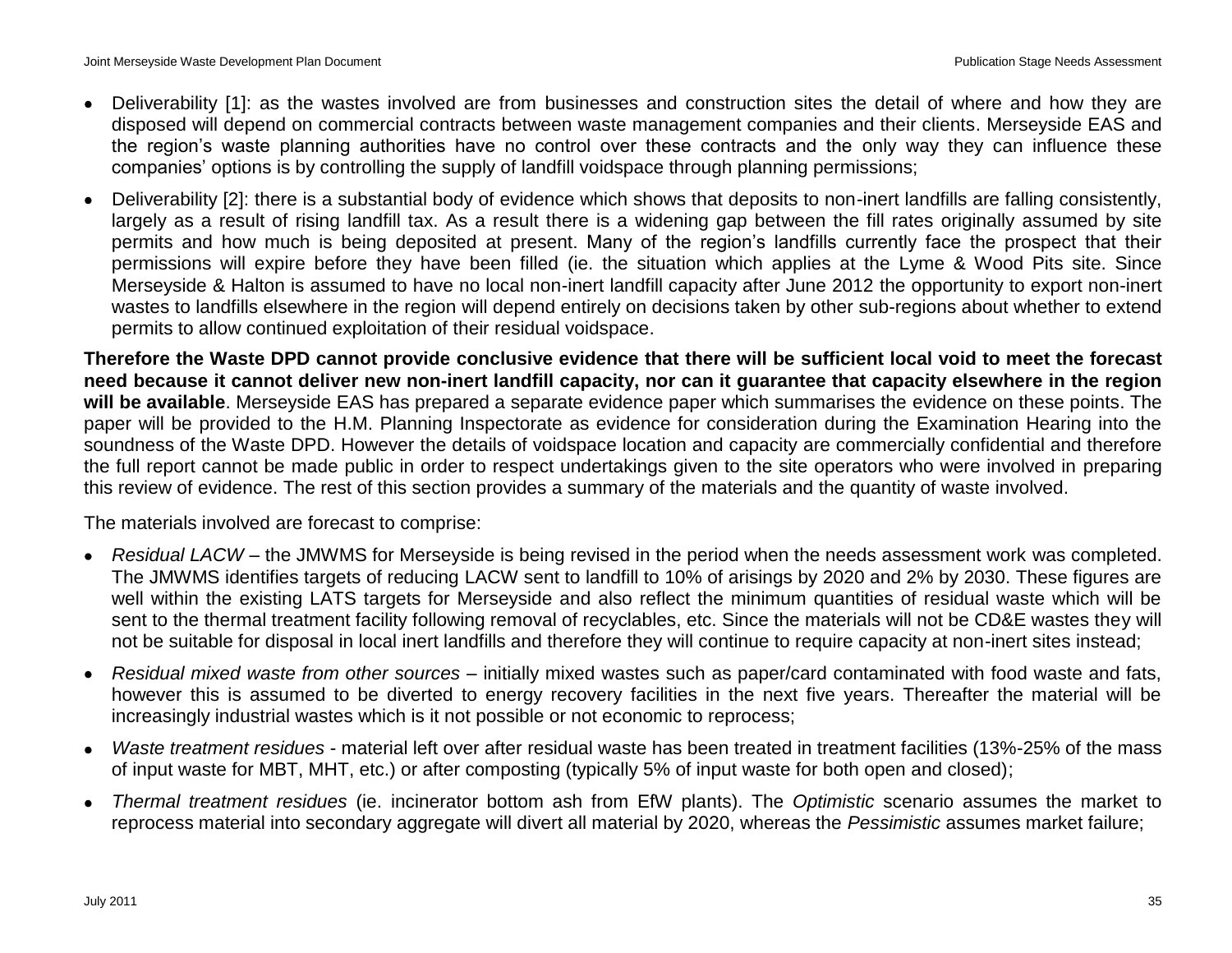- Deliverability [1]: as the wastes involved are from businesses and construction sites the detail of where and how they are disposed will depend on commercial contracts between waste management companies and their clients. Merseyside EAS and the region's waste planning authorities have no control over these contracts and the only way they can influence these companies' options is by controlling the supply of landfill voidspace through planning permissions;
- Deliverability [2]: there is a substantial body of evidence which shows that deposits to non-inert landfills are falling consistently, largely as a result of rising landfill tax. As a result there is a widening gap between the fill rates originally assumed by site permits and how much is being deposited at present. Many of the region's landfills currently face the prospect that their permissions will expire before they have been filled (ie. the situation which applies at the Lyme & Wood Pits site. Since Merseyside & Halton is assumed to have no local non-inert landfill capacity after June 2012 the opportunity to export non-inert wastes to landfills elsewhere in the region will depend entirely on decisions taken by other sub-regions about whether to extend permits to allow continued exploitation of their residual voidspace.

**Therefore the Waste DPD cannot provide conclusive evidence that there will be sufficient local void to meet the forecast need because it cannot deliver new non-inert landfill capacity, nor can it guarantee that capacity elsewhere in the region will be available**. Merseyside EAS has prepared a separate evidence paper which summarises the evidence on these points. The paper will be provided to the H.M. Planning Inspectorate as evidence for consideration during the Examination Hearing into the soundness of the Waste DPD. However the details of voidspace location and capacity are commercially confidential and therefore the full report cannot be made public in order to respect undertakings given to the site operators who were involved in preparing this review of evidence. The rest of this section provides a summary of the materials and the quantity of waste involved.

The materials involved are forecast to comprise:

- *Residual LACW* – the JMWMS for Merseyside is being revised in the period when the needs assessment work was completed. The JMWMS identifies targets of reducing LACW sent to landfill to 10% of arisings by 2020 and 2% by 2030. These figures are well within the existing LATS targets for Merseyside and also reflect the minimum quantities of residual waste which will be sent to the thermal treatment facility following removal of recyclables, etc. Since the materials will not be CD&E wastes they will not be suitable for disposal in local inert landfills and therefore they will continue to require capacity at non-inert sites instead;
- *Residual mixed waste from other sources* – initially mixed wastes such as paper/card contaminated with food waste and fats, however this is assumed to be diverted to energy recovery facilities in the next five years. Thereafter the material will be increasingly industrial wastes which is it not possible or not economic to reprocess;
- *Waste treatment residues* - material left over after residual waste has been treated in treatment facilities (13%-25% of the mass of input waste for MBT, MHT, etc.) or after composting (typically 5% of input waste for both open and closed);
- *Thermal treatment residues* (ie. incinerator bottom ash from EfW plants). The *Optimistic* scenario assumes the market to reprocess material into secondary aggregate will divert all material by 2020, whereas the *Pessimistic* assumes market failure;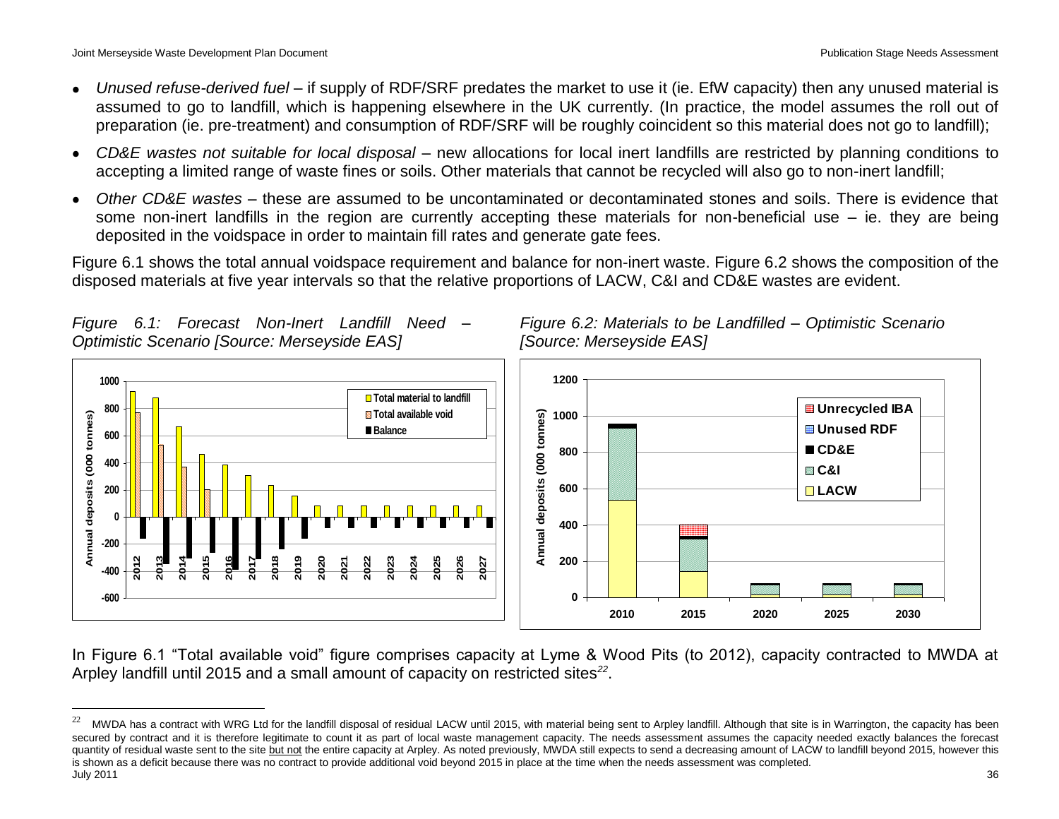- *Unused refuse-derived fuel* – if supply of RDF/SRF predates the market to use it (ie. EfW capacity) then any unused material is assumed to go to landfill, which is happening elsewhere in the UK currently. (In practice, the model assumes the roll out of preparation (ie. pre-treatment) and consumption of RDF/SRF will be roughly coincident so this material does not go to landfill);
- *CD&E wastes not suitable for local disposal* – new allocations for local inert landfills are restricted by planning conditions to accepting a limited range of waste fines or soils. Other materials that cannot be recycled will also go to non-inert landfill;
- *Other CD&E wastes* – these are assumed to be uncontaminated or decontaminated stones and soils. There is evidence that some non-inert landfills in the region are currently accepting these materials for non-beneficial use – ie. they are being deposited in the voidspace in order to maintain fill rates and generate gate fees.

Figure 6.1 shows the total annual voidspace requirement and balance for non-inert waste. Figure 6.2 shows the composition of the disposed materials at five year intervals so that the relative proportions of LACW, C&I and CD&E wastes are evident.

*Figure 6.1: Forecast Non-Inert Landfill Need – Optimistic Scenario [Source: Merseyside EAS]*

*Figure 6.2: Materials to be Landfilled – Optimistic Scenario [Source: Merseyside EAS]*

In Figure 6.1 "Total available void" figure comprises capacity at Lyme & Wood Pits (to 2012), capacity contracted to MWDA at Arpley landfill until 2015 and a small amount of capacity on restricted sites[22].

[22] MWDA has a contract with WRG Ltd for the landfill disposal of residual LACW until 2015, with material being sent to Arpley landfill. Although that site is in Warrington, the capacity has been secured by contract and it is therefore legitimate to count it as part of local waste management capacity. The needs assessment assumes the capacity needed exactly balances the forecast quantity of residual waste sent to the site but not the entire capacity at Arpley. As noted previously, MWDA still expects to send a decreasing amount of LACW to landfill beyond 2015, however this is shown as a deficit because there was no contract to provide additional void beyond 2015 in place at the time when the needs assessment was completed.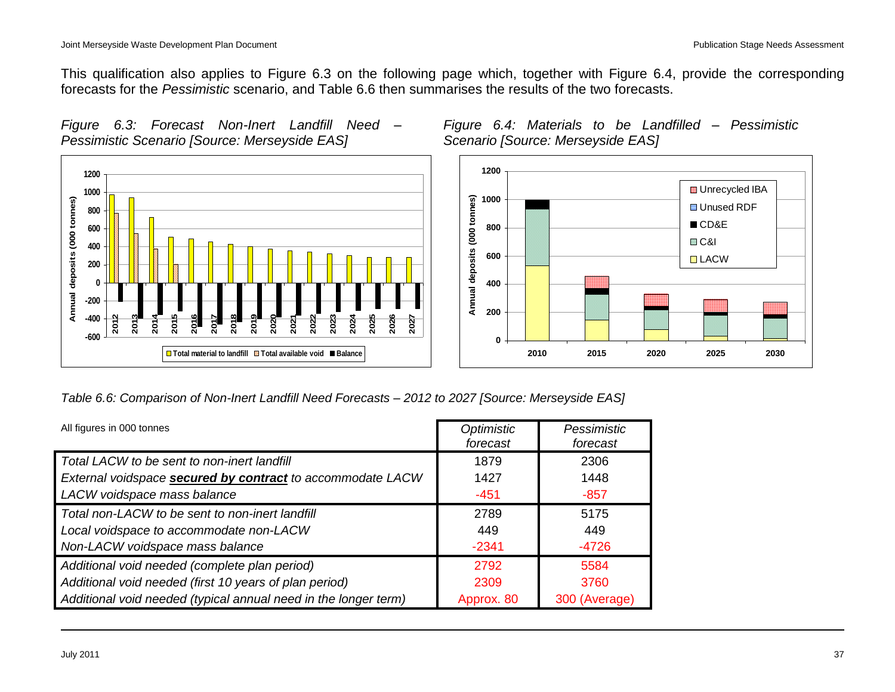This qualification also applies to Figure 6.3 on the following page which, together with Figure 6.4, provide the corresponding forecasts for the *Pessimistic* scenario, and Table 6.6 then summarises the results of the two forecasts.

*Figure 6.3: Forecast Non-Inert Landfill Need – Pessimistic Scenario [Source: Merseyside EAS]*

*Figure 6.4: Materials to be Landfilled – Pessimistic Scenario [Source: Merseyside EAS]*

*Table 6.6: Comparison of Non-Inert Landfill Need Forecasts – 2012 to 2027 [Source: Merseyside EAS]*

| All figures in 000 tonnes | *Optimistic forecast* | *Pessimistic forecast* |
|---|---|---|
| *Total LACW to be sent to non-inert landfill* | 1879 | 2306 |
| *External voidspace **secured by contract** to accommodate LACW* | 1427 | 1448 |
| *LACW voidspace mass balance* | -451 | -857 |
| *Total non-LACW to be sent to non-inert landfill* | 2789 | 5175 |
| *Local voidspace to accommodate non-LACW* | 449 | 449 |
| *Non-LACW voidspace mass balance* | -2341 | -4726 |
| *Additional void needed (complete plan period)* | 2792 | 5584 |
| *Additional void needed (first 10 years of plan period)* | 2309 | 3760 |
| *Additional void needed (typical annual need in the longer term)* | Approx. 80 | 300 (Average) |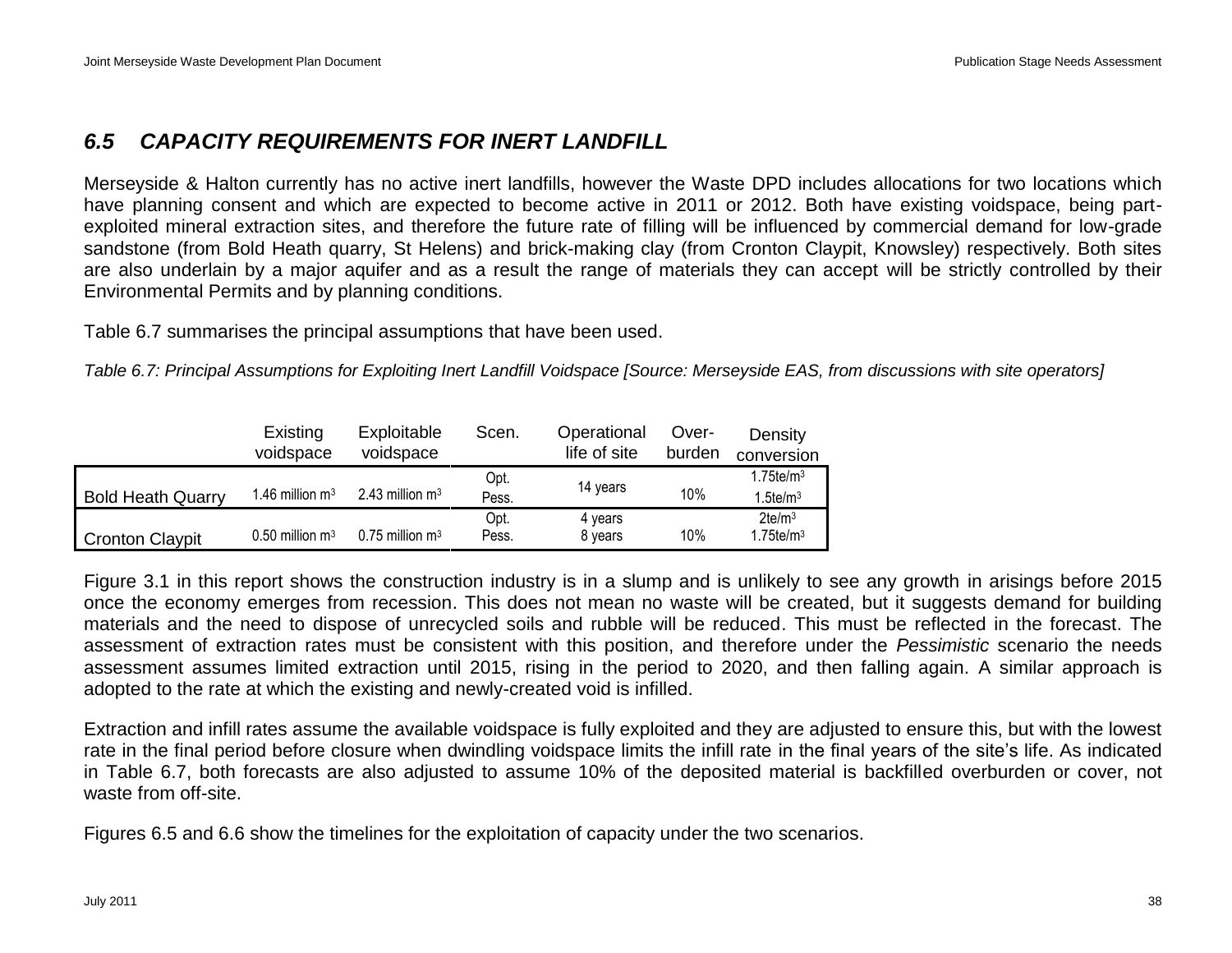## 6.5 CAPACITY REQUIREMENTS FOR INERT LANDFILL

Merseyside & Halton currently has no active inert landfills, however the Waste DPD includes allocations for two locations which have planning consent and which are expected to become active in 2011 or 2012. Both have existing voidspace, being part-exploited mineral extraction sites, and therefore the future rate of filling will be influenced by commercial demand for low-grade sandstone (from Bold Heath quarry, St Helens) and brick-making clay (from Cronton Claypit, Knowsley) respectively. Both sites are also underlain by a major aquifer and as a result the range of materials they can accept will be strictly controlled by their Environmental Permits and by planning conditions.

Table 6.7 summarises the principal assumptions that have been used.

*Table 6.7: Principal Assumptions for Exploiting Inert Landfill Voidspace [Source: Merseyside EAS, from discussions with site operators]*

| | Existing voidspace | Exploitable voidspace | Scen. | Operational life of site | Over-burden | Density conversion |
|---|---|---|---|---|---|---|
| Bold Heath Quarry | 1.46 million m³ | 2.43 million m³ | Opt. | 14 years | 10% | 1.75te/m³ |
| | | | Pess. | | | 1.5te/m³ |
| Cronton Claypit | 0.50 million m³ | 0.75 million m³ | Opt. | 4 years | 10% | 2te/m³ |
| | | | Pess. | 8 years | | 1.75te/m³ |

Figure 3.1 in this report shows the construction industry is in a slump and is unlikely to see any growth in arisings before 2015 once the economy emerges from recession. This does not mean no waste will be created, but it suggests demand for building materials and the need to dispose of unrecycled soils and rubble will be reduced. This must be reflected in the forecast. The assessment of extraction rates must be consistent with this position, and therefore under the *Pessimistic* scenario the needs assessment assumes limited extraction until 2015, rising in the period to 2020, and then falling again. A similar approach is adopted to the rate at which the existing and newly-created void is infilled.

Extraction and infill rates assume the available voidspace is fully exploited and they are adjusted to ensure this, but with the lowest rate in the final period before closure when dwindling voidspace limits the infill rate in the final years of the site's life. As indicated in Table 6.7, both forecasts are also adjusted to assume 10% of the deposited material is backfilled overburden or cover, not waste from off-site.

Figures 6.5 and 6.6 show the timelines for the exploitation of capacity under the two scenarios.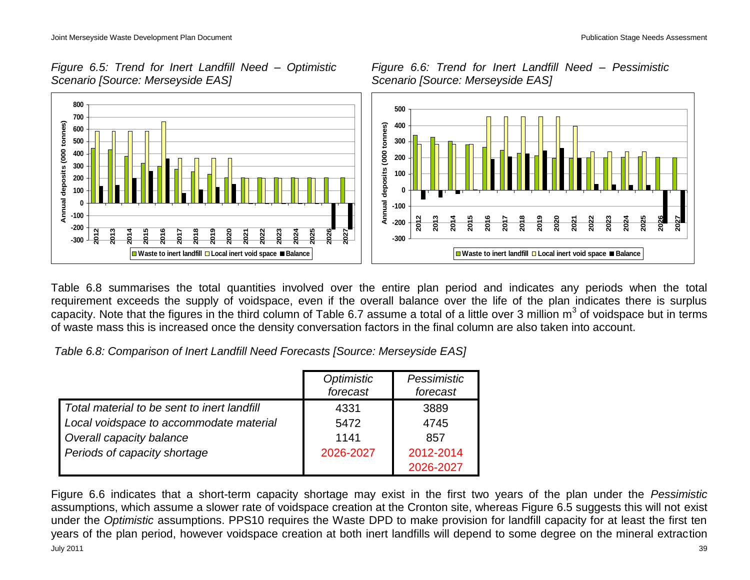*Figure 6.5: Trend for Inert Landfill Need – Optimistic Scenario [Source: Merseyside EAS]*

*Figure 6.6: Trend for Inert Landfill Need – Pessimistic Scenario [Source: Merseyside EAS]*

Table 6.8 summarises the total quantities involved over the entire plan period and indicates any periods when the total requirement exceeds the supply of voidspace, even if the overall balance over the life of the plan indicates there is surplus capacity. Note that the figures in the third column of Table 6.7 assume a total of a little over 3 million m$^3$ of voidspace but in terms of waste mass this is increased once the density conversation factors in the final column are also taken into account.

*Table 6.8: Comparison of Inert Landfill Need Forecasts [Source: Merseyside EAS]*

| | *Optimistic forecast* | *Pessimistic forecast* |
|---|---|---|
| *Total material to be sent to inert landfill* | 4331 | 3889 |
| *Local voidspace to accommodate material* | 5472 | 4745 |
| *Overall capacity balance* | 1141 | 857 |
| *Periods of capacity shortage* | 2026-2027 | 2012-2014<br>2026-2027 |

Figure 6.6 indicates that a short-term capacity shortage may exist in the first two years of the plan under the *Pessimistic* assumptions, which assume a slower rate of voidspace creation at the Cronton site, whereas Figure 6.5 suggests this will not exist under the *Optimistic* assumptions. PPS10 requires the Waste DPD to make provision for landfill capacity for at least the first ten years of the plan period, however voidspace creation at both inert landfills will depend to some degree on the mineral extraction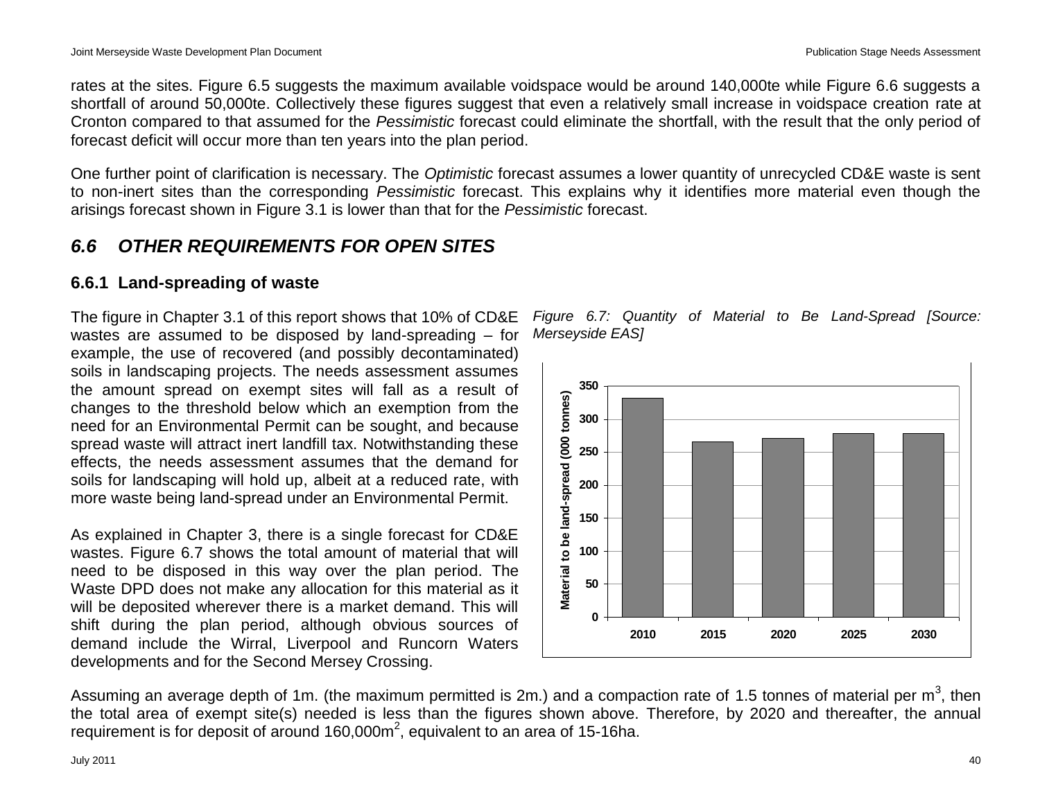rates at the sites. Figure 6.5 suggests the maximum available voidspace would be around 140,000te while Figure 6.6 suggests a shortfall of around 50,000te. Collectively these figures suggest that even a relatively small increase in voidspace creation rate at Cronton compared to that assumed for the *Pessimistic* forecast could eliminate the shortfall, with the result that the only period of forecast deficit will occur more than ten years into the plan period.

One further point of clarification is necessary. The *Optimistic* forecast assumes a lower quantity of unrecycled CD&E waste is sent to non-inert sites than the corresponding *Pessimistic* forecast. This explains why it identifies more material even though the arisings forecast shown in Figure 3.1 is lower than that for the *Pessimistic* forecast.

## *6.6 OTHER REQUIREMENTS FOR OPEN SITES*

### 6.6.1 Land-spreading of waste

The figure in Chapter 3.1 of this report shows that 10% of CD&E wastes are assumed to be disposed by land-spreading – for example, the use of recovered (and possibly decontaminated) soils in landscaping projects. The needs assessment assumes the amount spread on exempt sites will fall as a result of changes to the threshold below which an exemption from the need for an Environmental Permit can be sought, and because spread waste will attract inert landfill tax. Notwithstanding these effects, the needs assessment assumes that the demand for soils for landscaping will hold up, albeit at a reduced rate, with more waste being land-spread under an Environmental Permit.

As explained in Chapter 3, there is a single forecast for CD&E wastes. Figure 6.7 shows the total amount of material that will need to be disposed in this way over the plan period. The Waste DPD does not make any allocation for this material as it will be deposited wherever there is a market demand. This will shift during the plan period, although obvious sources of demand include the Wirral, Liverpool and Runcorn Waters developments and for the Second Mersey Crossing.

*Figure 6.7: Quantity of Material to Be Land-Spread [Source: Merseyside EAS]*

| Year | Material to be land-spread (000 tonnes) |
|---|---|
| 2010 | ~332 |
| 2015 | ~265 |
| 2020 | ~271 |
| 2025 | ~278 |
| 2030 | ~278 |

Assuming an average depth of 1m. (the maximum permitted is 2m.) and a compaction rate of 1.5 tonnes of material per m$^3$, then the total area of exempt site(s) needed is less than the figures shown above. Therefore, by 2020 and thereafter, the annual requirement is for deposit of around 160,000m$^2$, equivalent to an area of 15-16ha.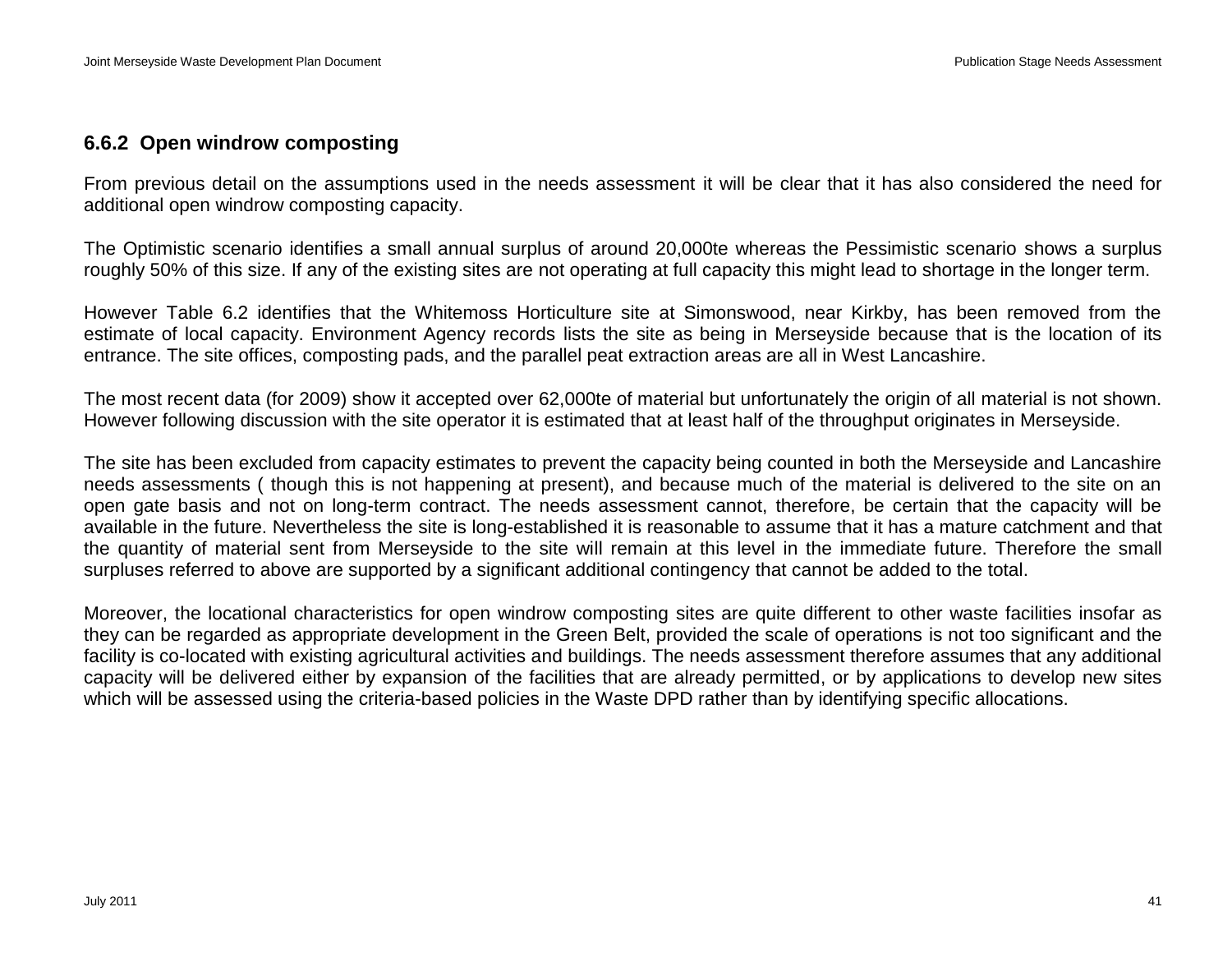### 6.6.2 Open windrow composting

From previous detail on the assumptions used in the needs assessment it will be clear that it has also considered the need for additional open windrow composting capacity.

The Optimistic scenario identifies a small annual surplus of around 20,000te whereas the Pessimistic scenario shows a surplus roughly 50% of this size. If any of the existing sites are not operating at full capacity this might lead to shortage in the longer term.

However Table 6.2 identifies that the Whitemoss Horticulture site at Simonswood, near Kirkby, has been removed from the estimate of local capacity. Environment Agency records lists the site as being in Merseyside because that is the location of its entrance. The site offices, composting pads, and the parallel peat extraction areas are all in West Lancashire.

The most recent data (for 2009) show it accepted over 62,000te of material but unfortunately the origin of all material is not shown. However following discussion with the site operator it is estimated that at least half of the throughput originates in Merseyside.

The site has been excluded from capacity estimates to prevent the capacity being counted in both the Merseyside and Lancashire needs assessments ( though this is not happening at present), and because much of the material is delivered to the site on an open gate basis and not on long-term contract. The needs assessment cannot, therefore, be certain that the capacity will be available in the future. Nevertheless the site is long-established it is reasonable to assume that it has a mature catchment and that the quantity of material sent from Merseyside to the site will remain at this level in the immediate future. Therefore the small surpluses referred to above are supported by a significant additional contingency that cannot be added to the total.

Moreover, the locational characteristics for open windrow composting sites are quite different to other waste facilities insofar as they can be regarded as appropriate development in the Green Belt, provided the scale of operations is not too significant and the facility is co-located with existing agricultural activities and buildings. The needs assessment therefore assumes that any additional capacity will be delivered either by expansion of the facilities that are already permitted, or by applications to develop new sites which will be assessed using the criteria-based policies in the Waste DPD rather than by identifying specific allocations.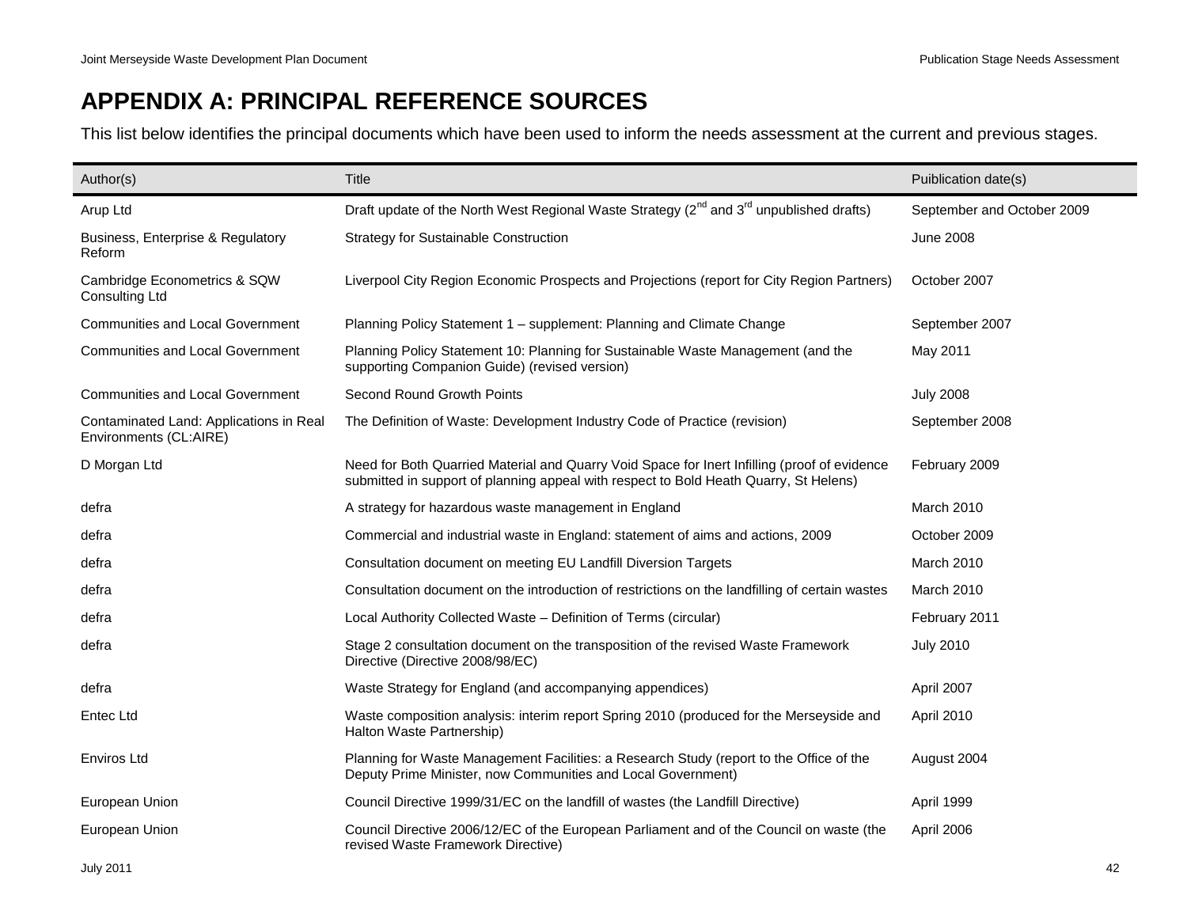# APPENDIX A: PRINCIPAL REFERENCE SOURCES

This list below identifies the principal documents which have been used to inform the needs assessment at the current and previous stages.

| Author(s) | Title | Puiblication date(s) |
|---|---|---|
| Arup Ltd | Draft update of the North West Regional Waste Strategy (2nd and 3rd unpublished drafts) | September and October 2009 |
| Business, Enterprise & Regulatory Reform | Strategy for Sustainable Construction | June 2008 |
| Cambridge Econometrics & SQW Consulting Ltd | Liverpool City Region Economic Prospects and Projections (report for City Region Partners) | October 2007 |
| Communities and Local Government | Planning Policy Statement 1 – supplement: Planning and Climate Change | September 2007 |
| Communities and Local Government | Planning Policy Statement 10: Planning for Sustainable Waste Management (and the supporting Companion Guide) (revised version) | May 2011 |
| Communities and Local Government | Second Round Growth Points | July 2008 |
| Contaminated Land: Applications in Real Environments (CL:AIRE) | The Definition of Waste: Development Industry Code of Practice (revision) | September 2008 |
| D Morgan Ltd | Need for Both Quarried Material and Quarry Void Space for Inert Infilling (proof of evidence submitted in support of planning appeal with respect to Bold Heath Quarry, St Helens) | February 2009 |
| defra | A strategy for hazardous waste management in England | March 2010 |
| defra | Commercial and industrial waste in England: statement of aims and actions, 2009 | October 2009 |
| defra | Consultation document on meeting EU Landfill Diversion Targets | March 2010 |
| defra | Consultation document on the introduction of restrictions on the landfilling of certain wastes | March 2010 |
| defra | Local Authority Collected Waste – Definition of Terms (circular) | February 2011 |
| defra | Stage 2 consultation document on the transposition of the revised Waste Framework Directive (Directive 2008/98/EC) | July 2010 |
| defra | Waste Strategy for England (and accompanying appendices) | April 2007 |
| Entec Ltd | Waste composition analysis: interim report Spring 2010 (produced for the Merseyside and Halton Waste Partnership) | April 2010 |
| Enviros Ltd | Planning for Waste Management Facilities: a Research Study (report to the Office of the Deputy Prime Minister, now Communities and Local Government) | August 2004 |
| European Union | Council Directive 1999/31/EC on the landfill of wastes (the Landfill Directive) | April 1999 |
| European Union | Council Directive 2006/12/EC of the European Parliament and of the Council on waste (the revised Waste Framework Directive) | April 2006 |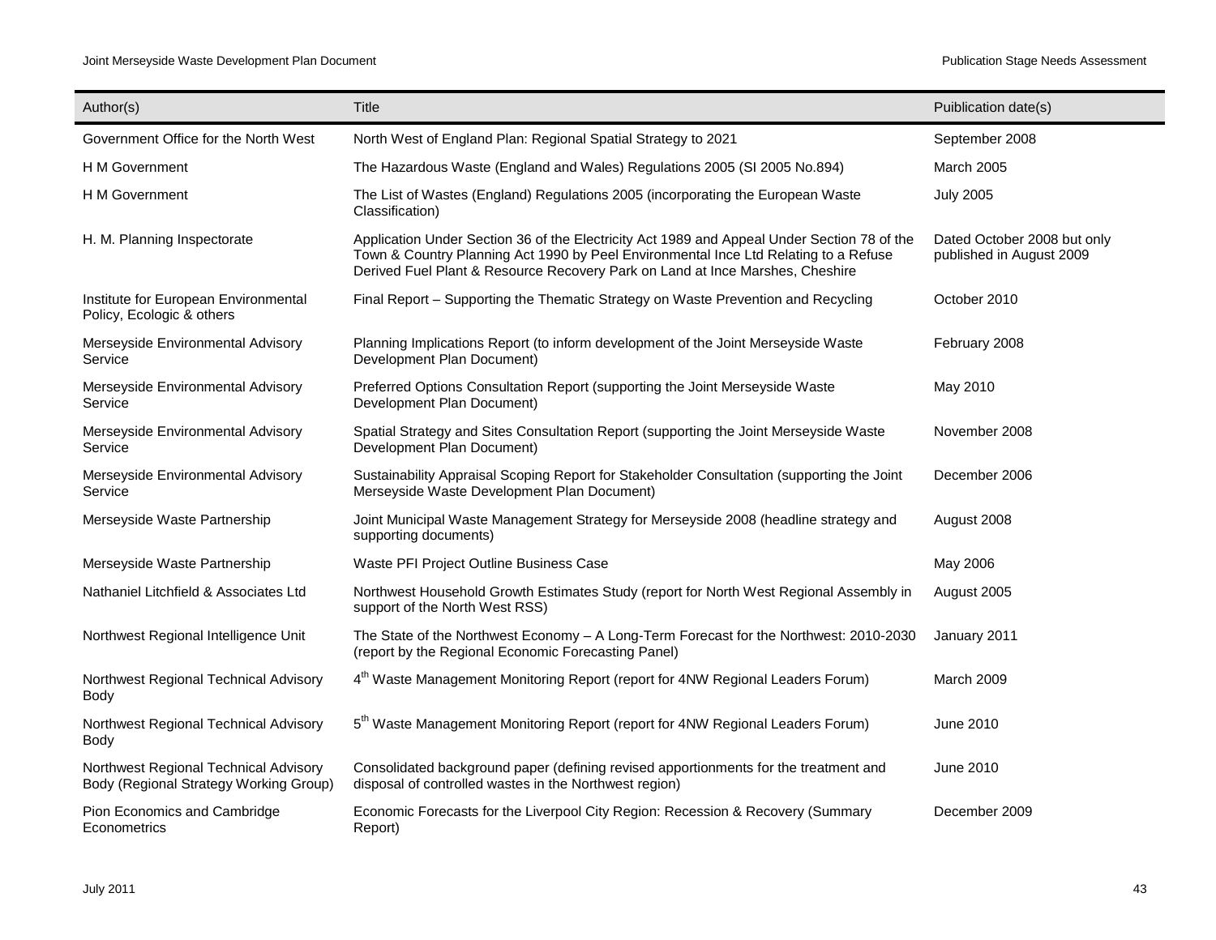| Author(s) | Title | Puiblication date(s) |
|---|---|---|
| Government Office for the North West | North West of England Plan: Regional Spatial Strategy to 2021 | September 2008 |
| H M Government | The Hazardous Waste (England and Wales) Regulations 2005 (SI 2005 No.894) | March 2005 |
| H M Government | The List of Wastes (England) Regulations 2005 (incorporating the European Waste Classification) | July 2005 |
| H. M. Planning Inspectorate | Application Under Section 36 of the Electricity Act 1989 and Appeal Under Section 78 of the Town & Country Planning Act 1990 by Peel Environmental Ince Ltd Relating to a Refuse Derived Fuel Plant & Resource Recovery Park on Land at Ince Marshes, Cheshire | Dated October 2008 but only published in August 2009 |
| Institute for European Environmental Policy, Ecologic & others | Final Report – Supporting the Thematic Strategy on Waste Prevention and Recycling | October 2010 |
| Merseyside Environmental Advisory Service | Planning Implications Report (to inform development of the Joint Merseyside Waste Development Plan Document) | February 2008 |
| Merseyside Environmental Advisory Service | Preferred Options Consultation Report (supporting the Joint Merseyside Waste Development Plan Document) | May 2010 |
| Merseyside Environmental Advisory Service | Spatial Strategy and Sites Consultation Report (supporting the Joint Merseyside Waste Development Plan Document) | November 2008 |
| Merseyside Environmental Advisory Service | Sustainability Appraisal Scoping Report for Stakeholder Consultation (supporting the Joint Merseyside Waste Development Plan Document) | December 2006 |
| Merseyside Waste Partnership | Joint Municipal Waste Management Strategy for Merseyside 2008 (headline strategy and supporting documents) | August 2008 |
| Merseyside Waste Partnership | Waste PFI Project Outline Business Case | May 2006 |
| Nathaniel Litchfield & Associates Ltd | Northwest Household Growth Estimates Study (report for North West Regional Assembly in support of the North West RSS) | August 2005 |
| Northwest Regional Intelligence Unit | The State of the Northwest Economy – A Long-Term Forecast for the Northwest: 2010-2030 (report by the Regional Economic Forecasting Panel) | January 2011 |
| Northwest Regional Technical Advisory Body | 4th Waste Management Monitoring Report (report for 4NW Regional Leaders Forum) | March 2009 |
| Northwest Regional Technical Advisory Body | 5th Waste Management Monitoring Report (report for 4NW Regional Leaders Forum) | June 2010 |
| Northwest Regional Technical Advisory Body (Regional Strategy Working Group) | Consolidated background paper (defining revised apportionments for the treatment and disposal of controlled wastes in the Northwest region) | June 2010 |
| Pion Economics and Cambridge Econometrics | Economic Forecasts for the Liverpool City Region: Recession & Recovery (Summary Report) | December 2009 |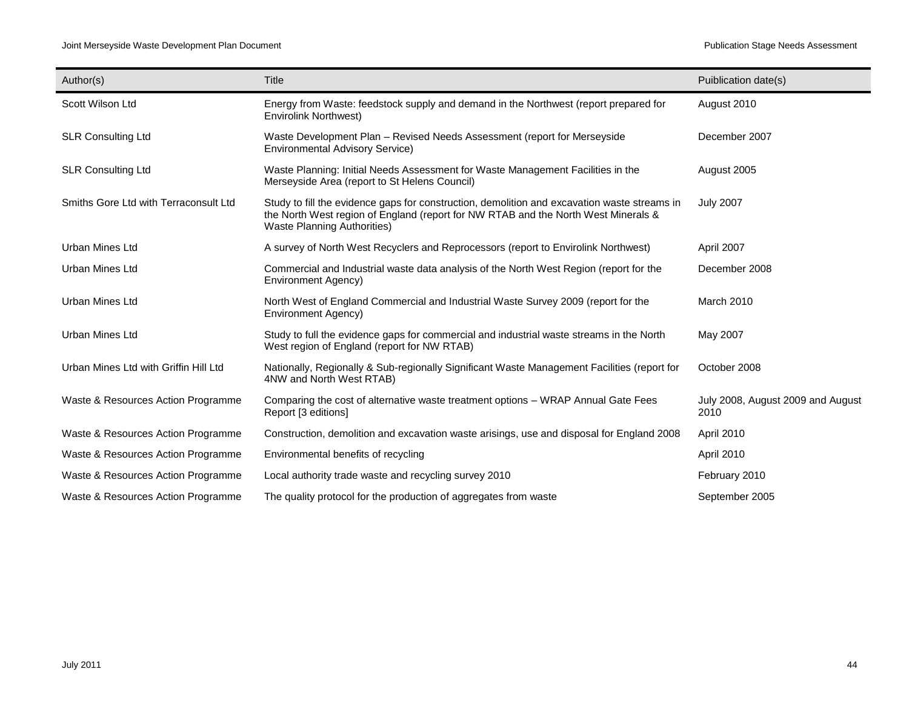| Author(s) | Title | Puiblication date(s) |
| --- | --- | --- |
| Scott Wilson Ltd | Energy from Waste: feedstock supply and demand in the Northwest (report prepared for Envirolink Northwest) | August 2010 |
| SLR Consulting Ltd | Waste Development Plan – Revised Needs Assessment (report for Merseyside Environmental Advisory Service) | December 2007 |
| SLR Consulting Ltd | Waste Planning: Initial Needs Assessment for Waste Management Facilities in the Merseyside Area (report to St Helens Council) | August 2005 |
| Smiths Gore Ltd with Terraconsult Ltd | Study to fill the evidence gaps for construction, demolition and excavation waste streams in the North West region of England (report for NW RTAB and the North West Minerals & Waste Planning Authorities) | July 2007 |
| Urban Mines Ltd | A survey of North West Recyclers and Reprocessors (report to Envirolink Northwest) | April 2007 |
| Urban Mines Ltd | Commercial and Industrial waste data analysis of the North West Region (report for the Environment Agency) | December 2008 |
| Urban Mines Ltd | North West of England Commercial and Industrial Waste Survey 2009 (report for the Environment Agency) | March 2010 |
| Urban Mines Ltd | Study to full the evidence gaps for commercial and industrial waste streams in the North West region of England (report for NW RTAB) | May 2007 |
| Urban Mines Ltd with Griffin Hill Ltd | Nationally, Regionally & Sub-regionally Significant Waste Management Facilities (report for 4NW and North West RTAB) | October 2008 |
| Waste & Resources Action Programme | Comparing the cost of alternative waste treatment options – WRAP Annual Gate Fees Report [3 editions] | July 2008, August 2009 and August 2010 |
| Waste & Resources Action Programme | Construction, demolition and excavation waste arisings, use and disposal for England 2008 | April 2010 |
| Waste & Resources Action Programme | Environmental benefits of recycling | April 2010 |
| Waste & Resources Action Programme | Local authority trade waste and recycling survey 2010 | February 2010 |
| Waste & Resources Action Programme | The quality protocol for the production of aggregates from waste | September 2005 |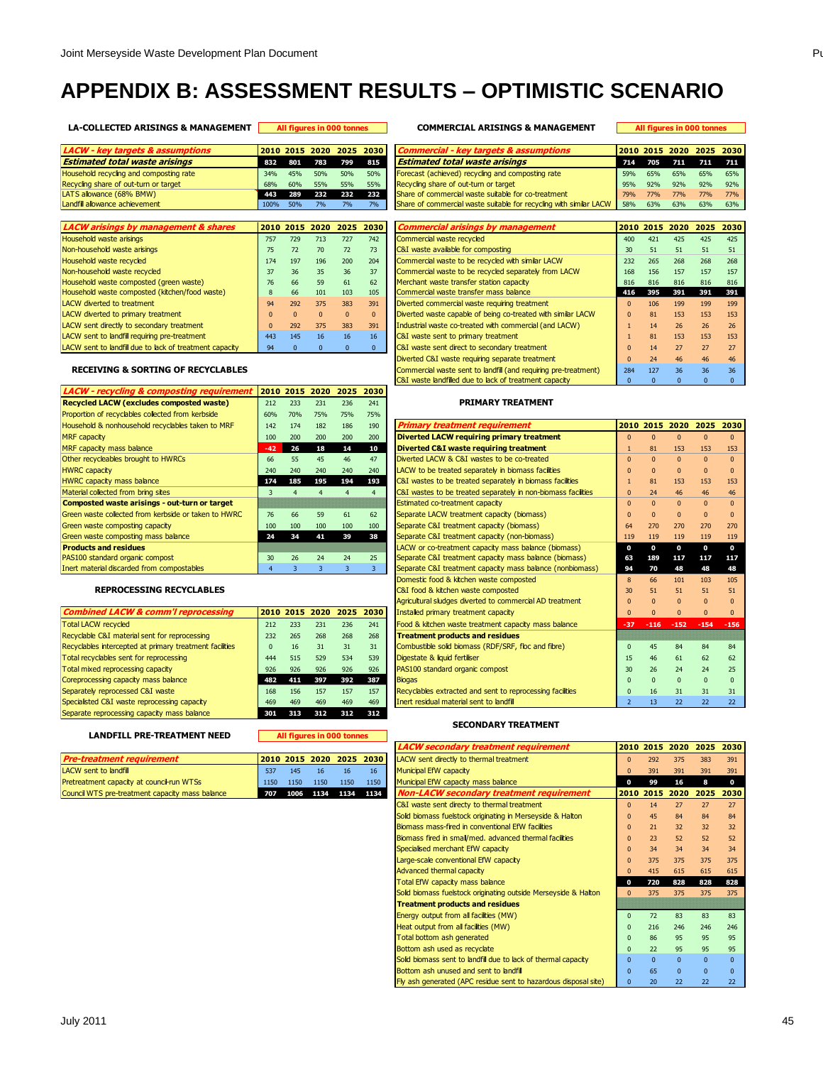# APPENDIX B: ASSESSMENT RESULTS – OPTIMISTIC SCENARIO

### LA-COLLECTED ARISINGS & MANAGEMENT

All figures in 000 tonnes

| *LACW - key targets & assumptions* | 2010 | 2015 | 2020 | 2025 | 2030 |
|---|---|---|---|---|---|
| ***Estimated total waste arisings*** | **832** | **801** | **783** | **799** | **815** |
| Household recycling and composting rate | 34% | 45% | 50% | 50% | 50% |
| Recycling share of out-turn or target | 68% | 60% | 55% | 55% | 55% |
| LATS allowance (68% BMW) | 443 | 289 | 232 | 232 | 232 |
| Landfill allowance achievement | 100% | 50% | 7% | 7% | 7% |

| *LACW arisings by management & shares* | 2010 | 2015 | 2020 | 2025 | 2030 |
|---|---|---|---|---|---|
| Household waste arisings | 757 | 729 | 713 | 727 | 742 |
| Non-household waste arisings | 75 | 72 | 70 | 72 | 73 |
| Household waste recycled | 174 | 197 | 196 | 200 | 204 |
| Non-household waste recycled | 37 | 36 | 35 | 36 | 37 |
| Household waste composted (green waste) | 76 | 66 | 59 | 61 | 62 |
| Household waste composted (kitchen/food waste) | 8 | 66 | 101 | 103 | 105 |
| LACW diverted to treatment | 94 | 292 | 375 | 383 | 391 |
| LACW diverted to primary treatment | 0 | 0 | 0 | 0 | 0 |
| LACW sent directly to secondary treatment | 0 | 292 | 375 | 383 | 391 |
| LACW sent to landfill requiring pre-treatment | 443 | 145 | 16 | 16 | 16 |
| LACW sent to landfill due to lack of treatment capacity | 94 | 0 | 0 | 0 | 0 |

### RECEIVING & SORTING OF RECYCLABLES

| *LACW - recycling & composting requirement* | 2010 | 2015 | 2020 | 2025 | 2030 |
|---|---|---|---|---|---|
| **Recycled LACW (excludes composted waste)** | 212 | 233 | 231 | 236 | 241 |
| Proportion of recyclables collected from kerbside | 60% | 70% | 75% | 75% | 75% |
| Household & nonhousehold recyclables taken to MRF | 142 | 174 | 182 | 186 | 190 |
| MRF capacity | 100 | 200 | 200 | 200 | 200 |
| MRF capacity mass balance | **-42** | **26** | **18** | **14** | **10** |
| Other recycleables brought to HWRCs | 66 | 55 | 45 | 46 | 47 |
| HWRC capacity | 240 | 240 | 240 | 240 | 240 |
| HWRC capacity mass balance | **174** | **185** | **195** | **194** | **193** |
| Material collected from bring sites | 3 | 4 | 4 | 4 | 4 |
| **Composted waste arisings - out-turn or target** | | | | | |
| Green waste collected from kerbside or taken to HWRC | 76 | 66 | 59 | 61 | 62 |
| Green waste composting capacity | 100 | 100 | 100 | 100 | 100 |
| Green waste composting mass balance | **24** | **34** | **41** | **39** | **38** |
| **Products and residues** | | | | | |
| PAS100 standard organic compost | 30 | 26 | 24 | 24 | 25 |
| Inert material discarded from compostables | 4 | 3 | 3 | 3 | 3 |

### REPROCESSING RECYCLABLES

| *Combined LACW & comm'l reprocessing* | 2010 | 2015 | 2020 | 2025 | 2030 |
|---|---|---|---|---|---|
| Total LACW recycled | 212 | 233 | 231 | 236 | 241 |
| Recyclable C&I material sent for reprocessing | 232 | 265 | 268 | 268 | 268 |
| Recyclables intercepted at primary treatment facilities | 0 | 16 | 31 | 31 | 31 |
| Total recyclables sent for reprocessing | 444 | 515 | 529 | 534 | 539 |
| Total mixed reprocessing capacity | 926 | 926 | 926 | 926 | 926 |
| Coreprocessing capacity mass balance | **482** | **411** | **397** | **392** | **387** |
| Separately reprocessed C&I waste | 168 | 156 | 157 | 157 | 157 |
| Specialised C&I waste reprocessing capacity | 469 | 469 | 469 | 469 | 469 |
| Separate reprocessing capacity mass balance | **301** | **313** | **312** | **312** | **312** |

### LANDFILL PRE-TREATMENT NEED

All figures in 000 tonnes

| *Pre-treatment requirement* | 2010 | 2015 | 2020 | 2025 | 2030 |
|---|---|---|---|---|---|
| LACW sent to landfill | 537 | 145 | 16 | 16 | 16 |
| Pretreatment capacity at council-run WTSs | 1150 | 1150 | 1150 | 1150 | 1150 |
| Council WTS pre-treatment capacity mass balance | **707** | **1006** | **1134** | **1134** | **1134** |

### COMMERCIAL ARISINGS & MANAGEMENT

All figures in 000 tonnes

| *Commercial - key targets & assumptions* | 2010 | 2015 | 2020 | 2025 | 2030 |
|---|---|---|---|---|---|
| ***Estimated total waste arisings*** | **714** | **705** | **711** | **711** | **711** |
| Forecast (achieved) recycling and composting rate | 59% | 65% | 65% | 65% | 65% |
| Recycling share of out-turn or target | 95% | 92% | 92% | 92% | 92% |
| Share of commercial waste suitable for co-treatment | 79% | 77% | 77% | 77% | 77% |
| Share of commercial waste suitable for recycling with similar LACW | 58% | 63% | 63% | 63% | 63% |

| *Commercial arisings by management* | 2010 | 2015 | 2020 | 2025 | 2030 |
|---|---|---|---|---|---|
| Commercial waste recycled | 400 | 421 | 425 | 425 | 425 |
| C&I waste available for composting | 30 | 51 | 51 | 51 | 51 |
| Commercial waste to be recycled with similar LACW | 232 | 265 | 268 | 268 | 268 |
| Commercial waste to be recycled separately from LACW | 168 | 156 | 157 | 157 | 157 |
| Merchant waste transfer station capacity | 816 | 816 | 816 | 816 | 816 |
| Commercial waste transfer mass balance | **416** | **395** | **391** | **391** | **391** |
| Diverted commercial waste requiring treatment | 0 | 106 | 199 | 199 | 199 |
| Diverted waste capable of being co-treated with similar LACW | 0 | 81 | 153 | 153 | 153 |
| Industrial waste co-treated with commercial (and LACW) | 1 | 14 | 26 | 26 | 26 |
| C&I waste sent to primary treatment | 1 | 81 | 153 | 153 | 153 |
| C&I waste sent direct to secondary treatment | 0 | 14 | 27 | 27 | 27 |
| Diverted C&I waste requiring separate treatment | 0 | 24 | 46 | 46 | 46 |
| Commercial waste sent to landfill (and requiring pre-treatment) | 284 | 127 | 36 | 36 | 36 |
| C&I waste landfilled due to lack of treatment capacity | 0 | 0 | 0 | 0 | 0 |

### PRIMARY TREATMENT

| *Primary treatment requirement* | 2010 | 2015 | 2020 | 2025 | 2030 |
|---|---|---|---|---|---|
| **Diverted LACW requiring primary treatment** | 0 | 0 | 0 | 0 | 0 |
| **Diverted C&I waste requiring treatment** | 1 | 81 | 153 | 153 | 153 |
| Diverted LACW & C&I wastes to be co-treated | 0 | 0 | 0 | 0 | 0 |
| LACW to be treated separately in biomass facilities | 0 | 0 | 0 | 0 | 0 |
| C&I wastes to be treated separately in biomass facilities | 1 | 81 | 153 | 153 | 153 |
| C&I wastes to be treated separately in non-biomass facilities | 0 | 24 | 46 | 46 | 46 |
| Estimated co-treatment capacity | 0 | 0 | 0 | 0 | 0 |
| Separate LACW treatment capacity (biomass) | 0 | 0 | 0 | 0 | 0 |
| Separate C&I treatment capacity (biomass) | 64 | 270 | 270 | 270 | 270 |
| Separate C&I treatment capacity (non-biomass) | 119 | 119 | 119 | 119 | 119 |
| LACW or co-treatment capacity mass balance (biomass) | **0** | **0** | **0** | **0** | **0** |
| Separate C&I treatment capacity mass balance (biomass) | **63** | **189** | **117** | **117** | **117** |
| Separate C&I treatment capacity mass balance (nonbiomass) | **94** | **70** | **48** | **48** | **48** |
| Domestic food & kitchen waste composted | 8 | 66 | 101 | 103 | 105 |
| C&I food & kitchen waste composted | 30 | 51 | 51 | 51 | 51 |
| Agricultural sludges diverted to commercial AD treatment | 0 | 0 | 0 | 0 | 0 |
| Installed primary treatment capacity | 0 | 0 | 0 | 0 | 0 |
| Food & kitchen waste treatment capacity mass balance | **-37** | **-116** | **-152** | **-154** | **-156** |
| **Treatment products and residues** | | | | | |
| Combustible solid biomass (RDF/SRF, floc and fibre) | 0 | 45 | 84 | 84 | 84 |
| Digestate & liquid fertiliser | 15 | 46 | 61 | 62 | 62 |
| PAS100 standard organic compost | 30 | 26 | 24 | 24 | 25 |
| Biogas | 0 | 0 | 0 | 0 | 0 |
| Recyclables extracted and sent to reprocessing facilities | 0 | 16 | 31 | 31 | 31 |
| Inert residual material sent to landfill | 2 | 13 | 22 | 22 | 22 |

### SECONDARY TREATMENT

| *LACW secondary treatment requirement* | 2010 | 2015 | 2020 | 2025 | 2030 |
|---|---|---|---|---|---|
| LACW sent directly to thermal treatment | 0 | 292 | 375 | 383 | 391 |
| Municipal EfW capacity | 0 | 391 | 391 | 391 | 391 |
| Municipal EfW capacity mass balance | **0** | **99** | **16** | **8** | **0** |
| ***Non-LACW secondary treatment requirement*** | **2010** | **2015** | **2020** | **2025** | **2030** |
| C&I waste sent directly to thermal treatment | 0 | 14 | 27 | 27 | 27 |
| Solid biomass fuelstock originating in Merseyside & Halton | 0 | 45 | 84 | 84 | 84 |
| Biomass mass-fired in conventional EfW facilities | 0 | 21 | 32 | 32 | 32 |
| Biomass fired in small/med. advanced thermal facilities | 0 | 23 | 52 | 52 | 52 |
| Specialised merchant EfW capacity | 0 | 34 | 34 | 34 | 34 |
| Large-scale conventional EfW capacity | 0 | 375 | 375 | 375 | 375 |
| Advanced thermal capacity | 0 | 415 | 615 | 615 | 615 |
| Total EfW capacity mass balance | **0** | **720** | **828** | **828** | **828** |
| Solid biomass fuelstock originating outside Merseyside & Halton | 0 | 375 | 375 | 375 | 375 |
| **Treatment products and residues** | | | | | |
| Energy output from all facilities (MW) | 0 | 72 | 83 | 83 | 83 |
| Heat output from all facilities (MW) | 0 | 216 | 246 | 246 | 246 |
| Total bottom ash generated | 0 | 86 | 95 | 95 | 95 |
| Bottom ash used as recyclate | 0 | 22 | 95 | 95 | 95 |
| Solid biomass sent to landfill due to lack of thermal capacity | 0 | 0 | 0 | 0 | 0 |
| Bottom ash unused and sent to landfill | 0 | 65 | 0 | 0 | 0 |
| Fly ash generated (APC residue sent to hazardous disposal site) | 0 | 20 | 22 | 22 | 22 |

July 2011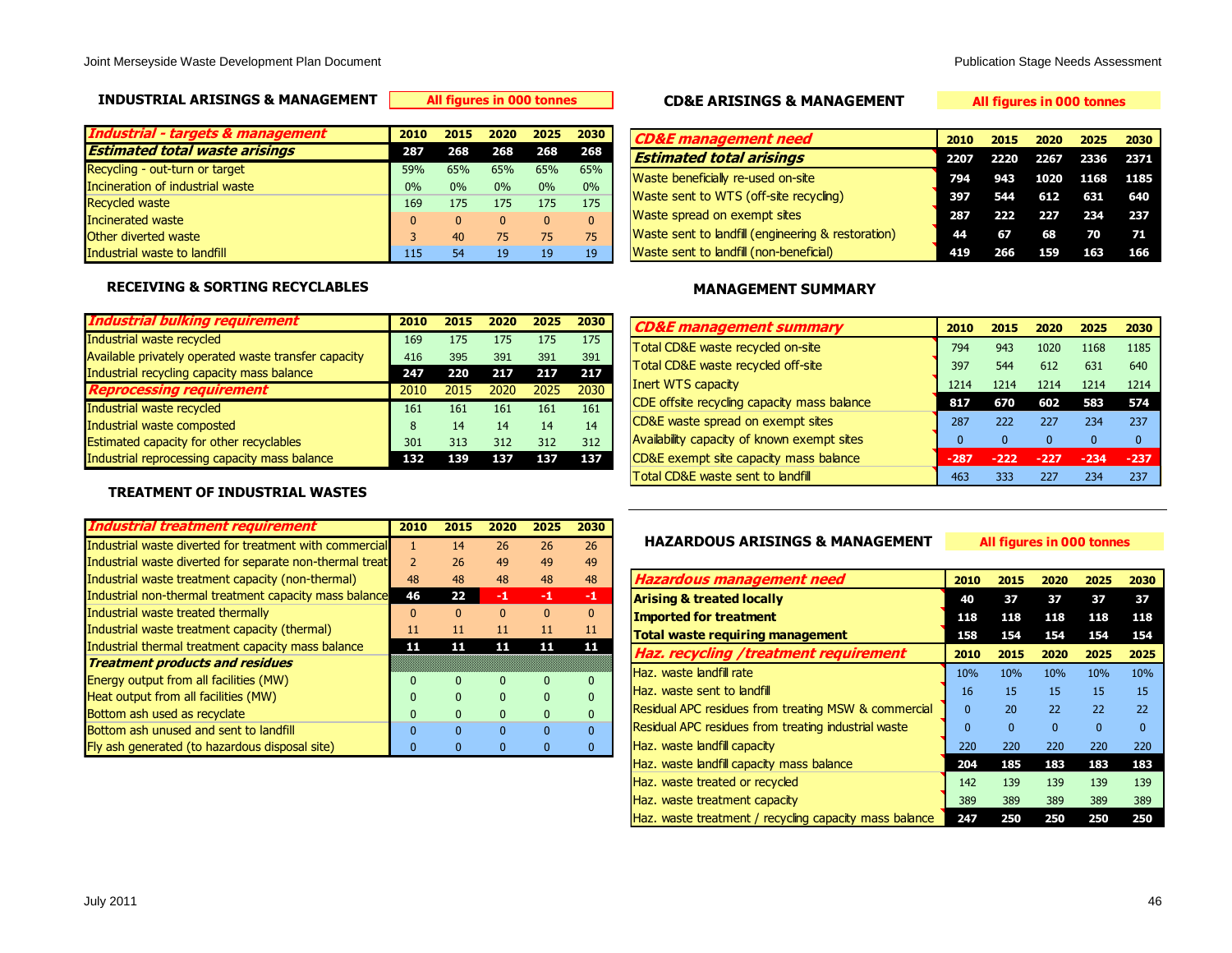## INDUSTRIAL ARISINGS & MANAGEMENT

All figures in 000 tonnes

| *Industrial - targets & management* | 2010 | 2015 | 2020 | 2025 | 2030 |
|---|---|---|---|---|---|
| ***Estimated total waste arisings*** | **287** | **268** | **268** | **268** | **268** |
| Recycling - out-turn or target | 59% | 65% | 65% | 65% | 65% |
| Incineration of industrial waste | 0% | 0% | 0% | 0% | 0% |
| Recycled waste | 169 | 175 | 175 | 175 | 175 |
| Incinerated waste | 0 | 0 | 0 | 0 | 0 |
| Other diverted waste | 3 | 40 | 75 | 75 | 75 |
| Industrial waste to landfill | 115 | 54 | 19 | 19 | 19 |

## RECEIVING & SORTING RECYCLABLES

| *Industrial bulking requirement* | 2010 | 2015 | 2020 | 2025 | 2030 |
|---|---|---|---|---|---|
| Industrial waste recycled | 169 | 175 | 175 | 175 | 175 |
| Available privately operated waste transfer capacity | 416 | 395 | 391 | 391 | 391 |
| Industrial recycling capacity mass balance | **247** | **220** | **217** | **217** | **217** |
| ***Reprocessing requirement*** | **2010** | **2015** | **2020** | **2025** | **2030** |
| Industrial waste recycled | 161 | 161 | 161 | 161 | 161 |
| Industrial waste composted | 8 | 14 | 14 | 14 | 14 |
| Estimated capacity for other recyclables | 301 | 313 | 312 | 312 | 312 |
| Industrial reprocessing capacity mass balance | **132** | **139** | **137** | **137** | **137** |

## TREATMENT OF INDUSTRIAL WASTES

| *Industrial treatment requirement* | 2010 | 2015 | 2020 | 2025 | 2030 |
|---|---|---|---|---|---|
| Industrial waste diverted for treatment with commercial | 1 | 14 | 26 | 26 | 26 |
| Industrial waste diverted for separate non-thermal treat | 2 | 26 | 49 | 49 | 49 |
| Industrial waste treatment capacity (non-thermal) | 48 | 48 | 48 | 48 | 48 |
| Industrial non-thermal treatment capacity mass balance | **46** | **22** | **-1** | **-1** | **-1** |
| Industrial waste treated thermally | 0 | 0 | 0 | 0 | 0 |
| Industrial waste treatment capacity (thermal) | 11 | 11 | 11 | 11 | 11 |
| Industrial thermal treatment capacity mass balance | **11** | **11** | **11** | **11** | **11** |
| ***Treatment products and residues*** | | | | | |
| Energy output from all facilities (MW) | 0 | 0 | 0 | 0 | 0 |
| Heat output from all facilities (MW) | 0 | 0 | 0 | 0 | 0 |
| Bottom ash used as recyclate | 0 | 0 | 0 | 0 | 0 |
| Bottom ash unused and sent to landfill | 0 | 0 | 0 | 0 | 0 |
| Fly ash generated (to hazardous disposal site) | 0 | 0 | 0 | 0 | 0 |

## CD&E ARISINGS & MANAGEMENT

All figures in 000 tonnes

| *CD&E management need* | 2010 | 2015 | 2020 | 2025 | 2030 |
|---|---|---|---|---|---|
| ***Estimated total arisings*** | **2207** | **2220** | **2267** | **2336** | **2371** |
| Waste beneficially re-used on-site | 794 | 943 | 1020 | 1168 | 1185 |
| Waste sent to WTS (off-site recycling) | 397 | 544 | 612 | 631 | 640 |
| Waste spread on exempt sites | 287 | 222 | 227 | 234 | 237 |
| Waste sent to landfill (engineering & restoration) | 44 | 67 | 68 | 70 | 71 |
| Waste sent to landfill (non-beneficial) | 419 | 266 | 159 | 163 | 166 |

## MANAGEMENT SUMMARY

| *CD&E management summary* | 2010 | 2015 | 2020 | 2025 | 2030 |
|---|---|---|---|---|---|
| Total CD&E waste recycled on-site | 794 | 943 | 1020 | 1168 | 1185 |
| Total CD&E waste recycled off-site | 397 | 544 | 612 | 631 | 640 |
| Inert WTS capacity | 1214 | 1214 | 1214 | 1214 | 1214 |
| CDE offsite recycling capacity mass balance | **817** | **670** | **602** | **583** | **574** |
| CD&E waste spread on exempt sites | 287 | 222 | 227 | 234 | 237 |
| Availability capacity of known exempt sites | 0 | 0 | 0 | 0 | 0 |
| CD&E exempt site capacity mass balance | **-287** | **-222** | **-227** | **-234** | **-237** |
| Total CD&E waste sent to landfill | 463 | 333 | 227 | 234 | 237 |

## HAZARDOUS ARISINGS & MANAGEMENT

All figures in 000 tonnes

| *Hazardous management need* | 2010 | 2015 | 2020 | 2025 | 2030 |
|---|---|---|---|---|---|
| **Arising & treated locally** | **40** | **37** | **37** | **37** | **37** |
| **Imported for treatment** | **118** | **118** | **118** | **118** | **118** |
| **Total waste requiring management** | **158** | **154** | **154** | **154** | **154** |
| ***Haz. recycling /treatment requirement*** | **2010** | **2015** | **2020** | **2025** | **2025** |
| Haz. waste landfill rate | 10% | 10% | 10% | 10% | 10% |
| Haz. waste sent to landfill | 16 | 15 | 15 | 15 | 15 |
| Residual APC residues from treating MSW & commercial | 0 | 20 | 22 | 22 | 22 |
| Residual APC residues from treating industrial waste | 0 | 0 | 0 | 0 | 0 |
| Haz. waste landfill capacity | 220 | 220 | 220 | 220 | 220 |
| Haz. waste landfill capacity mass balance | **204** | **185** | **183** | **183** | **183** |
| Haz. waste treated or recycled | 142 | 139 | 139 | 139 | 139 |
| Haz. waste treatment capacity | 389 | 389 | 389 | 389 | 389 |
| Haz. waste treatment / recycling capacity mass balance | **247** | **250** | **250** | **250** | **250** |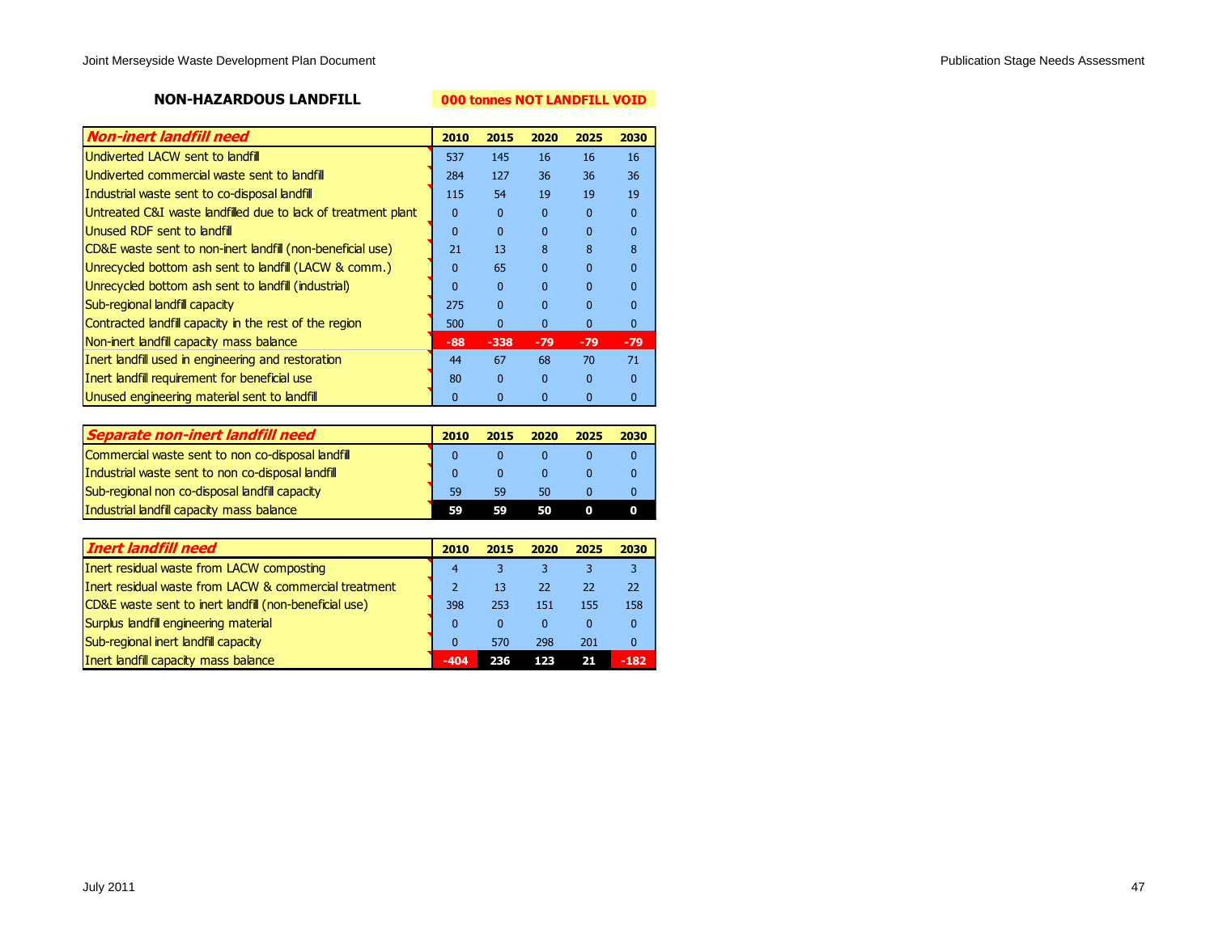**NON-HAZARDOUS LANDFILL**

**000 tonnes NOT LANDFILL VOID**

| ***Non-inert landfill need*** | **2010** | **2015** | **2020** | **2025** | **2030** |
|---|---|---|---|---|---|
| Undiverted LACW sent to landfill | 537 | 145 | 16 | 16 | 16 |
| Undiverted commercial waste sent to landfill | 284 | 127 | 36 | 36 | 36 |
| Industrial waste sent to co-disposal landfill | 115 | 54 | 19 | 19 | 19 |
| Untreated C&I waste landfilled due to lack of treatment plant | 0 | 0 | 0 | 0 | 0 |
| Unused RDF sent to landfill | 0 | 0 | 0 | 0 | 0 |
| CD&E waste sent to non-inert landfill (non-beneficial use) | 21 | 13 | 8 | 8 | 8 |
| Unrecycled bottom ash sent to landfill (LACW & comm.) | 0 | 65 | 0 | 0 | 0 |
| Unrecycled bottom ash sent to landfill (industrial) | 0 | 0 | 0 | 0 | 0 |
| Sub-regional landfill capacity | 275 | 0 | 0 | 0 | 0 |
| Contracted landfill capacity in the rest of the region | 500 | 0 | 0 | 0 | 0 |
| Non-inert landfill capacity mass balance | **-88** | **-338** | **-79** | **-79** | **-79** |
| Inert landfill used in engineering and restoration | 44 | 67 | 68 | 70 | 71 |
| Inert landfill requirement for beneficial use | 80 | 0 | 0 | 0 | 0 |
| Unused engineering material sent to landfill | 0 | 0 | 0 | 0 | 0 |

| ***Separate non-inert landfill need*** | **2010** | **2015** | **2020** | **2025** | **2030** |
|---|---|---|---|---|---|
| Commercial waste sent to non co-disposal landfill | 0 | 0 | 0 | 0 | 0 |
| Industrial waste sent to non co-disposal landfill | 0 | 0 | 0 | 0 | 0 |
| Sub-regional non co-disposal landfill capacity | 59 | 59 | 50 | 0 | 0 |
| Industrial landfill capacity mass balance | **59** | **59** | **50** | **0** | **0** |

| ***Inert landfill need*** | **2010** | **2015** | **2020** | **2025** | **2030** |
|---|---|---|---|---|---|
| Inert residual waste from LACW composting | 4 | 3 | 3 | 3 | 3 |
| Inert residual waste from LACW & commercial treatment | 2 | 13 | 22 | 22 | 22 |
| CD&E waste sent to inert landfill (non-beneficial use) | 398 | 253 | 151 | 155 | 158 |
| Surplus landfill engineering material | 0 | 0 | 0 | 0 | 0 |
| Sub-regional inert landfill capacity | 0 | 570 | 298 | 201 | 0 |
| Inert landfill capacity mass balance | **-404** | **236** | **123** | **21** | **-182** |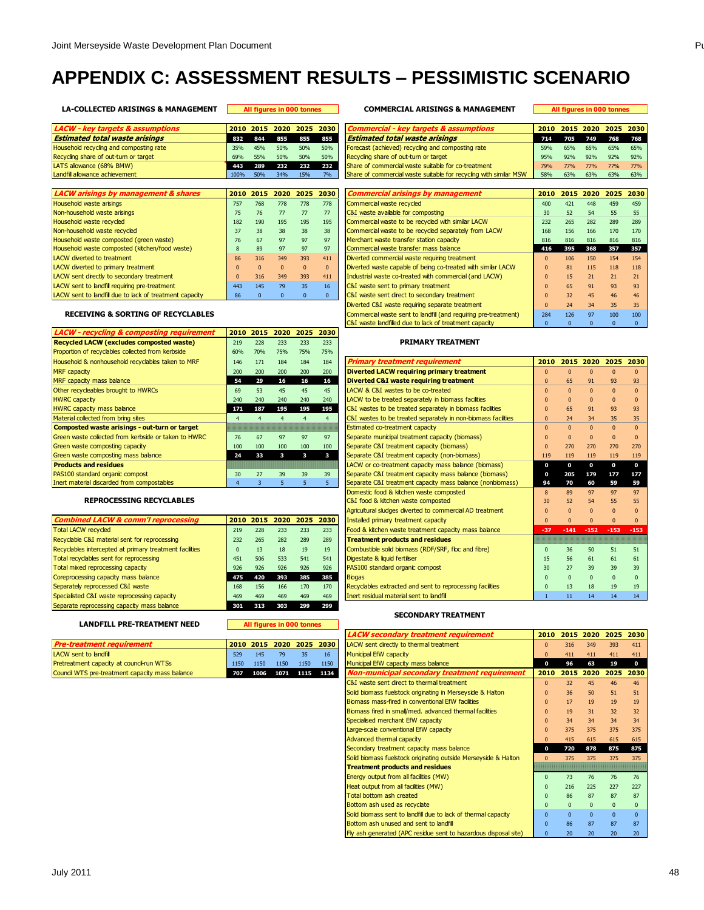# APPENDIX C: ASSESSMENT RESULTS – PESSIMISTIC SCENARIO

## LA-COLLECTED ARISINGS & MANAGEMENT

All figures in 000 tonnes

| *LACW - key targets & assumptions* | 2010 | 2015 | 2020 | 2025 | 2030 |
|---|---|---|---|---|---|
| ***Estimated total waste arisings*** | **832** | **844** | **855** | **855** | **855** |
| Household recycling and composting rate | 35% | 45% | 50% | 50% | 50% |
| Recycling share of out-turn or target | 69% | 55% | 50% | 50% | 50% |
| LATS allowance (68% BMW) | **443** | **289** | **232** | **232** | **232** |
| Landfill allowance achievement | 100% | 50% | 34% | 15% | 7% |

| *LACW arisings by management & shares* | 2010 | 2015 | 2020 | 2025 | 2030 |
|---|---|---|---|---|---|
| Household waste arisings | 757 | 768 | 778 | 778 | 778 |
| Non-household waste arisings | 75 | 76 | 77 | 77 | 77 |
| Household waste recycled | 182 | 190 | 195 | 195 | 195 |
| Non-household waste recycled | 37 | 38 | 38 | 38 | 38 |
| Household waste composted (green waste) | 76 | 67 | 97 | 97 | 97 |
| Household waste composted (kitchen/food waste) | 8 | 89 | 97 | 97 | 97 |
| LACW diverted to treatment | 86 | 316 | 349 | 393 | 411 |
| LACW diverted to primary treatment | 0 | 0 | 0 | 0 | 0 |
| LACW sent directly to secondary treatment | 0 | 316 | 349 | 393 | 411 |
| LACW sent to landfill requiring pre-treatment | 443 | 145 | 79 | 35 | 16 |
| LACW sent to landfill due to lack of treatment capacity | 86 | 0 | 0 | 0 | 0 |

## RECEIVING & SORTING OF RECYCLABLES

| *LACW - recycling & composting requirement* | 2010 | 2015 | 2020 | 2025 | 2030 |
|---|---|---|---|---|---|
| **Recycled LACW (excludes composted waste)** | 219 | 228 | 233 | 233 | 233 |
| Proportion of recyclables collected from kerbside | 60% | 70% | 75% | 75% | 75% |
| Household & nonhousehold recyclables taken to MRF | 146 | 171 | 184 | 184 | 184 |
| MRF capacity | 200 | 200 | 200 | 200 | 200 |
| MRF capacity mass balance | **54** | **29** | **16** | **16** | **16** |
| Other recycleables brought to HWRCs | 69 | 53 | 45 | 45 | 45 |
| HWRC capacity | 240 | 240 | 240 | 240 | 240 |
| HWRC capacity mass balance | **171** | **187** | **195** | **195** | **195** |
| Material collected from bring sites | 4 | 4 | 4 | 4 | 4 |
| **Composted waste arisings - out-turn or target** | | | | | |
| Green waste collected from kerbside or taken to HWRC | 76 | 67 | 97 | 97 | 97 |
| Green waste composting capacity | 100 | 100 | 100 | 100 | 100 |
| Green waste composting mass balance | **24** | **33** | **3** | **3** | **3** |
| **Products and residues** | | | | | |
| PAS100 standard organic compost | 30 | 27 | 39 | 39 | 39 |
| Inert material discarded from compostables | 4 | 3 | 5 | 5 | 5 |

## REPROCESSING RECYCLABLES

| *Combined LACW & comm'l reprocessing* | 2010 | 2015 | 2020 | 2025 | 2030 |
|---|---|---|---|---|---|
| Total LACW recycled | 219 | 228 | 233 | 233 | 233 |
| Recyclable C&I material sent for reprocessing | 232 | 265 | 282 | 289 | 289 |
| Recyclables intercepted at primary treatment facilities | 0 | 13 | 18 | 19 | 19 |
| Total recyclables sent for reprocessing | 451 | 506 | 533 | 541 | 541 |
| Total mixed reprocessing capacity | 926 | 926 | 926 | 926 | 926 |
| Coreprocessing capacity mass balance | **475** | **420** | **393** | **385** | **385** |
| Separately reprocessed C&I waste | 168 | 156 | 166 | 170 | 170 |
| Specialisted C&I waste reprocessing capacity | 469 | 469 | 469 | 469 | 469 |
| Separate reprocessing capacity mass balance | **301** | **313** | **303** | **299** | **299** |

## LANDFILL PRE-TREATMENT NEED

All figures in 000 tonnes

| *Pre-treatment requirement* | 2010 | 2015 | 2020 | 2025 | 2030 |
|---|---|---|---|---|---|
| LACW sent to landfill | 529 | 145 | 79 | 35 | 16 |
| Pretreatment capacity at council-run WTSs | 1150 | 1150 | 1150 | 1150 | 1150 |
| Council WTS pre-treatment capacity mass balance | **707** | **1006** | **1071** | **1115** | **1134** |

## COMMERCIAL ARISINGS & MANAGEMENT

All figures in 000 tonnes

| *Commercial - key targets & assumptions* | 2010 | 2015 | 2020 | 2025 | 2030 |
|---|---|---|---|---|---|
| ***Estimated total waste arisings*** | **714** | **705** | **749** | **768** | **768** |
| Forecast (achieved) recycling and composting rate | 59% | 65% | 65% | 65% | 65% |
| Recycling share of out-turn or target | 95% | 92% | 92% | 92% | 92% |
| Share of commercial waste suitable for co-treatment | 79% | 77% | 77% | 77% | 77% |
| Share of commercial waste suitable for recycling with similar MSW | 58% | 63% | 63% | 63% | 63% |

| *Commercial arisings by management* | 2010 | 2015 | 2020 | 2025 | 2030 |
|---|---|---|---|---|---|
| Commercial waste recycled | 400 | 421 | 448 | 459 | 459 |
| C&I waste available for composting | 30 | 52 | 54 | 55 | 55 |
| Commercial waste to be recycled with similar LACW | 232 | 265 | 282 | 289 | 289 |
| Commercial waste to be recycled separately from LACW | 168 | 156 | 166 | 170 | 170 |
| Merchant waste transfer station capacity | 816 | 816 | 816 | 816 | 816 |
| Commercial waste transfer mass balance | **416** | **395** | **368** | **357** | **357** |
| Diverted commercial waste requiring treatment | 0 | 106 | 150 | 154 | 154 |
| Diverted waste capable of being co-treated with similar LACW | 0 | 81 | 115 | 118 | 118 |
| Industrial waste co-treated with commercial (and LACW) | 0 | 15 | 21 | 21 | 21 |
| C&I waste sent to primary treatment | 0 | 65 | 91 | 93 | 93 |
| C&I waste sent direct to secondary treatment | 0 | 32 | 45 | 46 | 46 |
| Diverted C&I waste requiring separate treatment | 0 | 24 | 34 | 35 | 35 |
| Commercial waste sent to landfill (and requiring pre-treatment) | 284 | 126 | 97 | 100 | 100 |
| C&I waste landfilled due to lack of treatment capacity | 0 | 0 | 0 | 0 | 0 |

## PRIMARY TREATMENT

| *Primary treatment requirement* | 2010 | 2015 | 2020 | 2025 | 2030 |
|---|---|---|---|---|---|
| **Diverted LACW requiring primary treatment** | 0 | 0 | 0 | 0 | 0 |
| **Diverted C&I waste requiring treatment** | 0 | 65 | 91 | 93 | 93 |
| LACW & C&I wastes to be co-treated | 0 | 0 | 0 | 0 | 0 |
| LACW to be treated separately in biomass facilities | 0 | 0 | 0 | 0 | 0 |
| C&I wastes to be treated separately in biomass facilities | 0 | 65 | 91 | 93 | 93 |
| C&I wastes to be treated separately in non-biomass facilities | 0 | 24 | 34 | 35 | 35 |
| Estimated co-treatment capacity | 0 | 0 | 0 | 0 | 0 |
| Separate municipal treatment capacity (biomass) | 0 | 0 | 0 | 0 | 0 |
| Separate C&I treatment capacity (biomass) | 0 | 270 | 270 | 270 | 270 |
| Separate C&I treatment capacity (non-biomass) | 119 | 119 | 119 | 119 | 119 |
| LACW or co-treatment capacity mass balance (biomass) | **0** | **0** | **0** | **0** | **0** |
| Separate C&I treatment capacity mass balance (biomass) | **0** | **205** | **179** | **177** | **177** |
| Separate C&I treatment capacity mass balance (nonbiomass) | **94** | **70** | **60** | **59** | **59** |
| Domestic food & kitchen waste composted | 8 | 89 | 97 | 97 | 97 |
| C&I food & kitchen waste composted | 30 | 52 | 54 | 55 | 55 |
| Agricultural sludges diverted to commercial AD treatment | 0 | 0 | 0 | 0 | 0 |
| Installed primary treatment capacity | 0 | 0 | 0 | 0 | 0 |
| Food & kitchen waste treatment capacity mass balance | **-37** | **-141** | **-152** | **-153** | **-153** |
| **Treatment products and residues** | | | | | |
| Combustible solid biomass (RDF/SRF, floc and fibre) | 0 | 36 | 50 | 51 | 51 |
| Digestate & liquid fertiliser | 15 | 56 | 61 | 61 | 61 |
| PAS100 standard organic compost | 30 | 27 | 39 | 39 | 39 |
| Biogas | 0 | 0 | 0 | 0 | 0 |
| Recyclables extracted and sent to reprocessing facilities | 0 | 13 | 18 | 19 | 19 |
| Inert residual material sent to landfill | 1 | 11 | 14 | 14 | 14 |

## SECONDARY TREATMENT

| *LACW secondary treatment requirement* | 2010 | 2015 | 2020 | 2025 | 2030 |
|---|---|---|---|---|---|
| LACW sent directly to thermal treatment | 0 | 316 | 349 | 393 | 411 |
| Municipal EfW capacity | 0 | 411 | 411 | 411 | 411 |
| Municipal EfW capacity mass balance | **0** | **96** | **63** | **19** | **0** |
| ***Non-municipal secondary treatment requirement*** | **2010** | **2015** | **2020** | **2025** | **2030** |
| C&I waste sent direct to thermal treatment | 0 | 32 | 45 | 46 | 46 |
| Solid biomass fuelstock originating in Merseyside & Halton | 0 | 36 | 50 | 51 | 51 |
| Biomass mass-fired in conventional EfW facilities | 0 | 17 | 19 | 19 | 19 |
| Biomass fired in small/med. advanced thermal facilities | 0 | 19 | 31 | 32 | 32 |
| Specialised merchant EfW capacity | 0 | 34 | 34 | 34 | 34 |
| Large-scale conventional EfW capacity | 0 | 375 | 375 | 375 | 375 |
| Advanced thermal capacity | 0 | 415 | 615 | 615 | 615 |
| Secondary treatment capacity mass balance | **0** | **720** | **878** | **875** | **875** |
| Solid biomass fuelstock originating outside Merseyside & Halton | 0 | 375 | 375 | 375 | 375 |
| **Treatment products and residues** | | | | | |
| Energy output from all facilities (MW) | 0 | 73 | 76 | 76 | 76 |
| Heat output from all facilities (MW) | 0 | 216 | 225 | 227 | 227 |
| Total bottom ash created | 0 | 86 | 87 | 87 | 87 |
| Bottom ash used as recyclate | 0 | 0 | 0 | 0 | 0 |
| Solid biomass sent to landfill due to lack of thermal capacity | 0 | 0 | 0 | 0 | 0 |
| Bottom ash unused and sent to landfill | 0 | 86 | 87 | 87 | 87 |
| Fly ash generated (APC residue sent to hazardous disposal site) | 0 | 20 | 20 | 20 | 20 |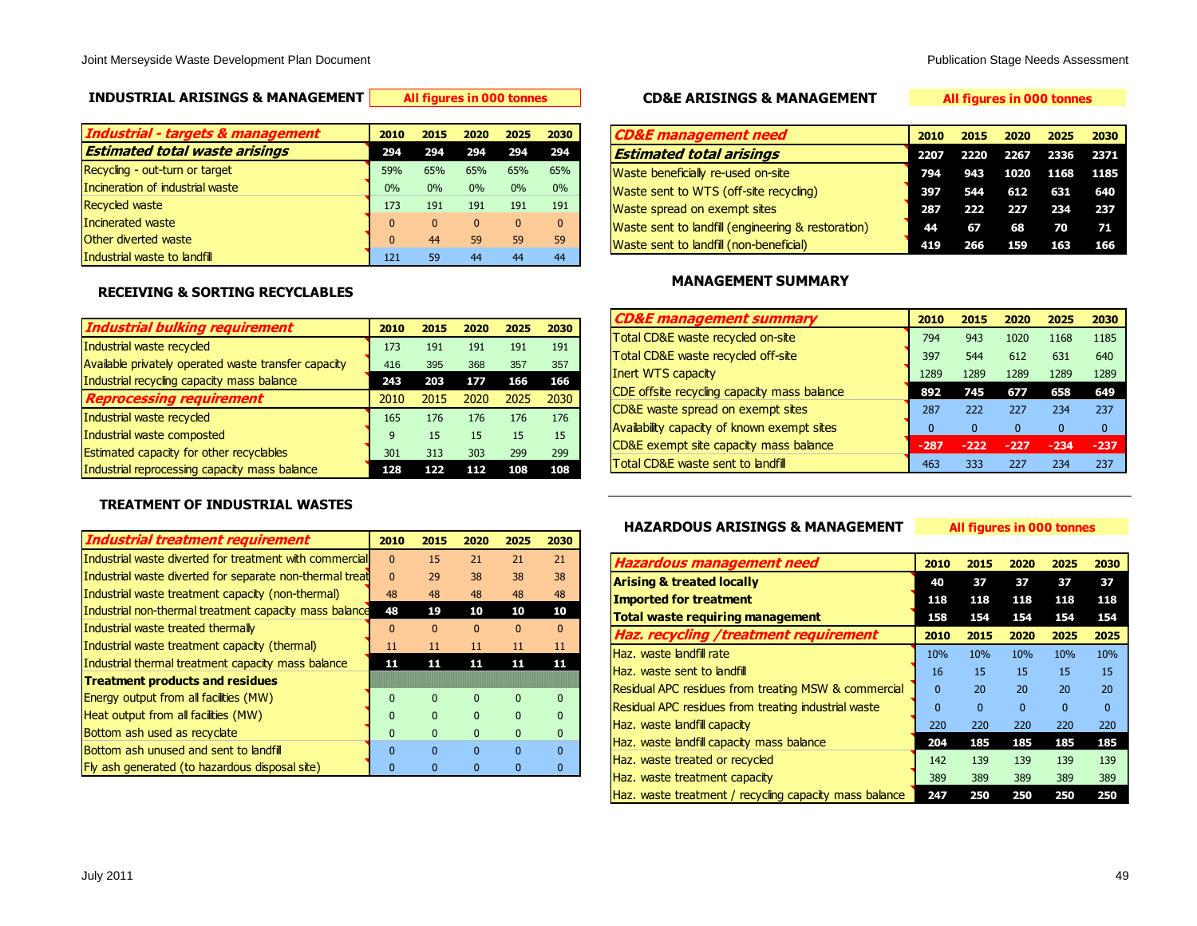## INDUSTRIAL ARISINGS & MANAGEMENT

All figures in 000 tonnes

| *Industrial - targets & management* | 2010 | 2015 | 2020 | 2025 | 2030 |
|---|---|---|---|---|---|
| ***Estimated total waste arisings*** | 294 | 294 | 294 | 294 | 294 |
| Recycling - out-turn or target | 59% | 65% | 65% | 65% | 65% |
| Incineration of industrial waste | 0% | 0% | 0% | 0% | 0% |
| Recycled waste | 173 | 191 | 191 | 191 | 191 |
| Incinerated waste | 0 | 0 | 0 | 0 | 0 |
| Other diverted waste | 0 | 44 | 59 | 59 | 59 |
| Industrial waste to landfill | 121 | 59 | 44 | 44 | 44 |

### RECEIVING & SORTING RECYCLABLES

| *Industrial bulking requirement* | 2010 | 2015 | 2020 | 2025 | 2030 |
|---|---|---|---|---|---|
| Industrial waste recycled | 173 | 191 | 191 | 191 | 191 |
| Available privately operated waste transfer capacity | 416 | 395 | 368 | 357 | 357 |
| Industrial recycling capacity mass balance | 243 | 203 | 177 | 166 | 166 |
| ***Reprocessing requirement*** | 2010 | 2015 | 2020 | 2025 | 2030 |
| Industrial waste recycled | 165 | 176 | 176 | 176 | 176 |
| Industrial waste composted | 9 | 15 | 15 | 15 | 15 |
| Estimated capacity for other recyclables | 301 | 313 | 303 | 299 | 299 |
| Industrial reprocessing capacity mass balance | 128 | 122 | 112 | 108 | 108 |

### TREATMENT OF INDUSTRIAL WASTES

| *Industrial treatment requirement* | 2010 | 2015 | 2020 | 2025 | 2030 |
|---|---|---|---|---|---|
| Industrial waste diverted for treatment with commercial | 0 | 15 | 21 | 21 | 21 |
| Industrial waste diverted for separate non-thermal treat | 0 | 29 | 38 | 38 | 38 |
| Industrial waste treatment capacity (non-thermal) | 48 | 48 | 48 | 48 | 48 |
| Industrial non-thermal treatment capacity mass balance | 48 | 19 | 10 | 10 | 10 |
| Industrial waste treated thermally | 0 | 0 | 0 | 0 | 0 |
| Industrial waste treatment capacity (thermal) | 11 | 11 | 11 | 11 | 11 |
| Industrial thermal treatment capacity mass balance | 11 | 11 | 11 | 11 | 11 |
| **Treatment products and residues** | | | | | |
| Energy output from all facilities (MW) | 0 | 0 | 0 | 0 | 0 |
| Heat output from all facilities (MW) | 0 | 0 | 0 | 0 | 0 |
| Bottom ash used as recyclate | 0 | 0 | 0 | 0 | 0 |
| Bottom ash unused and sent to landfill | 0 | 0 | 0 | 0 | 0 |
| Fly ash generated (to hazardous disposal site) | 0 | 0 | 0 | 0 | 0 |

## CD&E ARISINGS & MANAGEMENT

All figures in 000 tonnes

| *CD&E management need* | 2010 | 2015 | 2020 | 2025 | 2030 |
|---|---|---|---|---|---|
| ***Estimated total arisings*** | 2207 | 2220 | 2267 | 2336 | 2371 |
| Waste beneficially re-used on-site | 794 | 943 | 1020 | 1168 | 1185 |
| Waste sent to WTS (off-site recycling) | 397 | 544 | 612 | 631 | 640 |
| Waste spread on exempt sites | 287 | 222 | 227 | 234 | 237 |
| Waste sent to landfill (engineering & restoration) | 44 | 67 | 68 | 70 | 71 |
| Waste sent to landfill (non-beneficial) | 419 | 266 | 159 | 163 | 166 |

### MANAGEMENT SUMMARY

| *CD&E management summary* | 2010 | 2015 | 2020 | 2025 | 2030 |
|---|---|---|---|---|---|
| Total CD&E waste recycled on-site | 794 | 943 | 1020 | 1168 | 1185 |
| Total CD&E waste recycled off-site | 397 | 544 | 612 | 631 | 640 |
| Inert WTS capacity | 1289 | 1289 | 1289 | 1289 | 1289 |
| CDE offsite recycling capacity mass balance | 892 | 745 | 677 | 658 | 649 |
| CD&E waste spread on exempt sites | 287 | 222 | 227 | 234 | 237 |
| Availability capacity of known exempt sites | 0 | 0 | 0 | 0 | 0 |
| CD&E exempt site capacity mass balance | -287 | -222 | -227 | -234 | -237 |
| Total CD&E waste sent to landfill | 463 | 333 | 227 | 234 | 237 |

## HAZARDOUS ARISINGS & MANAGEMENT

All figures in 000 tonnes

| *Hazardous management need* | 2010 | 2015 | 2020 | 2025 | 2030 |
|---|---|---|---|---|---|
| **Arising & treated locally** | 40 | 37 | 37 | 37 | 37 |
| **Imported for treatment** | 118 | 118 | 118 | 118 | 118 |
| **Total waste requiring management** | 158 | 154 | 154 | 154 | 154 |
| ***Haz. recycling /treatment requirement*** | 2010 | 2015 | 2020 | 2025 | 2025 |
| Haz. waste landfill rate | 10% | 10% | 10% | 10% | 10% |
| Haz. waste sent to landfill | 16 | 15 | 15 | 15 | 15 |
| Residual APC residues from treating MSW & commercial | 0 | 20 | 20 | 20 | 20 |
| Residual APC residues from treating industrial waste | 0 | 0 | 0 | 0 | 0 |
| Haz. waste landfill capacity | 220 | 220 | 220 | 220 | 220 |
| Haz. waste landfill capacity mass balance | 204 | 185 | 185 | 185 | 185 |
| Haz. waste treated or recycled | 142 | 139 | 139 | 139 | 139 |
| Haz. waste treatment capacity | 389 | 389 | 389 | 389 | 389 |
| Haz. waste treatment / recycling capacity mass balance | 247 | 250 | 250 | 250 | 250 |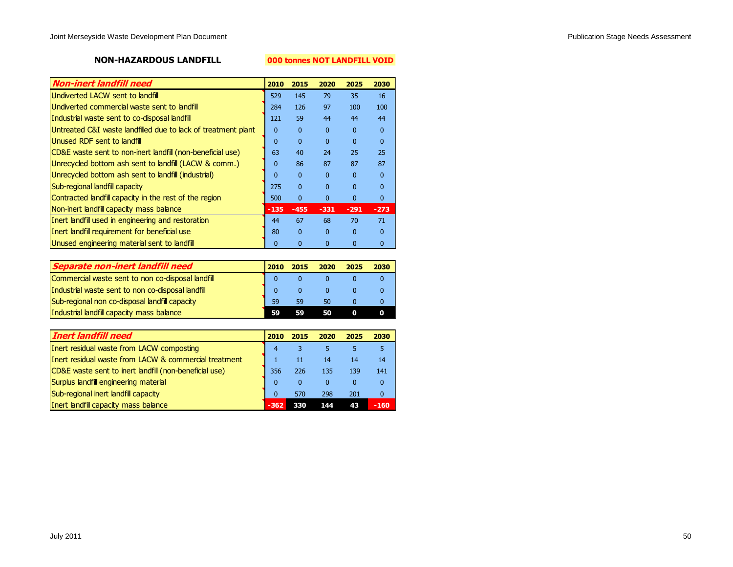**NON-HAZARDOUS LANDFILL** **000 tonnes NOT LANDFILL VOID**

| *Non-inert landfill need* | 2010 | 2015 | 2020 | 2025 | 2030 |
|---|---|---|---|---|---|
| Undiverted LACW sent to landfill | 529 | 145 | 79 | 35 | 16 |
| Undiverted commercial waste sent to landfill | 284 | 126 | 97 | 100 | 100 |
| Industrial waste sent to co-disposal landfill | 121 | 59 | 44 | 44 | 44 |
| Untreated C&I waste landfilled due to lack of treatment plant | 0 | 0 | 0 | 0 | 0 |
| Unused RDF sent to landfill | 0 | 0 | 0 | 0 | 0 |
| CD&E waste sent to non-inert landfill (non-beneficial use) | 63 | 40 | 24 | 25 | 25 |
| Unrecycled bottom ash sent to landfill (LACW & comm.) | 0 | 86 | 87 | 87 | 87 |
| Unrecycled bottom ash sent to landfill (industrial) | 0 | 0 | 0 | 0 | 0 |
| Sub-regional landfill capacity | 275 | 0 | 0 | 0 | 0 |
| Contracted landfill capacity in the rest of the region | 500 | 0 | 0 | 0 | 0 |
| Non-inert landfill capacity mass balance | -135 | -455 | -331 | -291 | -273 |
| Inert landfill used in engineering and restoration | 44 | 67 | 68 | 70 | 71 |
| Inert landfill requirement for beneficial use | 80 | 0 | 0 | 0 | 0 |
| Unused engineering material sent to landfill | 0 | 0 | 0 | 0 | 0 |

| *Separate non-inert landfill need* | 2010 | 2015 | 2020 | 2025 | 2030 |
|---|---|---|---|---|---|
| Commercial waste sent to non co-disposal landfill | 0 | 0 | 0 | 0 | 0 |
| Industrial waste sent to non co-disposal landfill | 0 | 0 | 0 | 0 | 0 |
| Sub-regional non co-disposal landfill capacity | 59 | 59 | 50 | 0 | 0 |
| Industrial landfill capacity mass balance | 59 | 59 | 50 | 0 | 0 |

| *Inert landfill need* | 2010 | 2015 | 2020 | 2025 | 2030 |
|---|---|---|---|---|---|
| Inert residual waste from LACW composting | 4 | 3 | 5 | 5 | 5 |
| Inert residual waste from LACW & commercial treatment | 1 | 11 | 14 | 14 | 14 |
| CD&E waste sent to inert landfill (non-beneficial use) | 356 | 226 | 135 | 139 | 141 |
| Surplus landfill engineering material | 0 | 0 | 0 | 0 | 0 |
| Sub-regional inert landfill capacity | 0 | 570 | 298 | 201 | 0 |
| Inert landfill capacity mass balance | -362 | 330 | 144 | 43 | -160 |